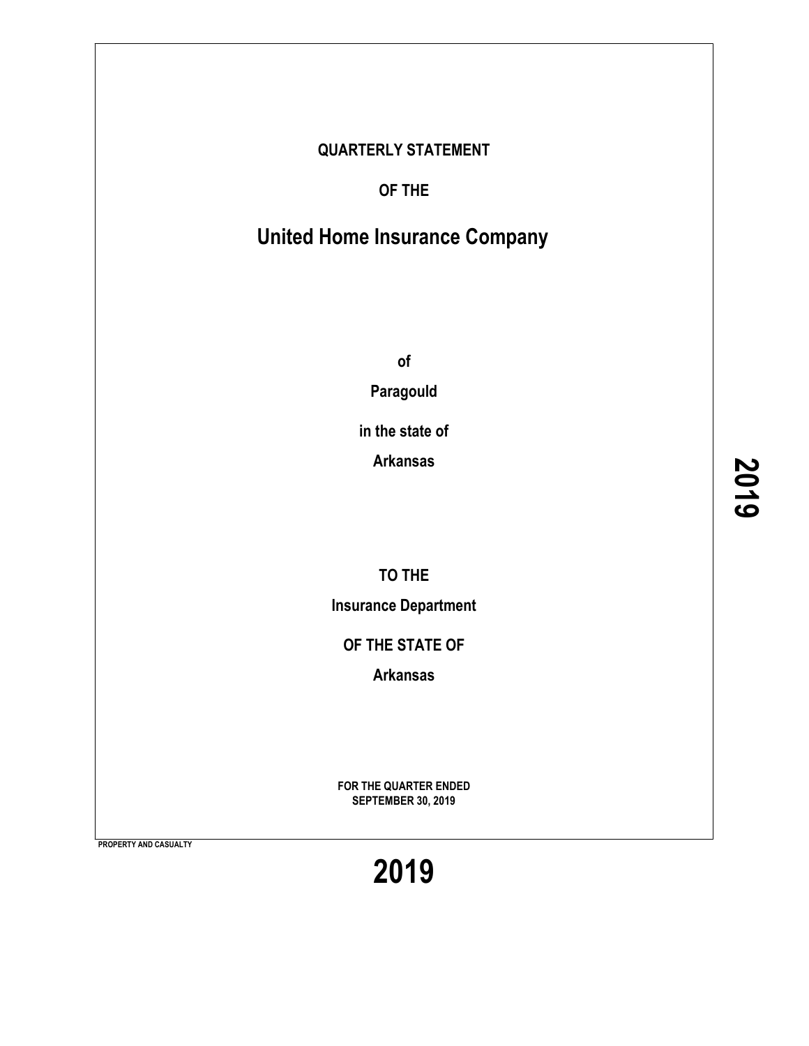**QUARTERLY STATEMENT**

**OF THE**

# United Home Insurance Company

**of**

**Paragould**

**in the state of**

**Arkansas**

**TO THE**

**Insurance Department**

**OF THE STATE OF**

**Arkansas**

**FOR THE QUARTER ENDED**
**SEPTEMBER 30, 2019**

**PROPERTY AND CASUALTY**

**2019**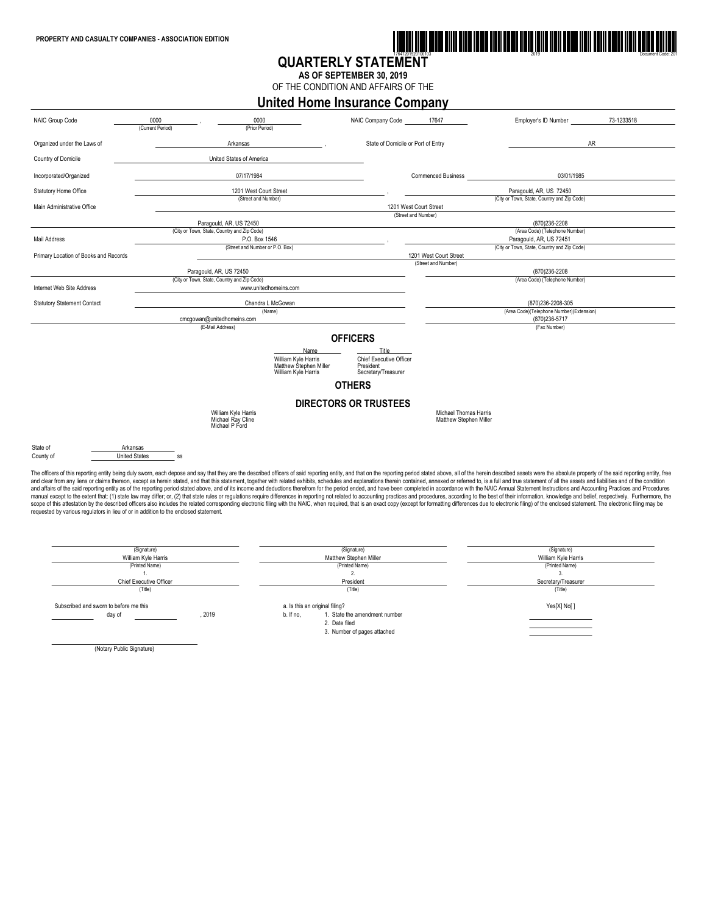PROPERTY AND CASUALTY COMPANIES - ASSOCIATION EDITION

# QUARTERLY STATEMENT

**AS OF SEPTEMBER 30, 2019**

OF THE CONDITION AND AFFAIRS OF THE

## United Home Insurance Company

| | | | |
|---|---|---|---|
| NAIC Group Code | 0000 (Current Period), 0000 (Prior Period) | NAIC Company Code 17647 | Employer's ID Number 73-1233518 |
| Organized under the Laws of | Arkansas | State of Domicile or Port of Entry | AR |
| Country of Domicile | United States of America | | |
| Incorporated/Organized | 07/17/1984 | Commenced Business | 03/01/1985 |
| Statutory Home Office | 1201 West Court Street (Street and Number) | | Paragould, AR, US 72450 (City or Town, State, Country and Zip Code) |
| Main Administrative Office | | 1201 West Court Street (Street and Number) | |
| | Paragould, AR, US 72450 (City or Town, State, Country and Zip Code) | | (870)236-2208 (Area Code) (Telephone Number) |
| Mail Address | P.O. Box 1546 (Street and Number or P.O. Box) | | Paragould, AR, US 72451 (City or Town, State, Country and Zip Code) |
| Primary Location of Books and Records | | 1201 West Court Street (Street and Number) | |
| | Paragould, AR, US 72450 (City or Town, State, Country and Zip Code) | | (870)236-2208 (Area Code) (Telephone Number) |
| Internet Web Site Address | www.unitedhomeins.com | | |
| Statutory Statement Contact | Chandra L McGowan (Name) | | (870)236-2208-305 (Area Code)(Telephone Number)(Extension) |
| | cmcgowan@unitedhomeins.com (E-Mail Address) | | (870)236-5717 (Fax Number) |

### OFFICERS

| Name | Title |
|---|---|
| William Kyle Harris | Chief Executive Officer |
| Matthew Stephen Miller | President |
| William Kyle Harris | Secretary/Treasurer |

### OTHERS

### DIRECTORS OR TRUSTEES

William Kyle Harris
Michael Ray Cline
Michael P Ford
Michael Thomas Harris
Matthew Stephen Miller

State of Arkansas
County of United States ss

The officers of this reporting entity being duly sworn, each depose and say that they are the described officers of said reporting entity, and that on the reporting period stated above, all of the herein described assets were the absolute property of the said reporting entity, free and clear from any liens or claims thereon, except as herein stated, and that this statement, together with related exhibits, schedules and explanations therein contained, annexed or referred to, is a full and true statement of all the assets and liabilities and of the condition and affairs of the said reporting entity as of the reporting period stated above, and of its income and deductions therefrom for the period ended, and have been completed in accordance with the NAIC Annual Statement Instructions and Accounting Practices and Procedures manual except to the extent that: (1) state law may differ; or, (2) that state rules or regulations require differences in reporting not related to accounting practices and procedures, according to the best of their information, knowledge and belief, respectively. Furthermore, the scope of this attestation by the described officers also includes the related corresponding electronic filing with the NAIC, when required, that is an exact copy (except for formatting differences due to electronic filing) of the enclosed statement. The electronic filing may be requested by various regulators in lieu of or in addition to the enclosed statement.

| (Signature) | (Signature) | (Signature) |
|---|---|---|
| William Kyle Harris (Printed Name) | Matthew Stephen Miller (Printed Name) | William Kyle Harris (Printed Name) |
| 1. | 2. | 3. |
| Chief Executive Officer (Title) | President (Title) | Secretary/Treasurer (Title) |

Subscribed and sworn to before me this ______ day of ______, 2019

a. Is this an original filing? Yes[X] No[ ]

b. If no,
1. State the amendment number
2. Date filed
3. Number of pages attached

(Notary Public Signature)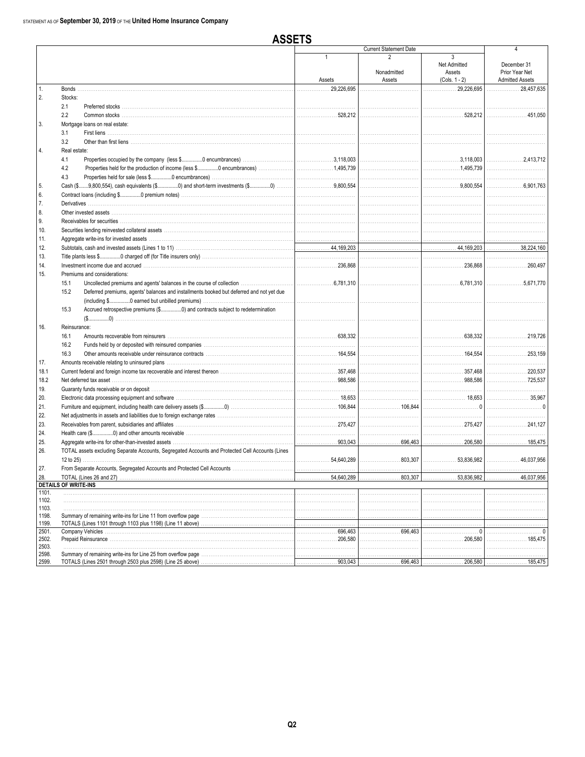STATEMENT AS OF **September 30, 2019** OF THE **United Home Insurance Company**

# ASSETS

| | | Current Statement Date 1 Assets | 2 Nonadmitted Assets | 3 Net Admitted Assets (Cols. 1 - 2) | 4 December 31 Prior Year Net Admitted Assets |
|---|---|---|---|---|---|
| 1. | Bonds | 29,226,695 | | 29,226,695 | 28,457,635 |
| 2. | Stocks: | | | | |
| | 2.1 Preferred stocks | | | | |
| | 2.2 Common stocks | 528,212 | | 528,212 | 451,050 |
| 3. | Mortgage loans on real estate: | | | | |
| | 3.1 First liens | | | | |
| | 3.2 Other than first liens | | | | |
| 4. | Real estate: | | | | |
| | 4.1 Properties occupied by the company (less $...............0 encumbrances) | 3,118,003 | | 3,118,003 | 2,413,712 |
| | 4.2 Properties held for the production of income (less $...............0 encumbrances) | 1,495,739 | | 1,495,739 | |
| | 4.3 Properties held for sale (less $...............0 encumbrances) | | | | |
| 5. | Cash ($.......9,800,554), cash equivalents ($...............0) and short-term investments ($...............0) | 9,800,554 | | 9,800,554 | 6,901,763 |
| 6. | Contract loans (including $...............0 premium notes) | | | | |
| 7. | Derivatives | | | | |
| 8. | Other invested assets | | | | |
| 9. | Receivables for securities | | | | |
| 10. | Securities lending reinvested collateral assets | | | | |
| 11. | Aggregate write-ins for invested assets | | | | |
| 12. | Subtotals, cash and invested assets (Lines 1 to 11) | 44,169,203 | | 44,169,203 | 38,224,160 |
| 13. | Title plants less $...............0 charged off (for Title insurers only) | | | | |
| 14. | Investment income due and accrued | 236,868 | | 236,868 | 260,497 |
| 15. | Premiums and considerations: | | | | |
| | 15.1 Uncollected premiums and agents' balances in the course of collection | 6,781,310 | | 6,781,310 | 5,671,770 |
| | 15.2 Deferred premiums, agents' balances and installments booked but deferred and not yet due (including $...............0 earned but unbilled premiums) | | | | |
| | 15.3 Accrued retrospective premiums ($...............0) and contracts subject to redetermination ($...............0) | | | | |
| 16. | Reinsurance: | | | | |
| | 16.1 Amounts recoverable from reinsurers | 638,332 | | 638,332 | 219,726 |
| | 16.2 Funds held by or deposited with reinsured companies | | | | |
| | 16.3 Other amounts receivable under reinsurance contracts | 164,554 | | 164,554 | 253,159 |
| 17. | Amounts receivable relating to uninsured plans | | | | |
| 18.1 | Current federal and foreign income tax recoverable and interest thereon | 357,468 | | 357,468 | 220,537 |
| 18.2 | Net deferred tax asset | 988,586 | | 988,586 | 725,537 |
| 19. | Guaranty funds receivable or on deposit | | | | |
| 20. | Electronic data processing equipment and software | 18,653 | | 18,653 | 35,967 |
| 21. | Furniture and equipment, including health care delivery assets ($...............0) | 106,844 | 106,844 | 0 | 0 |
| 22. | Net adjustments in assets and liabilities due to foreign exchange rates | | | | |
| 23. | Receivables from parent, subsidiaries and affiliates | 275,427 | | 275,427 | 241,127 |
| 24. | Health care ($...............0) and other amounts receivable | | | | |
| 25. | Aggregate write-ins for other-than-invested assets | 903,043 | 696,463 | 206,580 | 185,475 |
| 26. | TOTAL assets excluding Separate Accounts, Segregated Accounts and Protected Cell Accounts (Lines 12 to 25) | 54,640,289 | 803,307 | 53,836,982 | 46,037,956 |
| 27. | From Separate Accounts, Segregated Accounts and Protected Cell Accounts | | | | |
| 28. | TOTAL (Lines 26 and 27) | 54,640,289 | 803,307 | 53,836,982 | 46,037,956 |
| | **DETAILS OF WRITE-INS** | | | | |
| 1101. | | | | | |
| 1102. | | | | | |
| 1103. | | | | | |
| 1198. | Summary of remaining write-ins for Line 11 from overflow page | | | | |
| 1199. | TOTALS (Lines 1101 through 1103 plus 1198) (Line 11 above) | | | | |
| 2501. | Company Vehicles | 696,463 | 696,463 | 0 | 0 |
| 2502. | Prepaid Reinsurance | 206,580 | | 206,580 | 185,475 |
| 2503. | | | | | |
| 2598. | Summary of remaining write-ins for Line 25 from overflow page | | | | |
| 2599. | TOTALS (Lines 2501 through 2503 plus 2598) (Line 25 above) | 903,043 | 696,463 | 206,580 | 185,475 |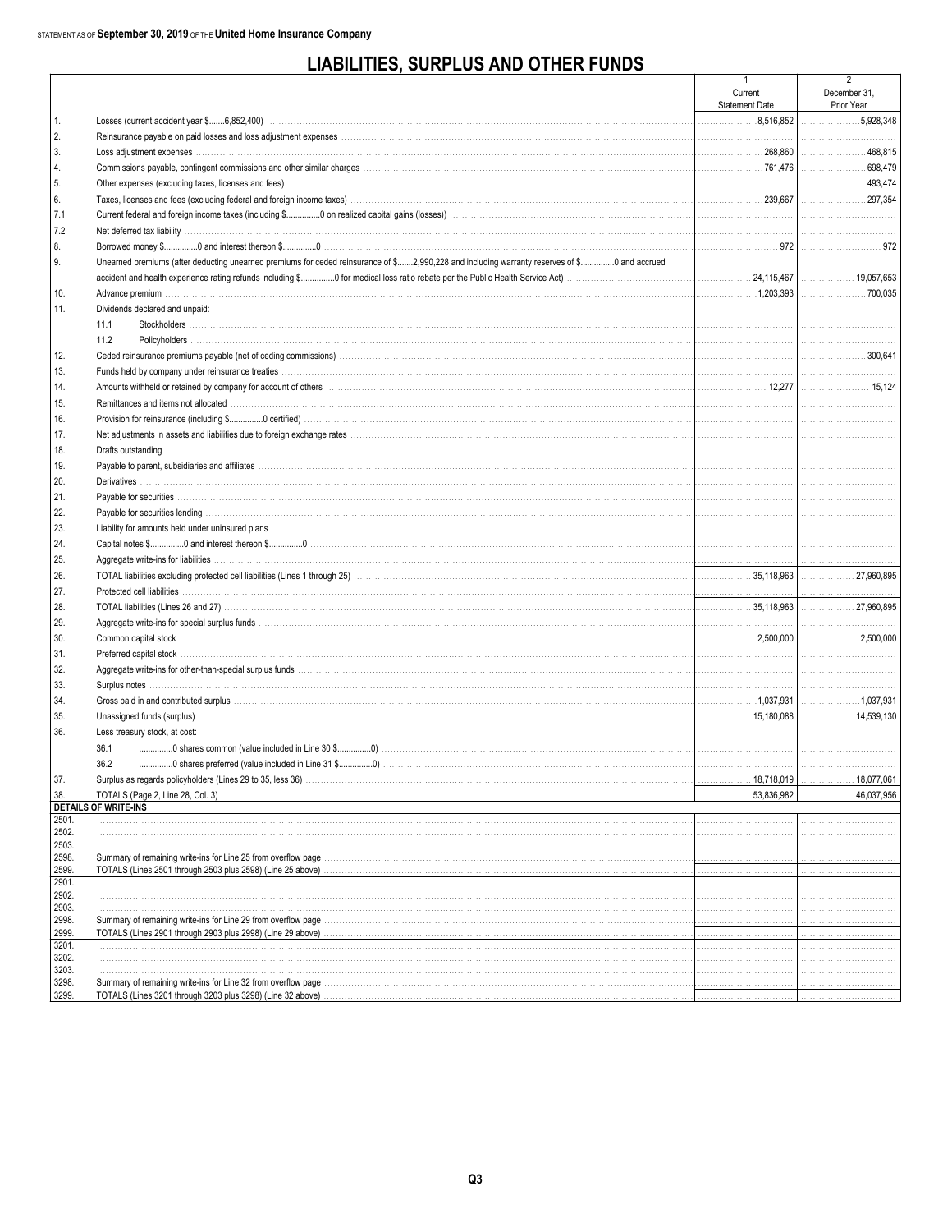STATEMENT AS OF **September 30, 2019** OF THE **United Home Insurance Company**

# LIABILITIES, SURPLUS AND OTHER FUNDS

| | | 1<br>Current<br>Statement Date | 2<br>December 31,<br>Prior Year |
|---|---|---|---|
| 1. | Losses (current accident year $.......6,852,400) | 8,516,852 | 5,928,348 |
| 2. | Reinsurance payable on paid losses and loss adjustment expenses | | |
| 3. | Loss adjustment expenses | 268,860 | 468,815 |
| 4. | Commissions payable, contingent commissions and other similar charges | 761,476 | 698,479 |
| 5. | Other expenses (excluding taxes, licenses and fees) | | 493,474 |
| 6. | Taxes, licenses and fees (excluding federal and foreign income taxes) | 239,667 | 297,354 |
| 7.1 | Current federal and foreign income taxes (including $...............0 on realized capital gains (losses)) | | |
| 7.2 | Net deferred tax liability | | |
| 8. | Borrowed money $...............0 and interest thereon $...............0 | 972 | 972 |
| 9. | Unearned premiums (after deducting unearned premiums for ceded reinsurance of $.......2,990,228 and including warranty reserves of $...............0 and accrued accident and health experience rating refunds including $...............0 for medical loss ratio rebate per the Public Health Service Act) | 24,115,467 | 19,057,653 |
| 10. | Advance premium | 1,203,393 | 700,035 |
| 11. | Dividends declared and unpaid: | | |
| | 11.1 Stockholders | | |
| | 11.2 Policyholders | | |
| 12. | Ceded reinsurance premiums payable (net of ceding commissions) | | 300,641 |
| 13. | Funds held by company under reinsurance treaties | | |
| 14. | Amounts withheld or retained by company for account of others | 12,277 | 15,124 |
| 15. | Remittances and items not allocated | | |
| 16. | Provision for reinsurance (including $...............0 certified) | | |
| 17. | Net adjustments in assets and liabilities due to foreign exchange rates | | |
| 18. | Drafts outstanding | | |
| 19. | Payable to parent, subsidiaries and affiliates | | |
| 20. | Derivatives | | |
| 21. | Payable for securities | | |
| 22. | Payable for securities lending | | |
| 23. | Liability for amounts held under uninsured plans | | |
| 24. | Capital notes $...............0 and interest thereon $...............0 | | |
| 25. | Aggregate write-ins for liabilities | | |
| 26. | TOTAL liabilities excluding protected cell liabilities (Lines 1 through 25) | 35,118,963 | 27,960,895 |
| 27. | Protected cell liabilities | | |
| 28. | TOTAL liabilities (Lines 26 and 27) | 35,118,963 | 27,960,895 |
| 29. | Aggregate write-ins for special surplus funds | | |
| 30. | Common capital stock | 2,500,000 | 2,500,000 |
| 31. | Preferred capital stock | | |
| 32. | Aggregate write-ins for other-than-special surplus funds | | |
| 33. | Surplus notes | | |
| 34. | Gross paid in and contributed surplus | 1,037,931 | 1,037,931 |
| 35. | Unassigned funds (surplus) | 15,180,088 | 14,539,130 |
| 36. | Less treasury stock, at cost: | | |
| | 36.1 ...............0 shares common (value included in Line 30 $...............0) | | |
| | 36.2 ...............0 shares preferred (value included in Line 31 $...............0) | | |
| 37. | Surplus as regards policyholders (Lines 29 to 35, less 36) | 18,718,019 | 18,077,061 |
| 38. | TOTALS (Page 2, Line 28, Col. 3) | 53,836,982 | 46,037,956 |
| **DETAILS OF WRITE-INS** | | | |
| 2501. | | | |
| 2502. | | | |
| 2503. | | | |
| 2598. | Summary of remaining write-ins for Line 25 from overflow page | | |
| 2599. | TOTALS (Lines 2501 through 2503 plus 2598) (Line 25 above) | | |
| 2901. | | | |
| 2902. | | | |
| 2903. | | | |
| 2998. | Summary of remaining write-ins for Line 29 from overflow page | | |
| 2999. | TOTALS (Lines 2901 through 2903 plus 2998) (Line 29 above) | | |
| 3201. | | | |
| 3202. | | | |
| 3203. | | | |
| 3298. | Summary of remaining write-ins for Line 32 from overflow page | | |
| 3299. | TOTALS (Lines 3201 through 3203 plus 3298) (Line 32 above) | | |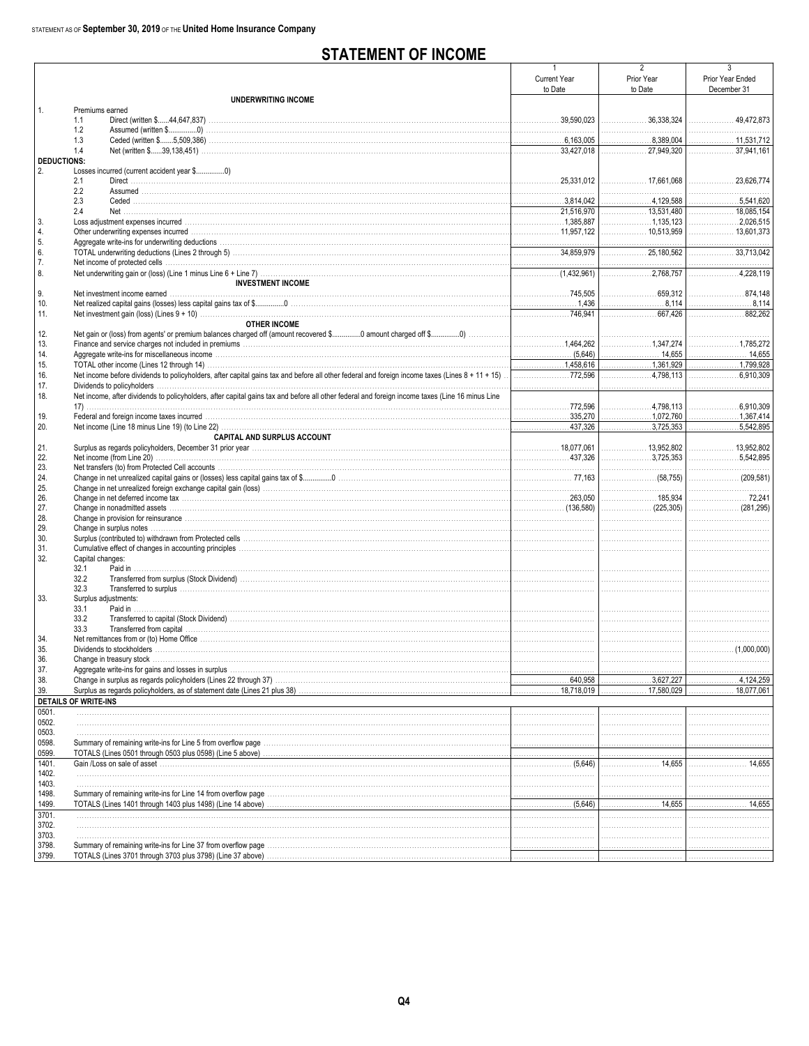STATEMENT AS OF **September 30, 2019** OF THE **United Home Insurance Company**

# STATEMENT OF INCOME

| | | 1<br>Current Year to Date | 2<br>Prior Year to Date | 3<br>Prior Year Ended December 31 |
|---|---|---|---|---|
| | **UNDERWRITING INCOME** | | | |
| 1. | Premiums earned | | | |
| | 1.1 Direct (written $......44,647,837) | 39,590,023 | 36,338,324 | 49,472,873 |
| | 1.2 Assumed (written $..............0) | | | |
| | 1.3 Ceded (written $.......5,509,386) | 6,163,005 | 8,389,004 | 11,531,712 |
| | 1.4 Net (written $......39,138,451) | 33,427,018 | 27,949,320 | 37,941,161 |
| **DEDUCTIONS:** | | | | |
| 2. | Losses incurred (current accident year $..............0) | | | |
| | 2.1 Direct | 25,331,012 | 17,661,068 | 23,626,774 |
| | 2.2 Assumed | | | |
| | 2.3 Ceded | 3,814,042 | 4,129,588 | 5,541,620 |
| | 2.4 Net | 21,516,970 | 13,531,480 | 18,085,154 |
| 3. | Loss adjustment expenses incurred | 1,385,887 | 1,135,123 | 2,026,515 |
| 4. | Other underwriting expenses incurred | 11,957,122 | 10,513,959 | 13,601,373 |
| 5. | Aggregate write-ins for underwriting deductions | | | |
| 6. | TOTAL underwriting deductions (Lines 2 through 5) | 34,859,979 | 25,180,562 | 33,713,042 |
| 7. | Net income of protected cells | | | |
| 8. | Net underwriting gain or (loss) (Line 1 minus Line 6 + Line 7) | (1,432,961) | 2,768,757 | 4,228,119 |
| | **INVESTMENT INCOME** | | | |
| 9. | Net investment income earned | 745,505 | 659,312 | 874,148 |
| 10. | Net realized capital gains (losses) less capital gains tax of $..............0 | 1,436 | 8,114 | 8,114 |
| 11. | Net investment gain (loss) (Lines 9 + 10) | 746,941 | 667,426 | 882,262 |
| | **OTHER INCOME** | | | |
| 12. | Net gain or (loss) from agents' or premium balances charged off (amount recovered $..............0 amount charged off $..............0) | | | |
| 13. | Finance and service charges not included in premiums | 1,464,262 | 1,347,274 | 1,785,272 |
| 14. | Aggregate write-ins for miscellaneous income | (5,646) | 14,655 | 14,655 |
| 15. | TOTAL other income (Lines 12 through 14) | 1,458,616 | 1,361,929 | 1,799,928 |
| 16. | Net income before dividends to policyholders, after capital gains tax and before all other federal and foreign income taxes (Lines 8 + 11 + 15) | 772,596 | 4,798,113 | 6,910,309 |
| 17. | Dividends to policyholders | | | |
| 18. | Net income, after dividends to policyholders, after capital gains tax and before all other federal and foreign income taxes (Line 16 minus Line 17) | 772,596 | 4,798,113 | 6,910,309 |
| 19. | Federal and foreign income taxes incurred | 335,270 | 1,072,760 | 1,367,414 |
| 20. | Net income (Line 18 minus Line 19) (to Line 22) | 437,326 | 3,725,353 | 5,542,895 |
| | **CAPITAL AND SURPLUS ACCOUNT** | | | |
| 21. | Surplus as regards policyholders, December 31 prior year | 18,077,061 | 13,952,802 | 13,952,802 |
| 22. | Net income (from Line 20) | 437,326 | 3,725,353 | 5,542,895 |
| 23. | Net transfers (to) from Protected Cell accounts | | | |
| 24. | Change in net unrealized capital gains or (losses) less capital gains tax of $..............0 | 77,163 | (58,755) | (209,581) |
| 25. | Change in net unrealized foreign exchange capital gain (loss) | | | |
| 26. | Change in net deferred income tax | 263,050 | 185,934 | 72,241 |
| 27. | Change in nonadmitted assets | (136,580) | (225,305) | (281,295) |
| 28. | Change in provision for reinsurance | | | |
| 29. | Change in surplus notes | | | |
| 30. | Surplus (contributed to) withdrawn from Protected cells | | | |
| 31. | Cumulative effect of changes in accounting principles | | | |
| 32. | Capital changes: | | | |
| | 32.1 Paid in | | | |
| | 32.2 Transferred from surplus (Stock Dividend) | | | |
| | 32.3 Transferred to surplus | | | |
| 33. | Surplus adjustments: | | | |
| | 33.1 Paid in | | | |
| | 33.2 Transferred to capital (Stock Dividend) | | | |
| | 33.3 Transferred from capital | | | |
| 34. | Net remittances from or (to) Home Office | | | |
| 35. | Dividends to stockholders | | | (1,000,000) |
| 36. | Change in treasury stock | | | |
| 37. | Aggregate write-ins for gains and losses in surplus | | | |
| 38. | Change in surplus as regards policyholders (Lines 22 through 37) | 640,958 | 3,627,227 | 4,124,259 |
| 39. | Surplus as regards policyholders, as of statement date (Lines 21 plus 38) | 18,718,019 | 17,580,029 | 18,077,061 |
| **DETAILS OF WRITE-INS** | | | | |
| 0501. | | | | |
| 0502. | | | | |
| 0503. | | | | |
| 0598. | Summary of remaining write-ins for Line 5 from overflow page | | | |
| 0599. | TOTALS (Lines 0501 through 0503 plus 0598) (Line 5 above) | | | |
| 1401. | Gain /Loss on sale of asset | (5,646) | 14,655 | 14,655 |
| 1402. | | | | |
| 1403. | | | | |
| 1498. | Summary of remaining write-ins for Line 14 from overflow page | | | |
| 1499. | TOTALS (Lines 1401 through 1403 plus 1498) (Line 14 above) | (5,646) | 14,655 | 14,655 |
| 3701. | | | | |
| 3702. | | | | |
| 3703. | | | | |
| 3798. | Summary of remaining write-ins for Line 37 from overflow page | | | |
| 3799. | TOTALS (Lines 3701 through 3703 plus 3798) (Line 37 above) | | | |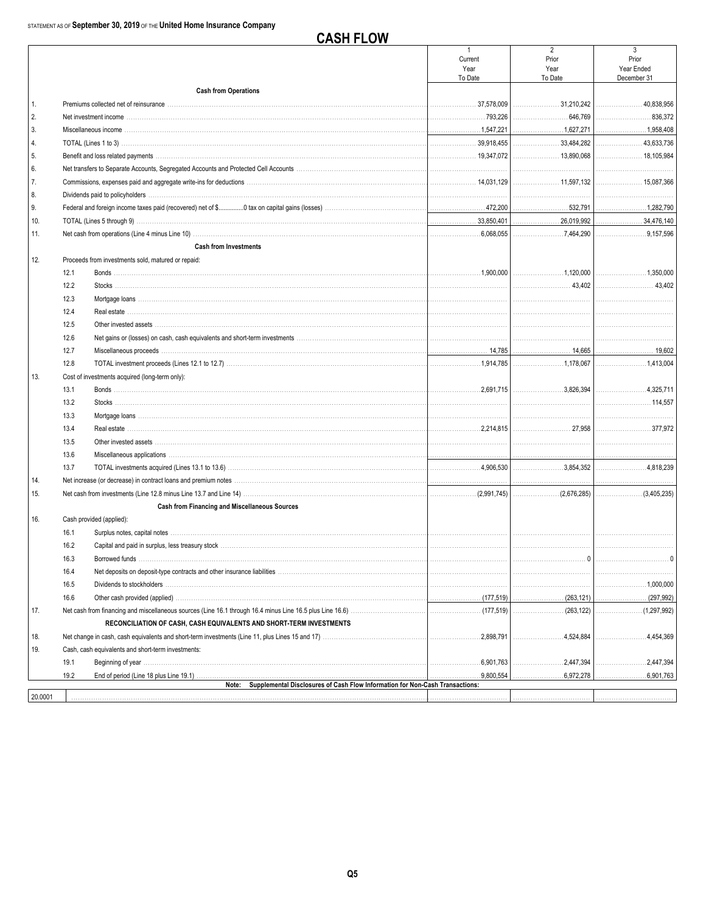STATEMENT AS OF **September 30, 2019** OF THE **United Home Insurance Company**

# CASH FLOW

| | | 1<br>Current<br>Year<br>To Date | 2<br>Prior<br>Year<br>To Date | 3<br>Prior<br>Year Ended<br>December 31 |
|---|---|---|---|---|
| | **Cash from Operations** | | | |
| 1. | Premiums collected net of reinsurance | 37,578,009 | 31,210,242 | 40,838,956 |
| 2. | Net investment income | 793,226 | 646,769 | 836,372 |
| 3. | Miscellaneous income | 1,547,221 | 1,627,271 | 1,958,408 |
| 4. | TOTAL (Lines 1 to 3) | 39,918,455 | 33,484,282 | 43,633,736 |
| 5. | Benefit and loss related payments | 19,347,072 | 13,890,068 | 18,105,984 |
| 6. | Net transfers to Separate Accounts, Segregated Accounts and Protected Cell Accounts | | | |
| 7. | Commissions, expenses paid and aggregate write-ins for deductions | 14,031,129 | 11,597,132 | 15,087,366 |
| 8. | Dividends paid to policyholders | | | |
| 9. | Federal and foreign income taxes paid (recovered) net of $..............0 tax on capital gains (losses) | 472,200 | 532,791 | 1,282,790 |
| 10. | TOTAL (Lines 5 through 9) | 33,850,401 | 26,019,992 | 34,476,140 |
| 11. | Net cash from operations (Line 4 minus Line 10) | 6,068,055 | 7,464,290 | 9,157,596 |
| | **Cash from Investments** | | | |
| 12. | Proceeds from investments sold, matured or repaid: | | | |
| | 12.1 Bonds | 1,900,000 | 1,120,000 | 1,350,000 |
| | 12.2 Stocks | | 43,402 | 43,402 |
| | 12.3 Mortgage loans | | | |
| | 12.4 Real estate | | | |
| | 12.5 Other invested assets | | | |
| | 12.6 Net gains or (losses) on cash, cash equivalents and short-term investments | | | |
| | 12.7 Miscellaneous proceeds | 14,785 | 14,665 | 19,602 |
| | 12.8 TOTAL investment proceeds (Lines 12.1 to 12.7) | 1,914,785 | 1,178,067 | 1,413,004 |
| 13. | Cost of investments acquired (long-term only): | | | |
| | 13.1 Bonds | 2,691,715 | 3,826,394 | 4,325,711 |
| | 13.2 Stocks | | | 114,557 |
| | 13.3 Mortgage loans | | | |
| | 13.4 Real estate | 2,214,815 | 27,958 | 377,972 |
| | 13.5 Other invested assets | | | |
| | 13.6 Miscellaneous applications | | | |
| | 13.7 TOTAL investments acquired (Lines 13.1 to 13.6) | 4,906,530 | 3,854,352 | 4,818,239 |
| 14. | Net increase (or decrease) in contract loans and premium notes | | | |
| 15. | Net cash from investments (Line 12.8 minus Line 13.7 and Line 14) | (2,991,745) | (2,676,285) | (3,405,235) |
| | **Cash from Financing and Miscellaneous Sources** | | | |
| 16. | Cash provided (applied): | | | |
| | 16.1 Surplus notes, capital notes | | | |
| | 16.2 Capital and paid in surplus, less treasury stock | | | |
| | 16.3 Borrowed funds | | 0 | 0 |
| | 16.4 Net deposits on deposit-type contracts and other insurance liabilities | | | |
| | 16.5 Dividends to stockholders | | | 1,000,000 |
| | 16.6 Other cash provided (applied) | (177,519) | (263,121) | (297,992) |
| 17. | Net cash from financing and miscellaneous sources (Line 16.1 through 16.4 minus Line 16.5 plus Line 16.6) | (177,519) | (263,122) | (1,297,992) |
| | **RECONCILIATION OF CASH, CASH EQUIVALENTS AND SHORT-TERM INVESTMENTS** | | | |
| 18. | Net change in cash, cash equivalents and short-term investments (Line 11, plus Lines 15 and 17) | 2,898,791 | 4,524,884 | 4,454,369 |
| 19. | Cash, cash equivalents and short-term investments: | | | |
| | 19.1 Beginning of year | 6,901,763 | 2,447,394 | 2,447,394 |
| | 19.2 End of period (Line 18 plus Line 19.1) | 9,800,554 | 6,972,278 | 6,901,763 |
| | **Note: Supplemental Disclosures of Cash Flow Information for Non-Cash Transactions:** | | | |
| 20.0001 | | | | |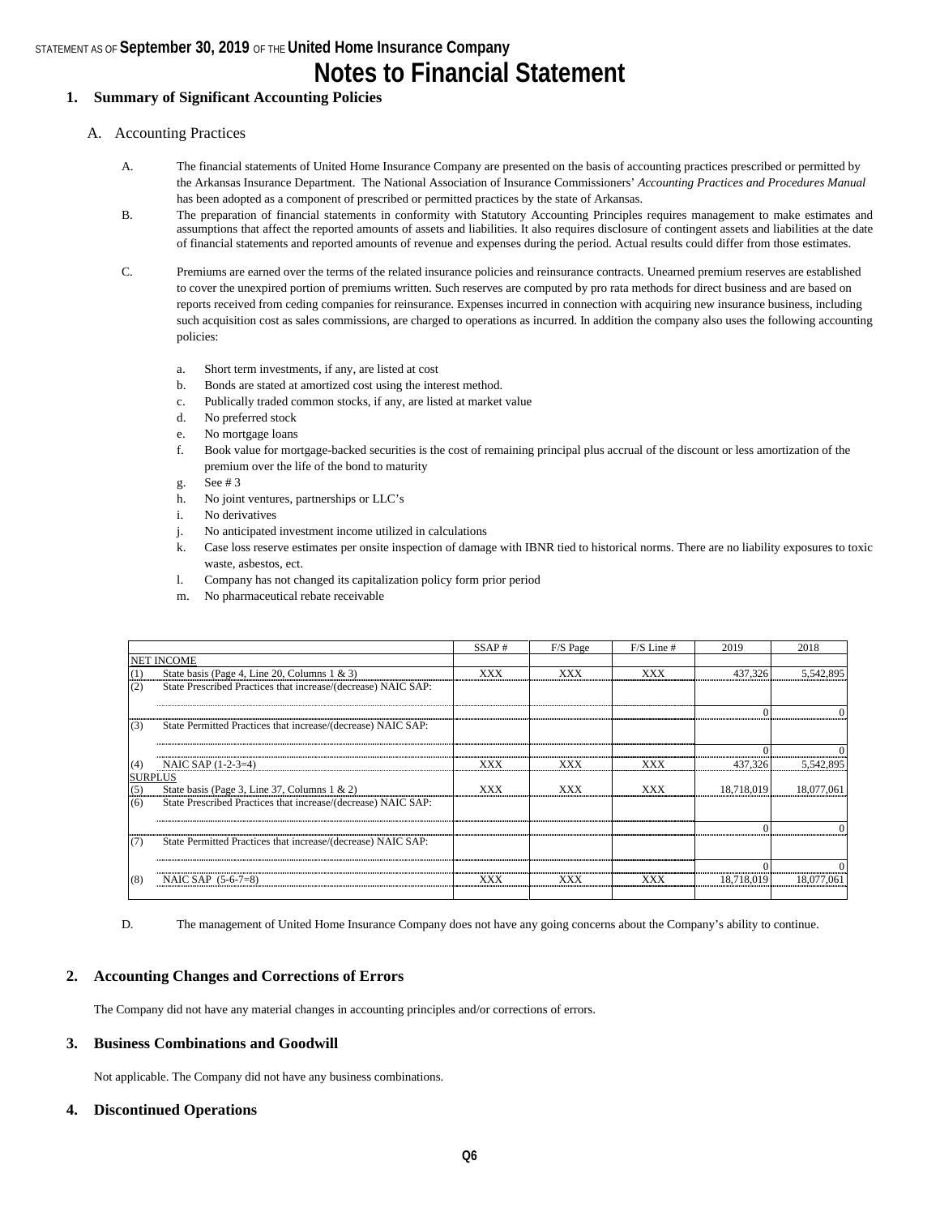# Notes to Financial Statement

## 1. Summary of Significant Accounting Policies

### A. Accounting Practices

A. The financial statements of United Home Insurance Company are presented on the basis of accounting practices prescribed or permitted by the Arkansas Insurance Department. The National Association of Insurance Commissioners' *Accounting Practices and Procedures Manual* has been adopted as a component of prescribed or permitted practices by the state of Arkansas.

B. The preparation of financial statements in conformity with Statutory Accounting Principles requires management to make estimates and assumptions that affect the reported amounts of assets and liabilities. It also requires disclosure of contingent assets and liabilities at the date of financial statements and reported amounts of revenue and expenses during the period. Actual results could differ from those estimates.

C. Premiums are earned over the terms of the related insurance policies and reinsurance contracts. Unearned premium reserves are established to cover the unexpired portion of premiums written. Such reserves are computed by pro rata methods for direct business and are based on reports received from ceding companies for reinsurance. Expenses incurred in connection with acquiring new insurance business, including such acquisition cost as sales commissions, are charged to operations as incurred. In addition the company also uses the following accounting policies:

a. Short term investments, if any, are listed at cost
b. Bonds are stated at amortized cost using the interest method.
c. Publically traded common stocks, if any, are listed at market value
d. No preferred stock
e. No mortgage loans
f. Book value for mortgage-backed securities is the cost of remaining principal plus accrual of the discount or less amortization of the premium over the life of the bond to maturity
g. See # 3
h. No joint ventures, partnerships or LLC's
i. No derivatives
j. No anticipated investment income utilized in calculations
k. Case loss reserve estimates per onsite inspection of damage with IBNR tied to historical norms. There are no liability exposures to toxic waste, asbestos, ect.
l. Company has not changed its capitalization policy form prior period
m. No pharmaceutical rebate receivable

| | | SSAP # | F/S Page | F/S Line # | 2019 | 2018 |
|---|---|---|---|---|---|---|
| NET INCOME | | | | | | |
| (1) | State basis (Page 4, Line 20, Columns 1 & 3) | XXX | XXX | XXX | 437,326 | 5,542,895 |
| (2) | State Prescribed Practices that increase/(decrease) NAIC SAP: | | | | | |
| | | | | | 0 | 0 |
| (3) | State Permitted Practices that increase/(decrease) NAIC SAP: | | | | | |
| | | | | | 0 | 0 |
| (4) | NAIC SAP (1-2-3=4) | XXX | XXX | XXX | 437,326 | 5,542,895 |
| SURPLUS | | | | | | |
| (5) | State basis (Page 3, Line 37, Columns 1 & 2) | XXX | XXX | XXX | 18,718,019 | 18,077,061 |
| (6) | State Prescribed Practices that increase/(decrease) NAIC SAP: | | | | | |
| | | | | | 0 | 0 |
| (7) | State Permitted Practices that increase/(decrease) NAIC SAP: | | | | | |
| | | | | | 0 | 0 |
| (8) | NAIC SAP (5-6-7=8) | XXX | XXX | XXX | 18,718,019 | 18,077,061 |

D. The management of United Home Insurance Company does not have any going concerns about the Company's ability to continue.

## 2. Accounting Changes and Corrections of Errors

The Company did not have any material changes in accounting principles and/or corrections of errors.

## 3. Business Combinations and Goodwill

Not applicable. The Company did not have any business combinations.

## 4. Discontinued Operations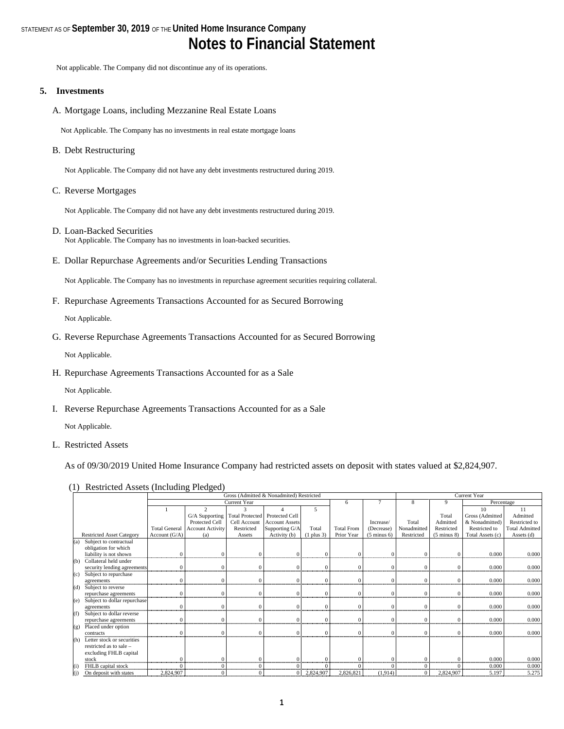Not applicable. The Company did not discontinue any of its operations.

## 5. Investments

### A. Mortgage Loans, including Mezzanine Real Estate Loans

Not Applicable. The Company has no investments in real estate mortgage loans

### B. Debt Restructuring

Not Applicable. The Company did not have any debt investments restructured during 2019.

### C. Reverse Mortgages

Not Applicable. The Company did not have any debt investments restructured during 2019.

### D. Loan-Backed Securities

Not Applicable. The Company has no investments in loan-backed securities.

### E. Dollar Repurchase Agreements and/or Securities Lending Transactions

Not Applicable. The Company has no investments in repurchase agreement securities requiring collateral.

### F. Repurchase Agreements Transactions Accounted for as Secured Borrowing

Not Applicable.

### G. Reverse Repurchase Agreements Transactions Accounted for as Secured Borrowing

Not Applicable.

### H. Repurchase Agreements Transactions Accounted for as a Sale

Not Applicable.

### I. Reverse Repurchase Agreements Transactions Accounted for as a Sale

Not Applicable.

### L. Restricted Assets

As of 09/30/2019 United Home Insurance Company had restricted assets on deposit with states valued at $2,824,907.

(1) Restricted Assets (Including Pledged)

| | Gross (Admitted & Nonadmited) Restricted | | | | | | | Current Year | | | |
|---|---|---|---|---|---|---|---|---|---|---|---|
| | Current Year | | | | | 6 | 7 | 8 | 9 | Percentage | |
| Restricted Asset Category | 1<br>Total General Account (G/A) | 2<br>G/A Supporting Protected Cell Account Activity (a) | 3<br>Total Protected Cell Account Restricted Assets | 4<br>Protected Cell Account Assets Supporting G/A Activity (b) | 5<br>Total (1 plus 3) | Total From Prior Year | Increase/ (Decrease) (5 minus 6) | Total Nonadmitted Restricted | Total Admitted Restricted (5 minus 8) | 10<br>Gross (Admitted & Nonadmitted) Restricted to Total Assets (c) | 11<br>Admitted Restricted to Total Admitted Assets (d) |
| (a) Subject to contractual obligation for which liability is not shown | 0 | 0 | 0 | 0 | 0 | 0 | 0 | 0 | 0 | 0.000 | 0.000 |
| (b) Collateral held under security lending agreements | 0 | 0 | 0 | 0 | 0 | 0 | 0 | 0 | 0 | 0.000 | 0.000 |
| (c) Subject to repurchase agreements | 0 | 0 | 0 | 0 | 0 | 0 | 0 | 0 | 0 | 0.000 | 0.000 |
| (d) Subject to reverse repurchase agreements | 0 | 0 | 0 | 0 | 0 | 0 | 0 | 0 | 0 | 0.000 | 0.000 |
| (e) Subject to dollar repurchase agreements | 0 | 0 | 0 | 0 | 0 | 0 | 0 | 0 | 0 | 0.000 | 0.000 |
| (f) Subject to dollar reverse repurchase agreements | 0 | 0 | 0 | 0 | 0 | 0 | 0 | 0 | 0 | 0.000 | 0.000 |
| (g) Placed under option contracts | 0 | 0 | 0 | 0 | 0 | 0 | 0 | 0 | 0 | 0.000 | 0.000 |
| (h) Letter stock or securities restricted as to sale – excluding FHLB capital stock | 0 | 0 | 0 | 0 | 0 | 0 | 0 | 0 | 0 | 0.000 | 0.000 |
| (i) FHLB capital stock | 0 | 0 | 0 | 0 | 0 | 0 | 0 | 0 | 0 | 0.000 | 0.000 |
| (j) On deposit with states | 2,824,907 | 0 | 0 | 0 | 2,824,907 | 2,826,821 | (1,914) | 0 | 2,824,907 | 5.197 | 5.275 |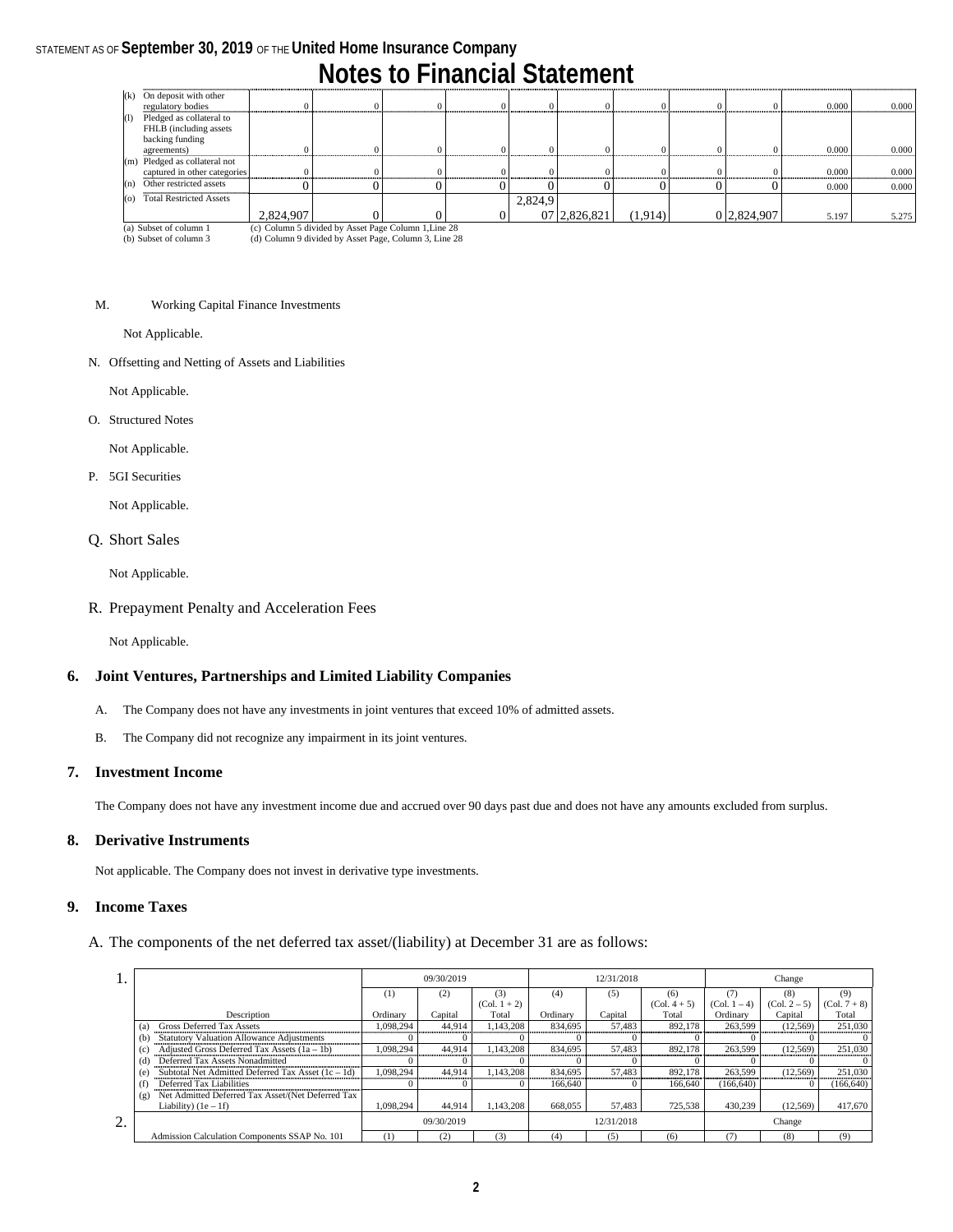| | | | | | | | | | | | |
|---|---|---|---|---|---|---|---|---|---|---|---|
| (k) On deposit with other regulatory bodies | 0 | 0 | 0 | 0 | 0 | 0 | 0 | 0 | 0 | 0.000 | 0.000 |
| (l) Pledged as collateral to FHLB (including assets backing funding agreements) | 0 | 0 | 0 | 0 | 0 | 0 | 0 | 0 | 0 | 0.000 | 0.000 |
| (m) Pledged as collateral not captured in other categories | 0 | 0 | 0 | 0 | 0 | 0 | 0 | 0 | 0 | 0.000 | 0.000 |
| (n) Other restricted assets | 0 | 0 | 0 | 0 | 0 | 0 | 0 | 0 | 0 | 0.000 | 0.000 |
| (o) Total Restricted Assets | 2,824,907 | 0 | 0 | 0 | 2,824,907 | 2,826,821 | (1,914) | 0 | 2,824,907 | 5.197 | 5.275 |

(a) Subset of column 1
(b) Subset of column 3
(c) Column 5 divided by Asset Page Column 1,Line 28
(d) Column 9 divided by Asset Page, Column 3, Line 28

M. Working Capital Finance Investments

Not Applicable.

N. Offsetting and Netting of Assets and Liabilities

Not Applicable.

O. Structured Notes

Not Applicable.

P. 5GI Securities

Not Applicable.

Q. Short Sales

Not Applicable.

R. Prepayment Penalty and Acceleration Fees

Not Applicable.

## 6. Joint Ventures, Partnerships and Limited Liability Companies

A. The Company does not have any investments in joint ventures that exceed 10% of admitted assets.

B. The Company did not recognize any impairment in its joint ventures.

## 7. Investment Income

The Company does not have any investment income due and accrued over 90 days past due and does not have any amounts excluded from surplus.

## 8. Derivative Instruments

Not applicable. The Company does not invest in derivative type investments.

## 9. Income Taxes

A. The components of the net deferred tax asset/(liability) at December 31 are as follows:

1.

| | 09/30/2019 | | | 12/31/2018 | | | Change | | |
|---|---|---|---|---|---|---|---|---|---|
| | (1) | (2) | (3) (Col. 1 + 2) | (4) | (5) | (6) (Col. 4 + 5) | (7) (Col. 1 – 4) | (8) (Col. 2 – 5) | (9) (Col. 7 + 8) |
| Description | Ordinary | Capital | Total | Ordinary | Capital | Total | Ordinary | Capital | Total |
| (a) Gross Deferred Tax Assets | 1,098,294 | 44,914 | 1,143,208 | 834,695 | 57,483 | 892,178 | 263,599 | (12,569) | 251,030 |
| (b) Statutory Valuation Allowance Adjustments | 0 | 0 | 0 | 0 | 0 | 0 | 0 | 0 | 0 |
| (c) Adjusted Gross Deferred Tax Assets (1a – 1b) | 1,098,294 | 44,914 | 1,143,208 | 834,695 | 57,483 | 892,178 | 263,599 | (12,569) | 251,030 |
| (d) Deferred Tax Assets Nonadmitted | 0 | 0 | 0 | 0 | 0 | 0 | 0 | 0 | 0 |
| (e) Subtotal Net Admitted Deferred Tax Asset (1c – 1d) | 1,098,294 | 44,914 | 1,143,208 | 834,695 | 57,483 | 892,178 | 263,599 | (12,569) | 251,030 |
| (f) Deferred Tax Liabilities | 0 | 0 | 0 | 166,640 | 0 | 166,640 | (166,640) | 0 | (166,640) |
| (g) Net Admitted Deferred Tax Asset/(Net Deferred Tax Liability) (1e – 1f) | 1,098,294 | 44,914 | 1,143,208 | 668,055 | 57,483 | 725,538 | 430,239 | (12,569) | 417,670 |

2.

| | 09/30/2019 | | | 12/31/2018 | | | Change | | |
|---|---|---|---|---|---|---|---|---|---|
| Admission Calculation Components SSAP No. 101 | (1) | (2) | (3) | (4) | (5) | (6) | (7) | (8) | (9) |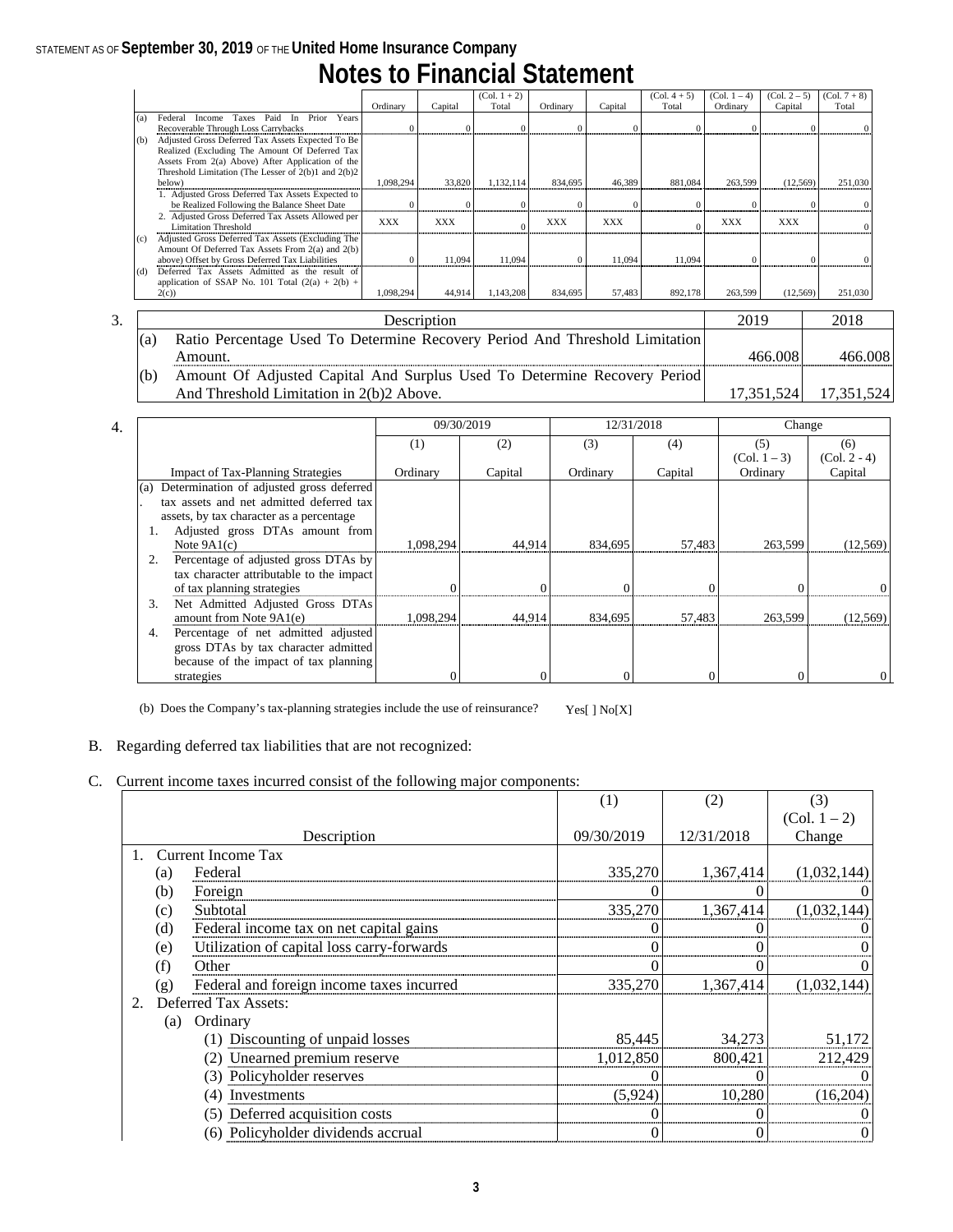# Notes to Financial Statement

| | | Ordinary | Capital | (Col. 1 + 2) Total | Ordinary | Capital | (Col. 4 + 5) Total | (Col. 1 – 4) Ordinary | (Col. 2 – 5) Capital | (Col. 7 + 8) Total |
|---|---|---|---|---|---|---|---|---|---|---|
| (a) | Federal Income Taxes Paid In Prior Years Recoverable Through Loss Carrybacks | 0 | 0 | 0 | 0 | 0 | 0 | 0 | 0 | 0 |
| (b) | Adjusted Gross Deferred Tax Assets Expected To Be Realized (Excluding The Amount Of Deferred Tax Assets From 2(a) Above) After Application of the Threshold Limitation (The Lesser of 2(b)1 and 2(b)2 below) | 1,098,294 | 33,820 | 1,132,114 | 834,695 | 46,389 | 881,084 | 263,599 | (12,569) | 251,030 |
| | 1. Adjusted Gross Deferred Tax Assets Expected to be Realized Following the Balance Sheet Date | 0 | 0 | 0 | 0 | 0 | 0 | 0 | 0 | 0 |
| | 2. Adjusted Gross Deferred Tax Assets Allowed per Limitation Threshold | XXX | XXX | 0 | XXX | XXX | 0 | XXX | XXX | 0 |
| (c) | Adjusted Gross Deferred Tax Assets (Excluding The Amount Of Deferred Tax Assets From 2(a) and 2(b) above) Offset by Gross Deferred Tax Liabilities | 0 | 11,094 | 11,094 | 0 | 11,094 | 11,094 | 0 | 0 | 0 |
| (d) | Deferred Tax Assets Admitted as the result of application of SSAP No. 101 Total (2(a) + 2(b) + 2(c)) | 1,098,294 | 44,914 | 1,143,208 | 834,695 | 57,483 | 892,178 | 263,599 | (12,569) | 251,030 |

3.

| | Description | 2019 | 2018 |
|---|---|---|---|
| (a) | Ratio Percentage Used To Determine Recovery Period And Threshold Limitation Amount. | 466.008 | 466.008 |
| (b) | Amount Of Adjusted Capital And Surplus Used To Determine Recovery Period And Threshold Limitation in 2(b)2 Above. | 17,351,524 | 17,351,524 |

4.

| | 09/30/2019 | | 12/31/2018 | | Change | |
|---|---|---|---|---|---|---|
| | (1) | (2) | (3) | (4) | (5) (Col. 1 – 3) | (6) (Col. 2 - 4) |
| Impact of Tax-Planning Strategies | Ordinary | Capital | Ordinary | Capital | Ordinary | Capital |
| (a). Determination of adjusted gross deferred tax assets and net admitted deferred tax assets, by tax character as a percentage | | | | | | |
| 1. Adjusted gross DTAs amount from Note 9A1(c) | 1,098,294 | 44,914 | 834,695 | 57,483 | 263,599 | (12,569) |
| 2. Percentage of adjusted gross DTAs by tax character attributable to the impact of tax planning strategies | 0 | 0 | 0 | 0 | 0 | 0 |
| 3. Net Admitted Adjusted Gross DTAs amount from Note 9A1(e) | 1,098,294 | 44,914 | 834,695 | 57,483 | 263,599 | (12,569) |
| 4. Percentage of net admitted adjusted gross DTAs by tax character admitted because of the impact of tax planning strategies | 0 | 0 | 0 | 0 | 0 | 0 |

(b) Does the Company's tax-planning strategies include the use of reinsurance? Yes[ ] No[X]

B. Regarding deferred tax liabilities that are not recognized:

C. Current income taxes incurred consist of the following major components:

| Description | (1) 09/30/2019 | (2) 12/31/2018 | (3) (Col. 1 – 2) Change |
|---|---|---|---|
| 1. Current Income Tax | | | |
| (a) Federal | 335,270 | 1,367,414 | (1,032,144) |
| (b) Foreign | 0 | 0 | 0 |
| (c) Subtotal | 335,270 | 1,367,414 | (1,032,144) |
| (d) Federal income tax on net capital gains | 0 | 0 | 0 |
| (e) Utilization of capital loss carry-forwards | 0 | 0 | 0 |
| (f) Other | 0 | 0 | 0 |
| (g) Federal and foreign income taxes incurred | 335,270 | 1,367,414 | (1,032,144) |
| 2. Deferred Tax Assets: | | | |
| (a) Ordinary | | | |
| (1) Discounting of unpaid losses | 85,445 | 34,273 | 51,172 |
| (2) Unearned premium reserve | 1,012,850 | 800,421 | 212,429 |
| (3) Policyholder reserves | 0 | 0 | 0 |
| (4) Investments | (5,924) | 10,280 | (16,204) |
| (5) Deferred acquisition costs | 0 | 0 | 0 |
| (6) Policyholder dividends accrual | 0 | 0 | 0 |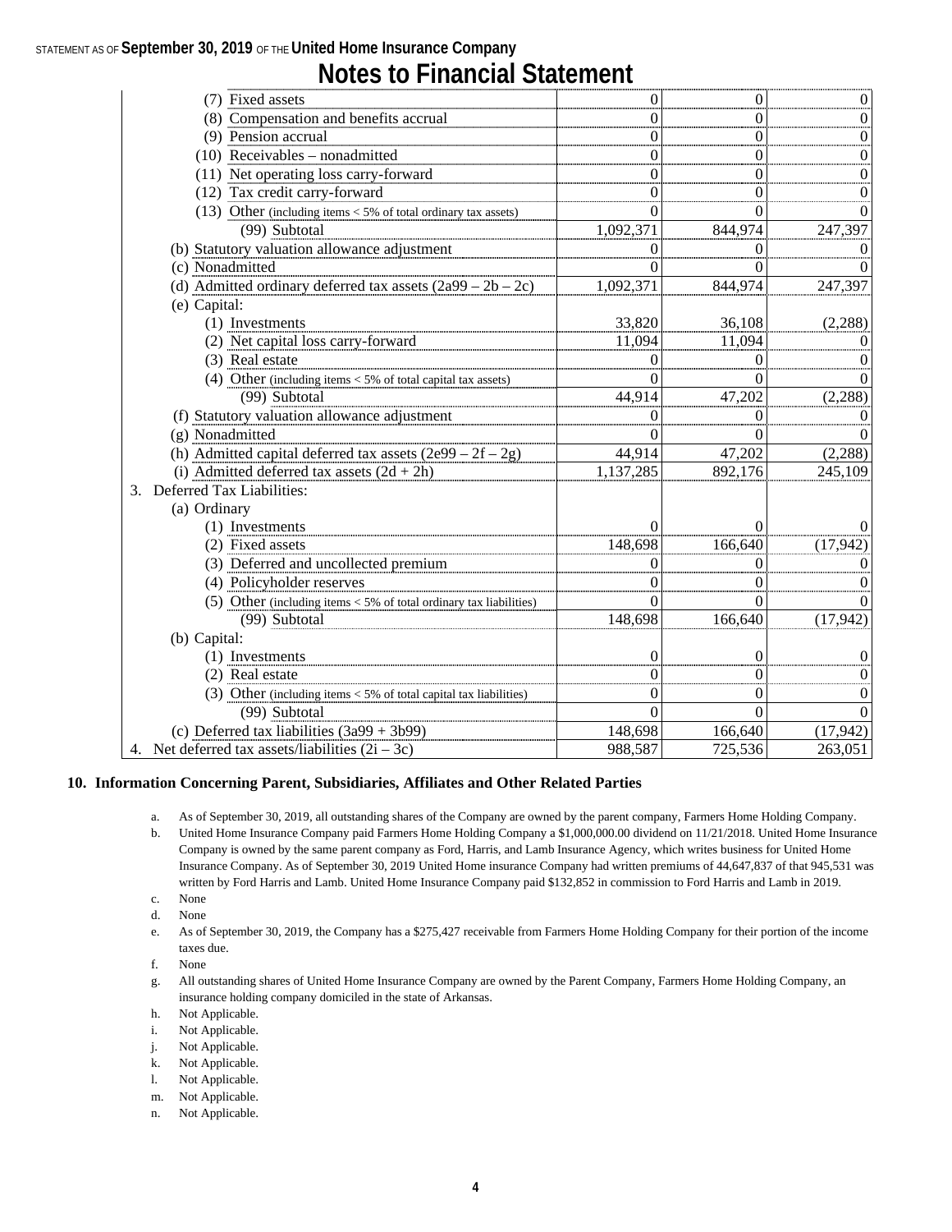# Notes to Financial Statement

| | | | |
|---|---|---|---|
| (7) Fixed assets | 0 | 0 | 0 |
| (8) Compensation and benefits accrual | 0 | 0 | 0 |
| (9) Pension accrual | 0 | 0 | 0 |
| (10) Receivables – nonadmitted | 0 | 0 | 0 |
| (11) Net operating loss carry-forward | 0 | 0 | 0 |
| (12) Tax credit carry-forward | 0 | 0 | 0 |
| (13) Other (including items < 5% of total ordinary tax assets) | 0 | 0 | 0 |
| (99) Subtotal | 1,092,371 | 844,974 | 247,397 |
| (b) Statutory valuation allowance adjustment | 0 | 0 | 0 |
| (c) Nonadmitted | 0 | 0 | 0 |
| (d) Admitted ordinary deferred tax assets (2a99 – 2b – 2c) | 1,092,371 | 844,974 | 247,397 |
| (e) Capital: | | | |
| (1) Investments | 33,820 | 36,108 | (2,288) |
| (2) Net capital loss carry-forward | 11,094 | 11,094 | 0 |
| (3) Real estate | 0 | 0 | 0 |
| (4) Other (including items < 5% of total capital tax assets) | 0 | 0 | 0 |
| (99) Subtotal | 44,914 | 47,202 | (2,288) |
| (f) Statutory valuation allowance adjustment | 0 | 0 | 0 |
| (g) Nonadmitted | 0 | 0 | 0 |
| (h) Admitted capital deferred tax assets (2e99 – 2f – 2g) | 44,914 | 47,202 | (2,288) |
| (i) Admitted deferred tax assets (2d + 2h) | 1,137,285 | 892,176 | 245,109 |
| 3. Deferred Tax Liabilities: | | | |
| (a) Ordinary | | | |
| (1) Investments | 0 | 0 | 0 |
| (2) Fixed assets | 148,698 | 166,640 | (17,942) |
| (3) Deferred and uncollected premium | 0 | 0 | 0 |
| (4) Policyholder reserves | 0 | 0 | 0 |
| (5) Other (including items < 5% of total ordinary tax liabilities) | 0 | 0 | 0 |
| (99) Subtotal | 148,698 | 166,640 | (17,942) |
| (b) Capital: | | | |
| (1) Investments | 0 | 0 | 0 |
| (2) Real estate | 0 | 0 | 0 |
| (3) Other (including items < 5% of total capital tax liabilities) | 0 | 0 | 0 |
| (99) Subtotal | 0 | 0 | 0 |
| (c) Deferred tax liabilities (3a99 + 3b99) | 148,698 | 166,640 | (17,942) |
| 4. Net deferred tax assets/liabilities (2i – 3c) | 988,587 | 725,536 | 263,051 |

## 10. Information Concerning Parent, Subsidiaries, Affiliates and Other Related Parties

a. As of September 30, 2019, all outstanding shares of the Company are owned by the parent company, Farmers Home Holding Company.

b. United Home Insurance Company paid Farmers Home Holding Company a $1,000,000.00 dividend on 11/21/2018. United Home Insurance Company is owned by the same parent company as Ford, Harris, and Lamb Insurance Agency, which writes business for United Home Insurance Company. As of September 30, 2019 United Home insurance Company had written premiums of 44,647,837 of that 945,531 was written by Ford Harris and Lamb. United Home Insurance Company paid $132,852 in commission to Ford Harris and Lamb in 2019.

c. None

d. None

e. As of September 30, 2019, the Company has a $275,427 receivable from Farmers Home Holding Company for their portion of the income taxes due.

f. None

g. All outstanding shares of United Home Insurance Company are owned by the Parent Company, Farmers Home Holding Company, an insurance holding company domiciled in the state of Arkansas.

h. Not Applicable.

i. Not Applicable.

j. Not Applicable.

k. Not Applicable.

l. Not Applicable.

m. Not Applicable.

n. Not Applicable.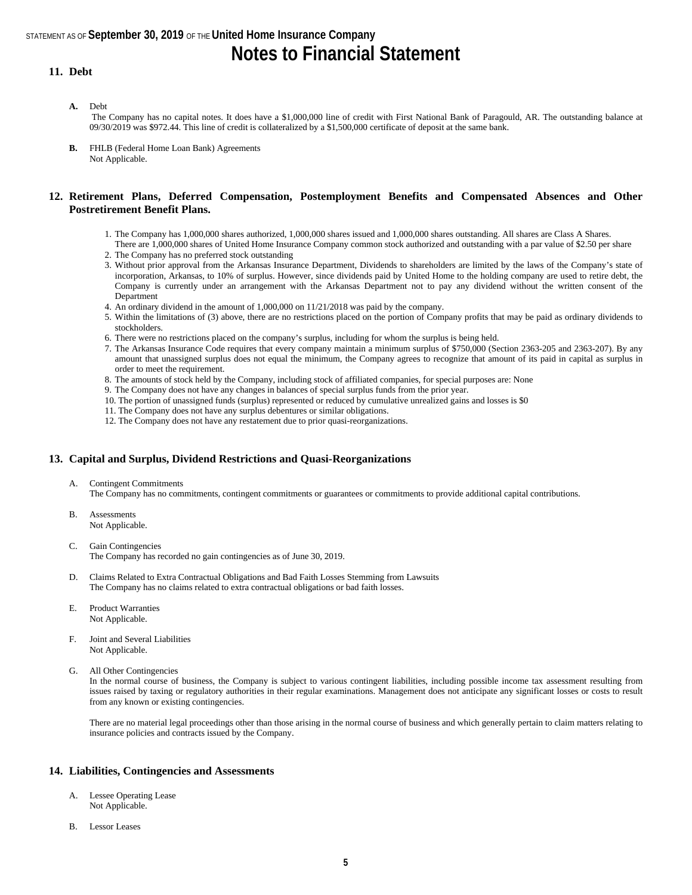# Notes to Financial Statement

## 11. Debt

**A.** Debt

The Company has no capital notes. It does have a $1,000,000 line of credit with First National Bank of Paragould, AR. The outstanding balance at 09/30/2019 was $972.44. This line of credit is collateralized by a $1,500,000 certificate of deposit at the same bank.

**B.** FHLB (Federal Home Loan Bank) Agreements
Not Applicable.

## 12. Retirement Plans, Deferred Compensation, Postemployment Benefits and Compensated Absences and Other Postretirement Benefit Plans.

1. The Company has 1,000,000 shares authorized, 1,000,000 shares issued and 1,000,000 shares outstanding. All shares are Class A Shares.
   There are 1,000,000 shares of United Home Insurance Company common stock authorized and outstanding with a par value of $2.50 per share
2. The Company has no preferred stock outstanding
3. Without prior approval from the Arkansas Insurance Department, Dividends to shareholders are limited by the laws of the Company's state of incorporation, Arkansas, to 10% of surplus. However, since dividends paid by United Home to the holding company are used to retire debt, the Company is currently under an arrangement with the Arkansas Department not to pay any dividend without the written consent of the Department
4. An ordinary dividend in the amount of 1,000,000 on 11/21/2018 was paid by the company.
5. Within the limitations of (3) above, there are no restrictions placed on the portion of Company profits that may be paid as ordinary dividends to stockholders.
6. There were no restrictions placed on the company's surplus, including for whom the surplus is being held.
7. The Arkansas Insurance Code requires that every company maintain a minimum surplus of $750,000 (Section 2363-205 and 2363-207). By any amount that unassigned surplus does not equal the minimum, the Company agrees to recognize that amount of its paid in capital as surplus in order to meet the requirement.
8. The amounts of stock held by the Company, including stock of affiliated companies, for special purposes are: None
9. The Company does not have any changes in balances of special surplus funds from the prior year.
10. The portion of unassigned funds (surplus) represented or reduced by cumulative unrealized gains and losses is $0
11. The Company does not have any surplus debentures or similar obligations.
12. The Company does not have any restatement due to prior quasi-reorganizations.

## 13. Capital and Surplus, Dividend Restrictions and Quasi-Reorganizations

A. Contingent Commitments
The Company has no commitments, contingent commitments or guarantees or commitments to provide additional capital contributions.

B. Assessments
Not Applicable.

C. Gain Contingencies
The Company has recorded no gain contingencies as of June 30, 2019.

D. Claims Related to Extra Contractual Obligations and Bad Faith Losses Stemming from Lawsuits
The Company has no claims related to extra contractual obligations or bad faith losses.

E. Product Warranties
Not Applicable.

F. Joint and Several Liabilities
Not Applicable.

G. All Other Contingencies
In the normal course of business, the Company is subject to various contingent liabilities, including possible income tax assessment resulting from issues raised by taxing or regulatory authorities in their regular examinations. Management does not anticipate any significant losses or costs to result from any known or existing contingencies.

There are no material legal proceedings other than those arising in the normal course of business and which generally pertain to claim matters relating to insurance policies and contracts issued by the Company.

## 14. Liabilities, Contingencies and Assessments

A. Lessee Operating Lease
Not Applicable.

B. Lessor Leases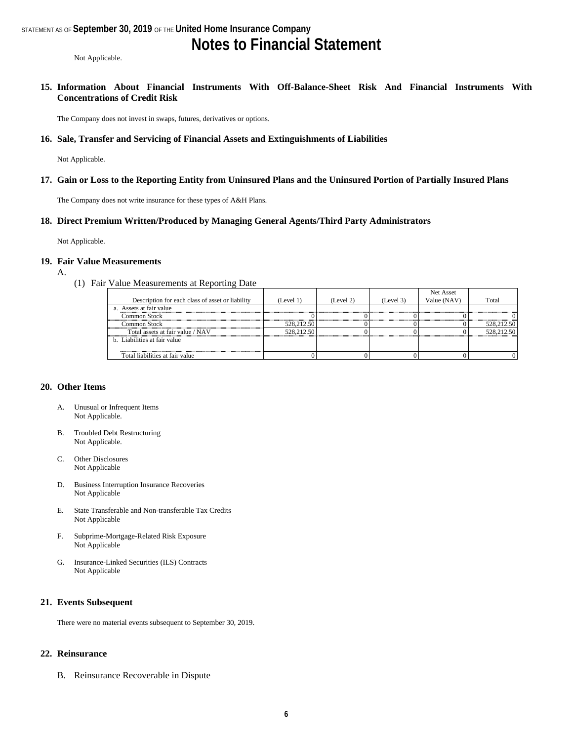Not Applicable.

## 15. Information About Financial Instruments With Off-Balance-Sheet Risk And Financial Instruments With Concentrations of Credit Risk

The Company does not invest in swaps, futures, derivatives or options.

## 16. Sale, Transfer and Servicing of Financial Assets and Extinguishments of Liabilities

Not Applicable.

## 17. Gain or Loss to the Reporting Entity from Uninsured Plans and the Uninsured Portion of Partially Insured Plans

The Company does not write insurance for these types of A&H Plans.

## 18. Direct Premium Written/Produced by Managing General Agents/Third Party Administrators

Not Applicable.

## 19. Fair Value Measurements

A.

(1) Fair Value Measurements at Reporting Date

| Description for each class of asset or liability | (Level 1) | (Level 2) | (Level 3) | Net Asset Value (NAV) | Total |
|---|---|---|---|---|---|
| a. Assets at fair value | | | | | |
| Common Stock | 0 | 0 | 0 | 0 | 0 |
| Common Stock | 528,212.50 | 0 | 0 | 0 | 528,212.50 |
| Total assets at fair value / NAV | 528,212.50 | 0 | 0 | 0 | 528,212.50 |
| b. Liabilities at fair value | | | | | |
| Total liabilities at fair value | 0 | 0 | 0 | 0 | 0 |

## 20. Other Items

A. Unusual or Infrequent Items
Not Applicable.

B. Troubled Debt Restructuring
Not Applicable.

C. Other Disclosures
Not Applicable

D. Business Interruption Insurance Recoveries
Not Applicable

E. State Transferable and Non-transferable Tax Credits
Not Applicable

F. Subprime-Mortgage-Related Risk Exposure
Not Applicable

G. Insurance-Linked Securities (ILS) Contracts
Not Applicable

## 21. Events Subsequent

There were no material events subsequent to September 30, 2019.

## 22. Reinsurance

B. Reinsurance Recoverable in Dispute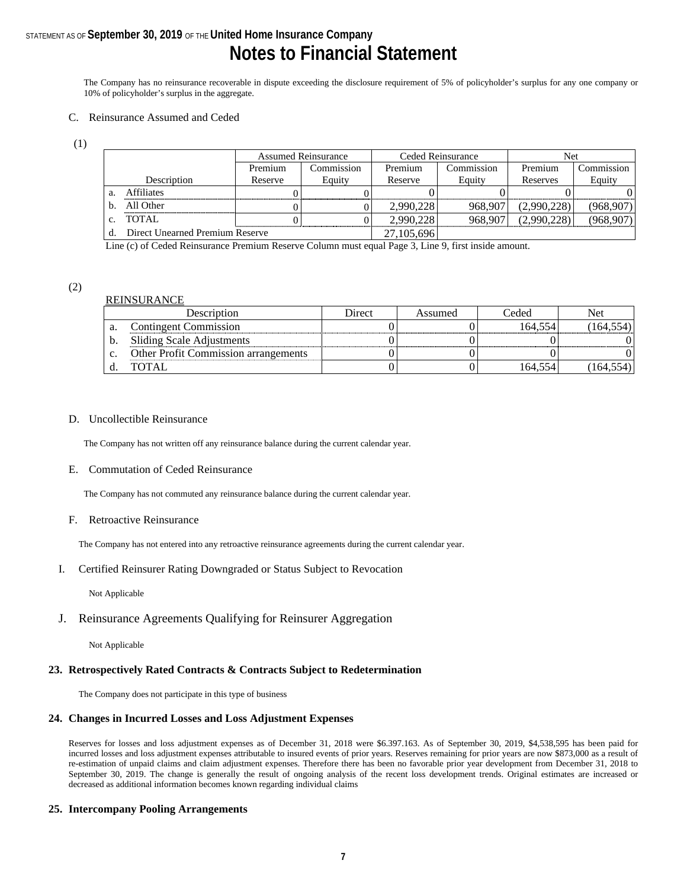The Company has no reinsurance recoverable in dispute exceeding the disclosure requirement of 5% of policyholder's surplus for any one company or 10% of policyholder's surplus in the aggregate.

C. Reinsurance Assumed and Ceded

(1)

| | Description | Assumed Reinsurance | | Ceded Reinsurance | | Net | |
|---|---|---|---|---|---|---|---|
| | | Premium Reserve | Commission Equity | Premium Reserve | Commission Equity | Premium Reserves | Commission Equity |
| a. | Affiliates | 0 | 0 | 0 | 0 | 0 | 0 |
| b. | All Other | 0 | 0 | 2,990,228 | 968,907 | (2,990,228) | (968,907) |
| c. | TOTAL | 0 | 0 | 2,990,228 | 968,907 | (2,990,228) | (968,907) |
| d. | Direct Unearned Premium Reserve | | | 27,105,696 | | | |

Line (c) of Ceded Reinsurance Premium Reserve Column must equal Page 3, Line 9, first inside amount.

(2)

REINSURANCE

| | Description | Direct | Assumed | Ceded | Net |
|---|---|---|---|---|---|
| a. | Contingent Commission | 0 | 0 | 164,554 | (164,554) |
| b. | Sliding Scale Adjustments | 0 | 0 | 0 | 0 |
| c. | Other Profit Commission arrangements | 0 | 0 | 0 | 0 |
| d. | TOTAL | 0 | 0 | 164,554 | (164,554) |

D. Uncollectible Reinsurance

The Company has not written off any reinsurance balance during the current calendar year.

E. Commutation of Ceded Reinsurance

The Company has not commuted any reinsurance balance during the current calendar year.

F. Retroactive Reinsurance

The Company has not entered into any retroactive reinsurance agreements during the current calendar year.

I. Certified Reinsurer Rating Downgraded or Status Subject to Revocation

Not Applicable

J. Reinsurance Agreements Qualifying for Reinsurer Aggregation

Not Applicable

## 23. Retrospectively Rated Contracts & Contracts Subject to Redetermination

The Company does not participate in this type of business

## 24. Changes in Incurred Losses and Loss Adjustment Expenses

Reserves for losses and loss adjustment expenses as of December 31, 2018 were $6.397.163. As of September 30, 2019, $4,538,595 has been paid for incurred losses and loss adjustment expenses attributable to insured events of prior years. Reserves remaining for prior years are now $873,000 as a result of re-estimation of unpaid claims and claim adjustment expenses. Therefore there has been no favorable prior year development from December 31, 2018 to September 30, 2019. The change is generally the result of ongoing analysis of the recent loss development trends. Original estimates are increased or decreased as additional information becomes known regarding individual claims

## 25. Intercompany Pooling Arrangements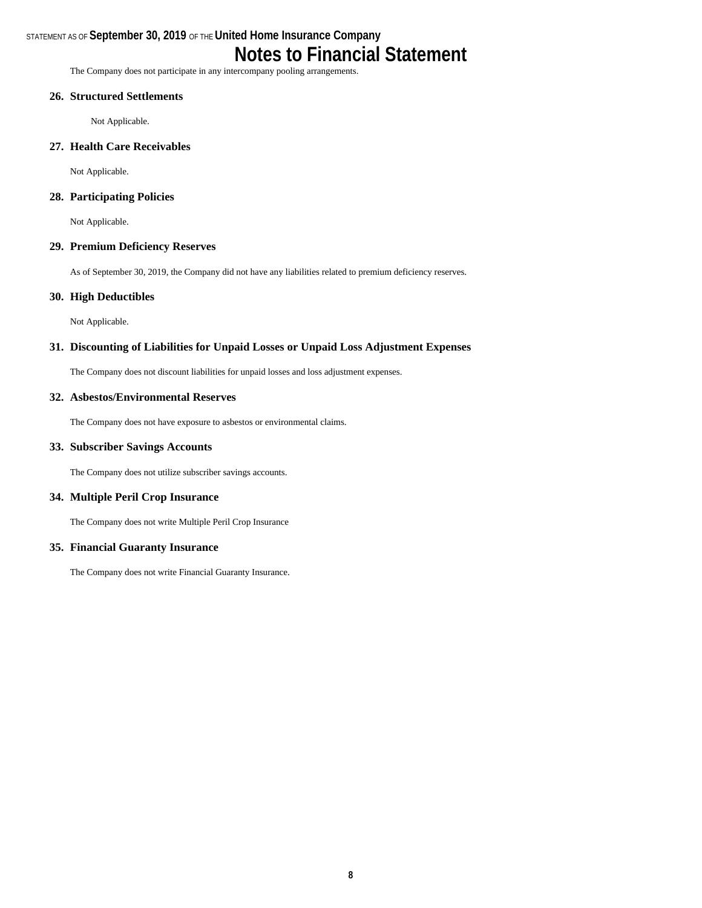The Company does not participate in any intercompany pooling arrangements.

## 26. Structured Settlements

Not Applicable.

## 27. Health Care Receivables

Not Applicable.

## 28. Participating Policies

Not Applicable.

## 29. Premium Deficiency Reserves

As of September 30, 2019, the Company did not have any liabilities related to premium deficiency reserves.

## 30. High Deductibles

Not Applicable.

## 31. Discounting of Liabilities for Unpaid Losses or Unpaid Loss Adjustment Expenses

The Company does not discount liabilities for unpaid losses and loss adjustment expenses.

## 32. Asbestos/Environmental Reserves

The Company does not have exposure to asbestos or environmental claims.

## 33. Subscriber Savings Accounts

The Company does not utilize subscriber savings accounts.

## 34. Multiple Peril Crop Insurance

The Company does not write Multiple Peril Crop Insurance

## 35. Financial Guaranty Insurance

The Company does not write Financial Guaranty Insurance.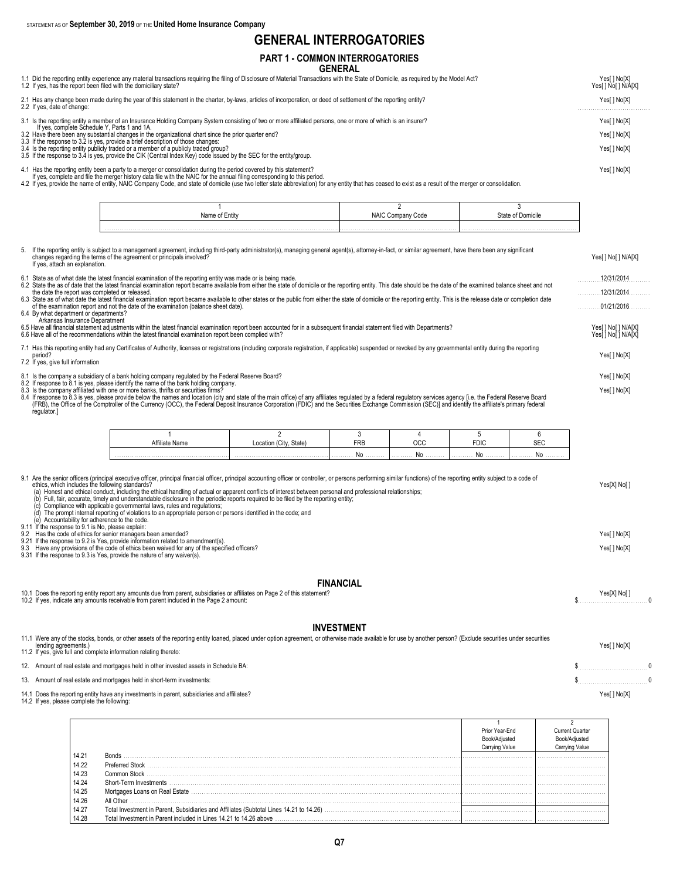# GENERAL INTERROGATORIES

## PART 1 - COMMON INTERROGATORIES

### GENERAL

1.1 Did the reporting entity experience any material transactions requiring the filing of Disclosure of Material Transactions with the State of Domicile, as required by the Model Act? Yes[ ] No[X]

1.2 If yes, has the report been filed with the domiciliary state? Yes[ ] No[ ] N/A[X]

2.1 Has any change been made during the year of this statement in the charter, by-laws, articles of incorporation, or deed of settlement of the reporting entity? Yes[ ] No[X]

2.2 If yes, date of change:

3.1 Is the reporting entity a member of an Insurance Holding Company System consisting of two or more affiliated persons, one or more of which is an insurer? Yes[ ] No[X]

If yes, complete Schedule Y, Parts 1 and 1A.

3.2 Have there been any substantial changes in the organizational chart since the prior quarter end? Yes[ ] No[X]

3.3 If the response to 3.2 is yes, provide a brief description of those changes:

3.4 Is the reporting entity publicly traded or a member of a publicly traded group? Yes[ ] No[X]

3.5 If the response to 3.4 is yes, provide the CIK (Central Index Key) code issued by the SEC for the entity/group.

4.1 Has the reporting entity been a party to a merger or consolidation during the period covered by this statement? Yes[ ] No[X]

If yes, complete and file the merger history data file with the NAIC for the annual filing corresponding to this period.

4.2 If yes, provide the name of entity, NAIC Company Code, and state of domicile (use two letter state abbreviation) for any entity that has ceased to exist as a result of the merger or consolidation.

| 1<br>Name of Entity | 2<br>NAIC Company Code | 3<br>State of Domicile |
|---|---|---|
| | | |

5. If the reporting entity is subject to a management agreement, including third-party administrator(s), managing general agent(s), attorney-in-fact, or similar agreement, have there been any significant changes regarding the terms of the agreement or principals involved? Yes[ ] No[ ] N/A[X]

If yes, attach an explanation.

6.1 State as of what date the latest financial examination of the reporting entity was made or is being made. 12/31/2014

6.2 State the as of date that the latest financial examination report became available from either the state of domicile or the reporting entity. This date should be the date of the examined balance sheet and not the date the report was completed or released. 12/31/2014

6.3 State as of what date the latest financial examination report became available to other states or the public from either the state of domicile or the reporting entity. This is the release date or completion date of the examination report and not the date of the examination (balance sheet date). 01/21/2016

6.4 By what department or departments?

Arkansas Insurance Deparatment

6.5 Have all financial statement adjustments within the latest financial examination report been accounted for in a subsequent financial statement filed with Departments? Yes[ ] No[ ] N/A[X]

6.6 Have all of the recommendations within the latest financial examination report been complied with? Yes[ ] No[ ] N/A[X]

7.1 Has this reporting entity had any Certificates of Authority, licenses or registrations (including corporate registration, if applicable) suspended or revoked by any governmental entity during the reporting period? Yes[ ] No[X]

7.2 If yes, give full information

8.1 Is the company a subsidiary of a bank holding company regulated by the Federal Reserve Board? Yes[ ] No[X]

8.2 If response to 8.1 is yes, please identify the name of the bank holding company.

8.3 Is the company affiliated with one or more banks, thrifts or securities firms? Yes[ ] No[X]

8.4 If response to 8.3 is yes, please provide below the names and location (city and state of the main office) of any affiliates regulated by a federal regulatory services agency [i.e. the Federal Reserve Board (FRB), the Office of the Comptroller of the Currency (OCC), the Federal Deposit Insurance Corporation (FDIC) and the Securities Exchange Commission (SEC)] and identify the affiliate's primary federal regulator.]

| 1<br>Affiliate Name | 2<br>Location (City, State) | 3<br>FRB | 4<br>OCC | 5<br>FDIC | 6<br>SEC |
|---|---|---|---|---|---|
| | | No | No | No | No |

9.1 Are the senior officers (principal executive officer, principal financial officer, principal accounting officer or controller, or persons performing similar functions) of the reporting entity subject to a code of ethics, which includes the following standards? Yes[X] No[ ]

(a) Honest and ethical conduct, including the ethical handling of actual or apparent conflicts of interest between personal and professional relationships;
(b) Full, fair, accurate, timely and understandable disclosure in the periodic reports required to be filed by the reporting entity;
(c) Compliance with applicable governmental laws, rules and regulations;
(d) The prompt internal reporting of violations to an appropriate person or persons identified in the code; and
(e) Accountability for adherence to the code.

9.11 If the response to 9.1 is No, please explain:

9.2 Has the code of ethics for senior managers been amended? Yes[ ] No[X]

9.21 If the response to 9.2 is Yes, provide information related to amendment(s).

9.3 Have any provisions of the code of ethics been waived for any of the specified officers? Yes[ ] No[X]

9.31 If the response to 9.3 is Yes, provide the nature of any waiver(s).

### FINANCIAL

10.1 Does the reporting entity report any amounts due from parent, subsidiaries or affiliates on Page 2 of this statement? Yes[X] No[ ]

10.2 If yes, indicate any amounts receivable from parent included in the Page 2 amount: $ 0

### INVESTMENT

11.1 Were any of the stocks, bonds, or other assets of the reporting entity loaned, placed under option agreement, or otherwise made available for use by another person? (Exclude securities under securities lending agreements.) Yes[ ] No[X]

11.2 If yes, give full and complete information relating thereto:

12. Amount of real estate and mortgages held in other invested assets in Schedule BA: $ 0

13. Amount of real estate and mortgages held in short-term investments: $ 0

14.1 Does the reporting entity have any investments in parent, subsidiaries and affiliates? Yes[ ] No[X]

14.2 If yes, please complete the following:

| | | 1<br>Prior Year-End<br>Book/Adjusted<br>Carrying Value | 2<br>Current Quarter<br>Book/Adjusted<br>Carrying Value |
|---|---|---|---|
| 14.21 | Bonds | | |
| 14.22 | Preferred Stock | | |
| 14.23 | Common Stock | | |
| 14.24 | Short-Term Investments | | |
| 14.25 | Mortgages Loans on Real Estate | | |
| 14.26 | All Other | | |
| 14.27 | Total Investment in Parent, Subsidiaries and Affiliates (Subtotal Lines 14.21 to 14.26) | | |
| 14.28 | Total Investment in Parent included in Lines 14.21 to 14.26 above | | |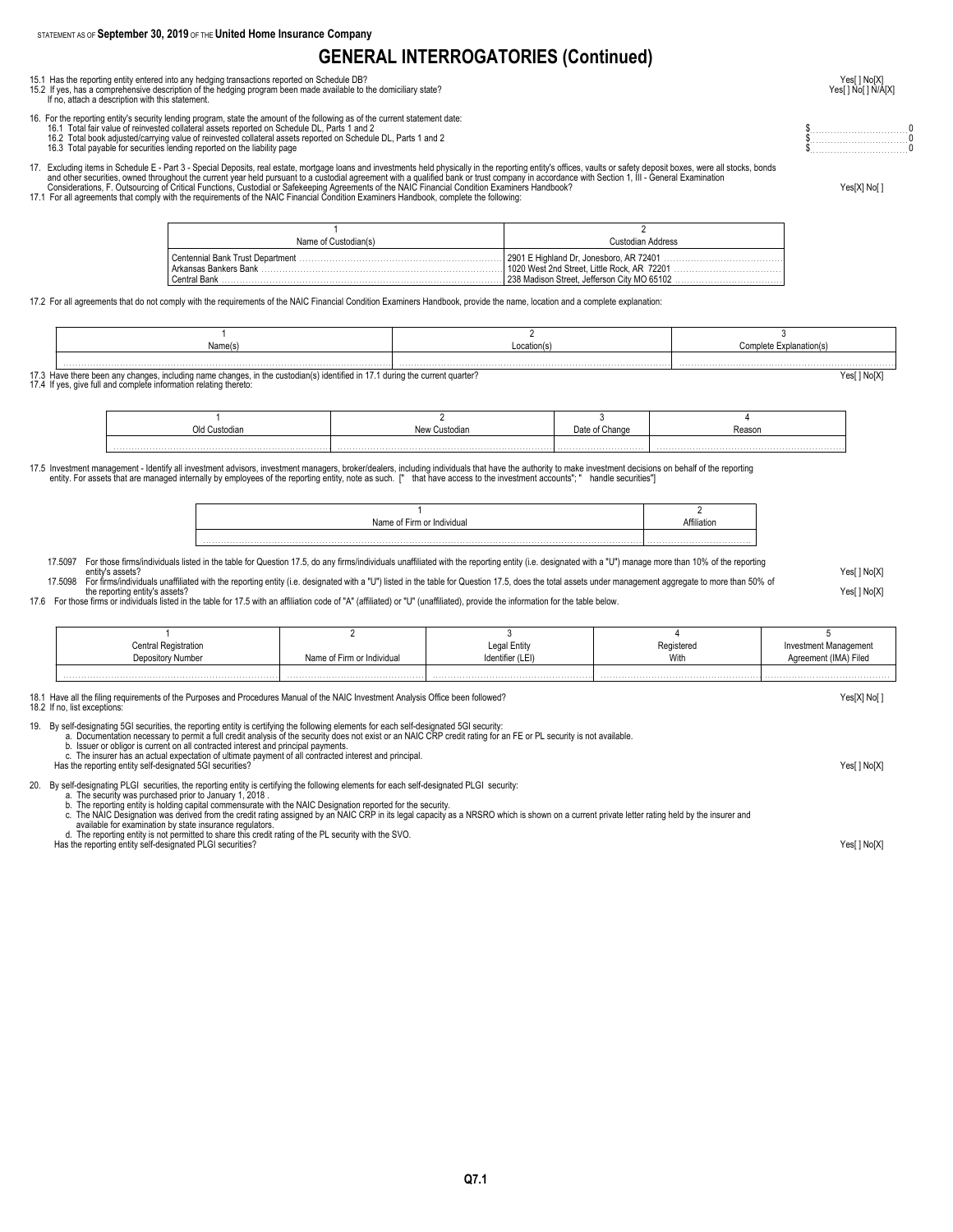# GENERAL INTERROGATORIES (Continued)

15.1 Has the reporting entity entered into any hedging transactions reported on Schedule DB? Yes[ ] No[X]

15.2 If yes, has a comprehensive description of the hedging program been made available to the domiciliary state? Yes[ ] No[ ] N/A[X]

If no, attach a description with this statement.

16. For the reporting entity's security lending program, state the amount of the following as of the current statement date:

16.1 Total fair value of reinvested collateral assets reported on Schedule DL, Parts 1 and 2 $ 0

16.2 Total book adjusted/carrying value of reinvested collateral assets reported on Schedule DL, Parts 1 and 2 $ 0

16.3 Total payable for securities lending reported on the liability page $ 0

17. Excluding items in Schedule E - Part 3 - Special Deposits, real estate, mortgage loans and investments held physically in the reporting entity's offices, vaults or safety deposit boxes, were all stocks, bonds and other securities, owned throughout the current year held pursuant to a custodial agreement with a qualified bank or trust company in accordance with Section 1, III - General Examination Considerations, F. Outsourcing of Critical Functions, Custodial or Safekeeping Agreements of the NAIC Financial Condition Examiners Handbook? Yes[X] No[ ]

17.1 For all agreements that comply with the requirements of the NAIC Financial Condition Examiners Handbook, complete the following:

| 1<br>Name of Custodian(s) | 2<br>Custodian Address |
|---|---|
| Centennial Bank Trust Department | 2901 E Highland Dr, Jonesboro, AR 72401 |
| Arkansas Bankers Bank | 1020 West 2nd Street, Little Rock, AR 72201 |
| Central Bank | 238 Madison Street, Jefferson City MO 65102 |

17.2 For all agreements that do not comply with the requirements of the NAIC Financial Condition Examiners Handbook, provide the name, location and a complete explanation:

| 1<br>Name(s) | 2<br>Location(s) | 3<br>Complete Explanation(s) |
|---|---|---|
| | | |

17.3 Have there been any changes, including name changes, in the custodian(s) identified in 17.1 during the current quarter? Yes[ ] No[X]

17.4 If yes, give full and complete information relating thereto:

| 1<br>Old Custodian | 2<br>New Custodian | 3<br>Date of Change | 4<br>Reason |
|---|---|---|---|
| | | | |

17.5 Investment management - Identify all investment advisors, investment managers, broker/dealers, including individuals that have the authority to make investment decisions on behalf of the reporting entity. For assets that are managed internally by employees of the reporting entity, note as such. [" that have access to the investment accounts"; " handle securities"]

| 1<br>Name of Firm or Individual | 2<br>Affiliation |
|---|---|
| | |

17.5097 For those firms/individuals listed in the table for Question 17.5, do any firms/individuals unaffiliated with the reporting entity (i.e. designated with a "U") manage more than 10% of the reporting entity's assets? Yes[ ] No[X]

17.5098 For firms/individuals unaffiliated with the reporting entity (i.e. designated with a "U") listed in the table for Question 17.5, does the total assets under management aggregate to more than 50% of the reporting entity's assets? Yes[ ] No[X]

17.6 For those firms or individuals listed in the table for 17.5 with an affiliation code of "A" (affiliated) or "U" (unaffiliated), provide the information for the table below.

| 1<br>Central Registration Depository Number | 2<br>Name of Firm or Individual | 3<br>Legal Entity Identifier (LEI) | 4<br>Registered With | 5<br>Investment Management Agreement (IMA) Filed |
|---|---|---|---|---|
| | | | | |

18.1 Have all the filing requirements of the Purposes and Procedures Manual of the NAIC Investment Analysis Office been followed? Yes[X] No[ ]

18.2 If no, list exceptions:

19. By self-designating 5GI securities, the reporting entity is certifying the following elements for each self-designated 5GI security:

a. Documentation necessary to permit a full credit analysis of the security does not exist or an NAIC CRP credit rating for an FE or PL security is not available.

b. Issuer or obligor is current on all contracted interest and principal payments.

c. The insurer has an actual expectation of ultimate payment of all contracted interest and principal.

Has the reporting entity self-designated 5GI securities? Yes[ ] No[X]

20. By self-designating PLGI securities, the reporting entity is certifying the following elements for each self-designated PLGI security:

a. The security was purchased prior to January 1, 2018 .

b. The reporting entity is holding capital commensurate with the NAIC Designation reported for the security.

c. The NAIC Designation was derived from the credit rating assigned by an NAIC CRP in its legal capacity as a NRSRO which is shown on a current private letter rating held by the insurer and available for examination by state insurance regulators.

d. The reporting entity is not permitted to share this credit rating of the PL security with the SVO.

Has the reporting entity self-designated PLGI securities? Yes[ ] No[X]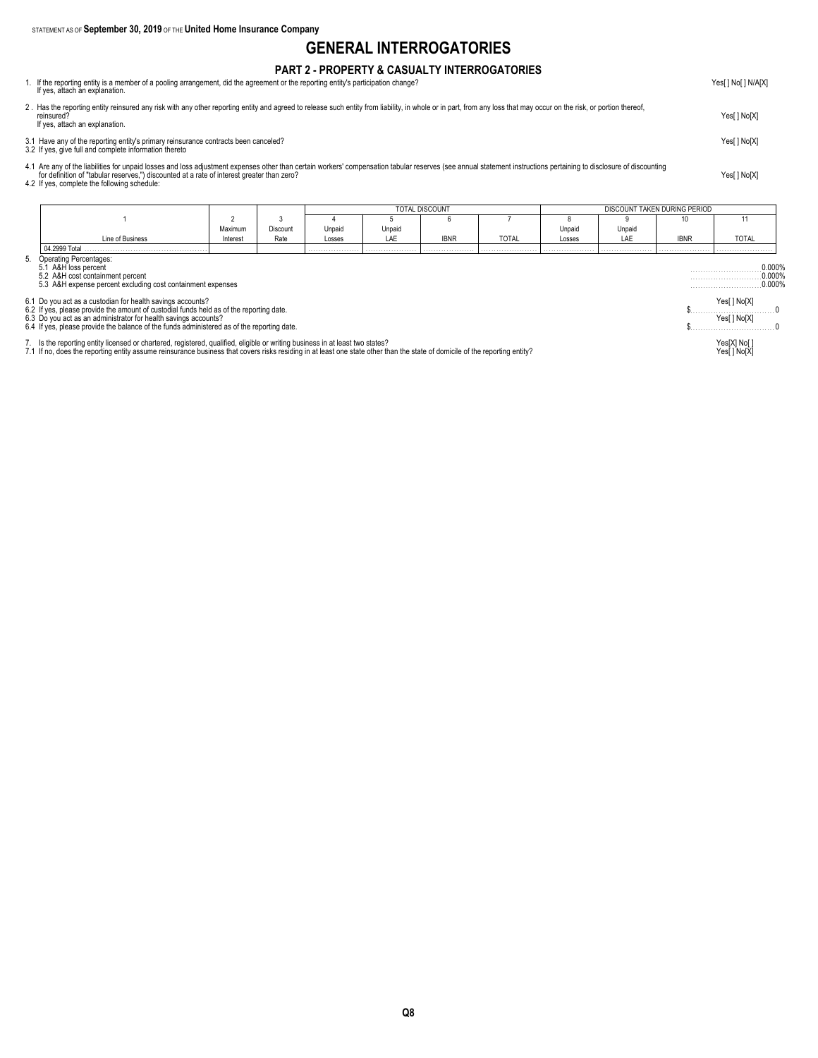STATEMENT AS OF **September 30, 2019** OF THE **United Home Insurance Company**

# GENERAL INTERROGATORIES

## PART 2 - PROPERTY & CASUALTY INTERROGATORIES

1. If the reporting entity is a member of a pooling arrangement, did the agreement or the reporting entity's participation change? Yes[ ] No[ ] N/A[X]
   If yes, attach an explanation.

2. Has the reporting entity reinsured any risk with any other reporting entity and agreed to release such entity from liability, in whole or in part, from any loss that may occur on the risk, or portion thereof, reinsured? Yes[ ] No[X]
   If yes, attach an explanation.

3.1 Have any of the reporting entity's primary reinsurance contracts been canceled? Yes[ ] No[X]
3.2 If yes, give full and complete information thereto

4.1 Are any of the liabilities for unpaid losses and loss adjustment expenses other than certain workers' compensation tabular reserves (see annual statement instructions pertaining to disclosure of discounting for definition of "tabular reserves,") discounted at a rate of interest greater than zero? Yes[ ] No[X]
4.2 If yes, complete the following schedule:

| | | | TOTAL DISCOUNT | | | | DISCOUNT TAKEN DURING PERIOD | | | |
|---|---|---|---|---|---|---|---|---|---|---|
| 1 | 2 | 3 | 4 | 5 | 6 | 7 | 8 | 9 | 10 | 11 |
| Line of Business | Maximum Interest | Discount Rate | Unpaid Losses | Unpaid LAE | IBNR | TOTAL | Unpaid Losses | Unpaid LAE | IBNR | TOTAL |
| 04.2999 Total | | | | | | | | | | |

5. Operating Percentages:
   5.1 A&H loss percent 0.000%
   5.2 A&H cost containment percent 0.000%
   5.3 A&H expense percent excluding cost containment expenses 0.000%

6.1 Do you act as a custodian for health savings accounts? Yes[ ] No[X]
6.2 If yes, please provide the amount of custodial funds held as of the reporting date. $ 0
6.3 Do you act as an administrator for health savings accounts? Yes[ ] No[X]
6.4 If yes, please provide the balance of the funds administered as of the reporting date. $ 0

7. Is the reporting entity licensed or chartered, registered, qualified, eligible or writing business in at least two states? Yes[X] No[ ]
7.1 If no, does the reporting entity assume reinsurance business that covers risks residing in at least one state other than the state of domicile of the reporting entity? Yes[ ] No[X]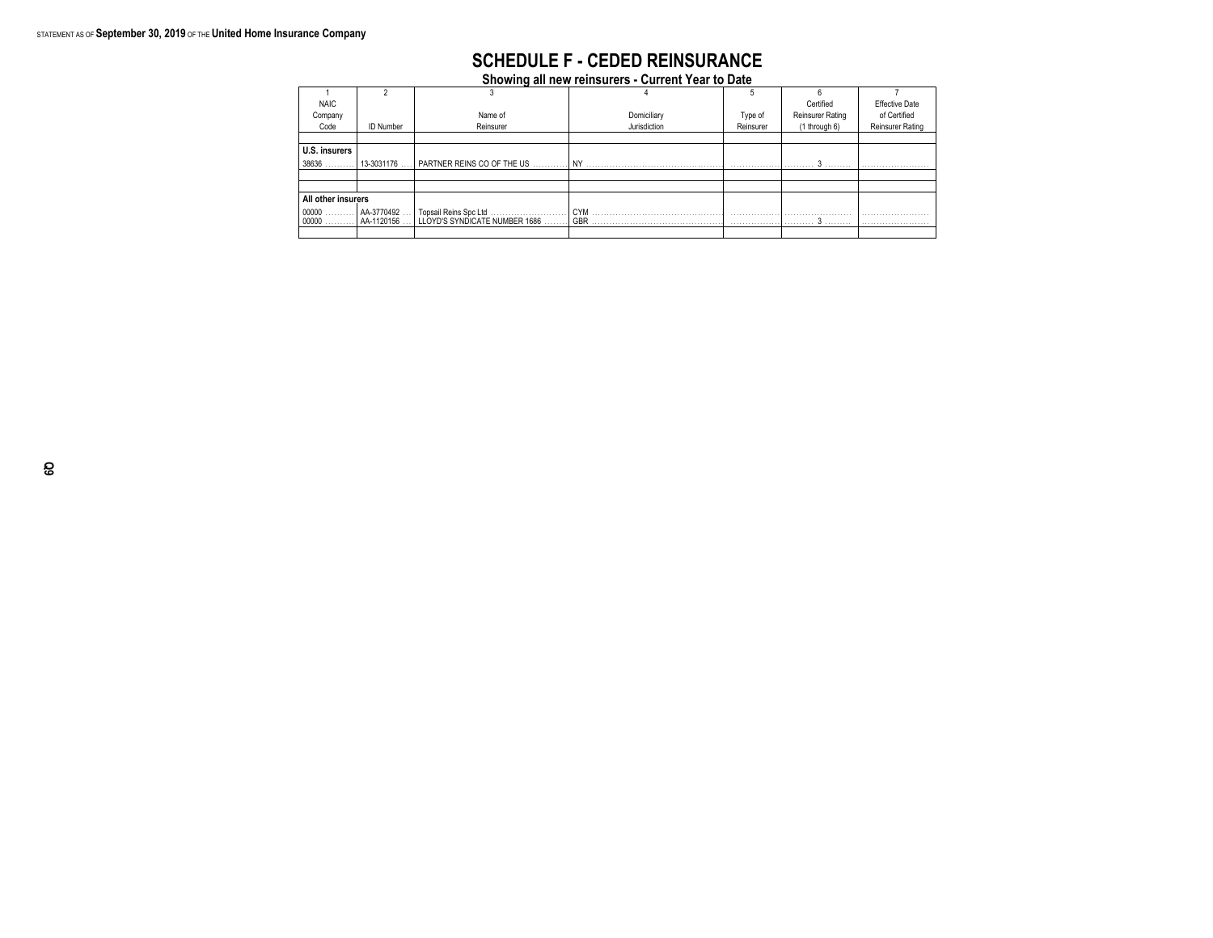STATEMENT AS OF **September 30, 2019** OF THE **United Home Insurance Company**

# SCHEDULE F - CEDED REINSURANCE

## Showing all new reinsurers - Current Year to Date

| 1<br>NAIC Company Code | 2<br>ID Number | 3<br>Name of Reinsurer | 4<br>Domiciliary Jurisdiction | 5<br>Type of Reinsurer | 6<br>Certified Reinsurer Rating (1 through 6) | 7<br>Effective Date of Certified Reinsurer Rating |
|---|---|---|---|---|---|---|
| | | | | | | |
| **U.S. insurers** | | | | | | |
| 38636 | 13-3031176 | PARTNER REINS CO OF THE US | NY | | 3 | |
| | | | | | | |
| | | | | | | |
| **All other insurers** | | | | | | |
| 00000 | AA-3770492 | Topsail Reins Spc Ltd | CYM | | | |
| 00000 | AA-1120156 | LLOYD'S SYNDICATE NUMBER 1686 | GBR | | 3 | |
| | | | | | | |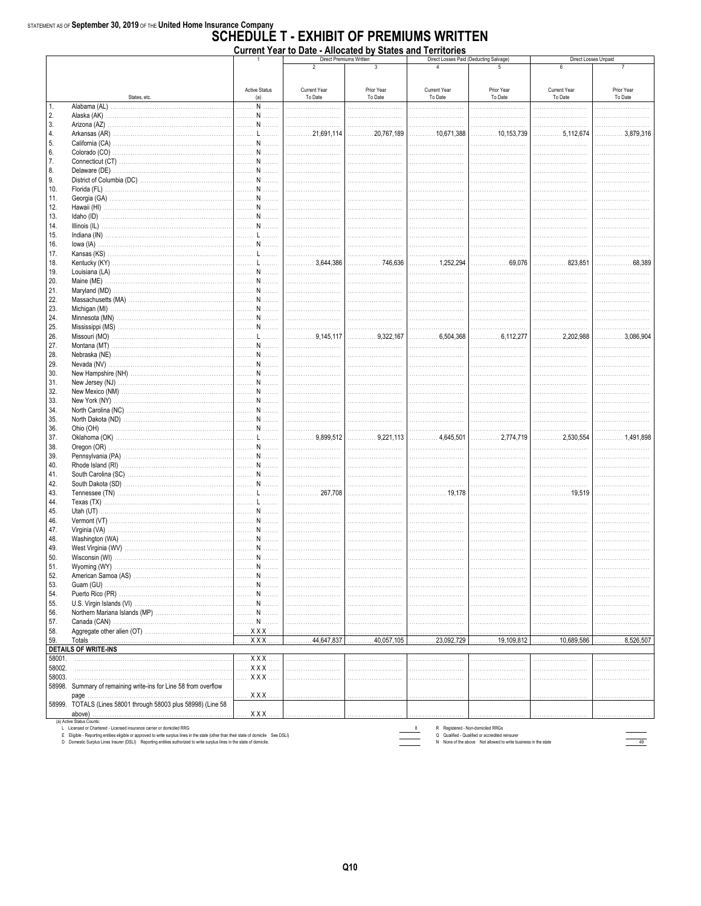STATEMENT AS OF **September 30, 2019** OF THE **United Home Insurance Company**

# SCHEDULE T - EXHIBIT OF PREMIUMS WRITTEN

## Current Year to Date - Allocated by States and Territories

| | States, etc. | 1<br>Active Status<br>(a) | Direct Premiums Written<br>2<br>Current Year To Date | 3<br>Prior Year To Date | Direct Losses Paid (Deducting Salvage)<br>4<br>Current Year To Date | 5<br>Prior Year To Date | Direct Losses Unpaid<br>6<br>Current Year To Date | 7<br>Prior Year To Date |
|---|---|---|---|---|---|---|---|---|
| 1. | Alabama (AL) | N | | | | | | |
| 2. | Alaska (AK) | N | | | | | | |
| 3. | Arizona (AZ) | N | | | | | | |
| 4. | Arkansas (AR) | L | 21,691,114 | 20,767,189 | 10,671,388 | 10,153,739 | 5,112,674 | 3,879,316 |
| 5. | California (CA) | N | | | | | | |
| 6. | Colorado (CO) | N | | | | | | |
| 7. | Connecticut (CT) | N | | | | | | |
| 8. | Delaware (DE) | N | | | | | | |
| 9. | District of Columbia (DC) | N | | | | | | |
| 10. | Florida (FL) | N | | | | | | |
| 11. | Georgia (GA) | N | | | | | | |
| 12. | Hawaii (HI) | N | | | | | | |
| 13. | Idaho (ID) | N | | | | | | |
| 14. | Illinois (IL) | N | | | | | | |
| 15. | Indiana (IN) | L | | | | | | |
| 16. | Iowa (IA) | N | | | | | | |
| 17. | Kansas (KS) | L | | | | | | |
| 18. | Kentucky (KY) | L | 3,644,386 | 746,636 | 1,252,294 | 69,076 | 823,851 | 68,389 |
| 19. | Louisiana (LA) | N | | | | | | |
| 20. | Maine (ME) | N | | | | | | |
| 21. | Maryland (MD) | N | | | | | | |
| 22. | Massachusetts (MA) | N | | | | | | |
| 23. | Michigan (MI) | N | | | | | | |
| 24. | Minnesota (MN) | N | | | | | | |
| 25. | Mississippi (MS) | N | | | | | | |
| 26. | Missouri (MO) | L | 9,145,117 | 9,322,167 | 6,504,368 | 6,112,277 | 2,202,988 | 3,086,904 |
| 27. | Montana (MT) | N | | | | | | |
| 28. | Nebraska (NE) | N | | | | | | |
| 29. | Nevada (NV) | N | | | | | | |
| 30. | New Hampshire (NH) | N | | | | | | |
| 31. | New Jersey (NJ) | N | | | | | | |
| 32. | New Mexico (NM) | N | | | | | | |
| 33. | New York (NY) | N | | | | | | |
| 34. | North Carolina (NC) | N | | | | | | |
| 35. | North Dakota (ND) | N | | | | | | |
| 36. | Ohio (OH) | N | | | | | | |
| 37. | Oklahoma (OK) | L | 9,899,512 | 9,221,113 | 4,645,501 | 2,774,719 | 2,530,554 | 1,491,898 |
| 38. | Oregon (OR) | N | | | | | | |
| 39. | Pennsylvania (PA) | N | | | | | | |
| 40. | Rhode Island (RI) | N | | | | | | |
| 41. | South Carolina (SC) | N | | | | | | |
| 42. | South Dakota (SD) | N | | | | | | |
| 43. | Tennessee (TN) | L | 267,708 | | 19,178 | | 19,519 | |
| 44. | Texas (TX) | L | | | | | | |
| 45. | Utah (UT) | N | | | | | | |
| 46. | Vermont (VT) | N | | | | | | |
| 47. | Virginia (VA) | N | | | | | | |
| 48. | Washington (WA) | N | | | | | | |
| 49. | West Virginia (WV) | N | | | | | | |
| 50. | Wisconsin (WI) | N | | | | | | |
| 51. | Wyoming (WY) | N | | | | | | |
| 52. | American Samoa (AS) | N | | | | | | |
| 53. | Guam (GU) | N | | | | | | |
| 54. | Puerto Rico (PR) | N | | | | | | |
| 55. | U.S. Virgin Islands (VI) | N | | | | | | |
| 56. | Northern Mariana Islands (MP) | N | | | | | | |
| 57. | Canada (CAN) | N | | | | | | |
| 58. | Aggregate other alien (OT) | XXX | | | | | | |
| 59. | Totals | XXX | 44,647,837 | 40,057,105 | 23,092,729 | 19,109,812 | 10,689,586 | 8,526,507 |
| | **DETAILS OF WRITE-INS** | | | | | | | |
| 58001. | | XXX | | | | | | |
| 58002. | | XXX | | | | | | |
| 58003. | | XXX | | | | | | |
| 58998. | Summary of remaining write-ins for Line 58 from overflow page | XXX | | | | | | |
| 58999. | TOTALS (Lines 58001 through 58003 plus 58998) (Line 58 above) | XXX | | | | | | |

(a) Active Status Counts:

L Licensed or Chartered - Licensed insurance carrier or domiciled RRG ..... 8

E Eligible - Reporting entities eligible or approved to write surplus lines in the state (other than their state of domicile See DSLI) ..... 

D Domestic Surplus Lines Insurer (DSLI) Reporting entities authorized to write surplus lines in the state of domicile. ..... 

R Registered - Non-domiciled RRGs ..... 

Q Qualified - Qualified or accredited reinsurer ..... 

N None of the above Not allowed to write business in the state ..... 49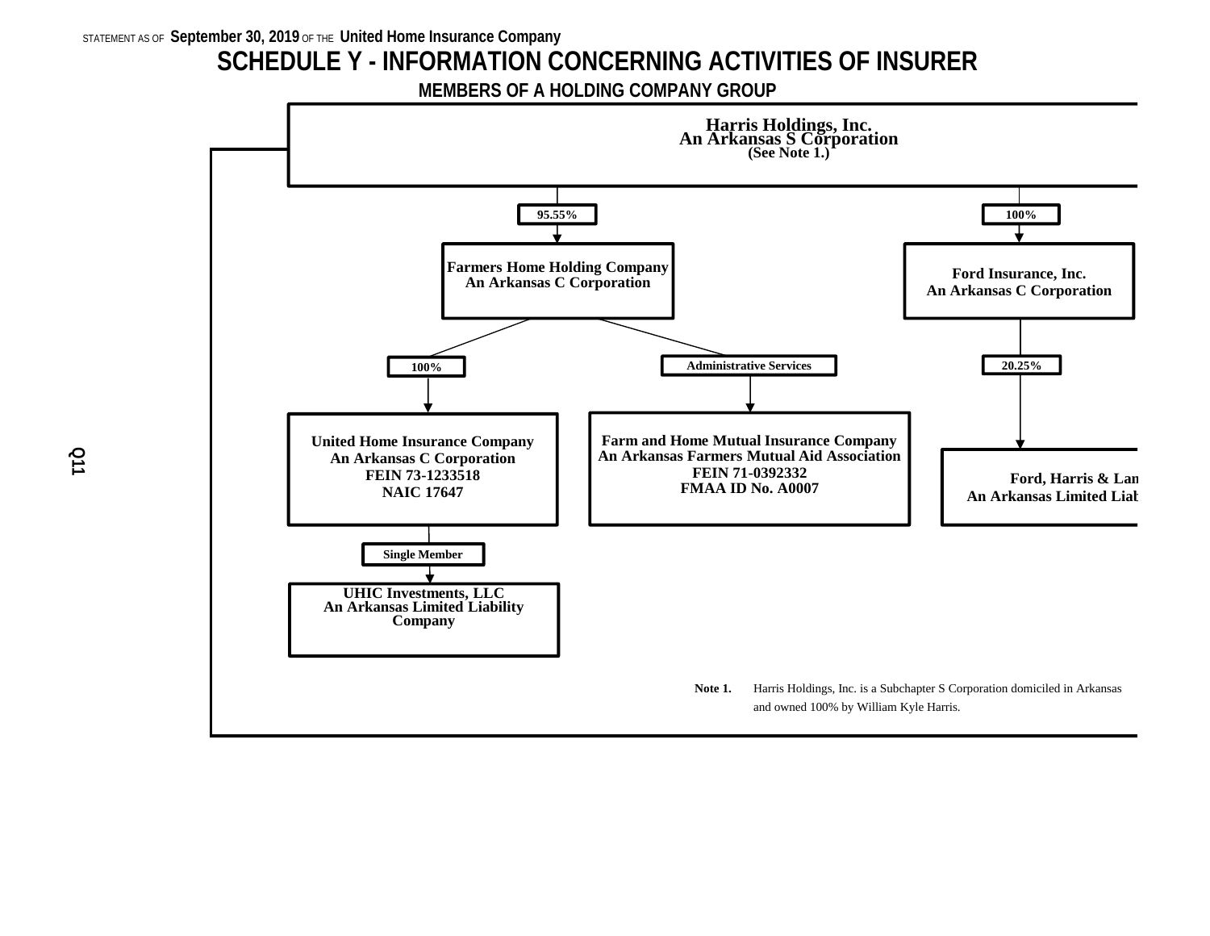STATEMENT AS OF **September 30, 2019** OF THE **United Home Insurance Company**

# SCHEDULE Y - INFORMATION CONCERNING ACTIVITIES OF INSURER

## MEMBERS OF A HOLDING COMPANY GROUP

**Harris Holdings, Inc.**
**An Arkansas S Corporation**
**(See Note 1.)**

- **95.55%** → **Farmers Home Holding Company**, An Arkansas C Corporation
  - **100%** → **United Home Insurance Company**, An Arkansas C Corporation, FEIN 73-1233518, NAIC 17647
    - **Single Member** → **UHIC Investments, LLC**, An Arkansas Limited Liability Company
  - **Administrative Services** → **Farm and Home Mutual Insurance Company**, An Arkansas Farmers Mutual Aid Association, FEIN 71-0392332, FMAA ID No. A0007
- **100%** → **Ford Insurance, Inc.**, An Arkansas C Corporation
  - **20.25%** → **Ford, Harris & Lan**, An Arkansas Limited Liab

**Note 1.** Harris Holdings, Inc. is a Subchapter S Corporation domiciled in Arkansas and owned 100% by William Kyle Harris.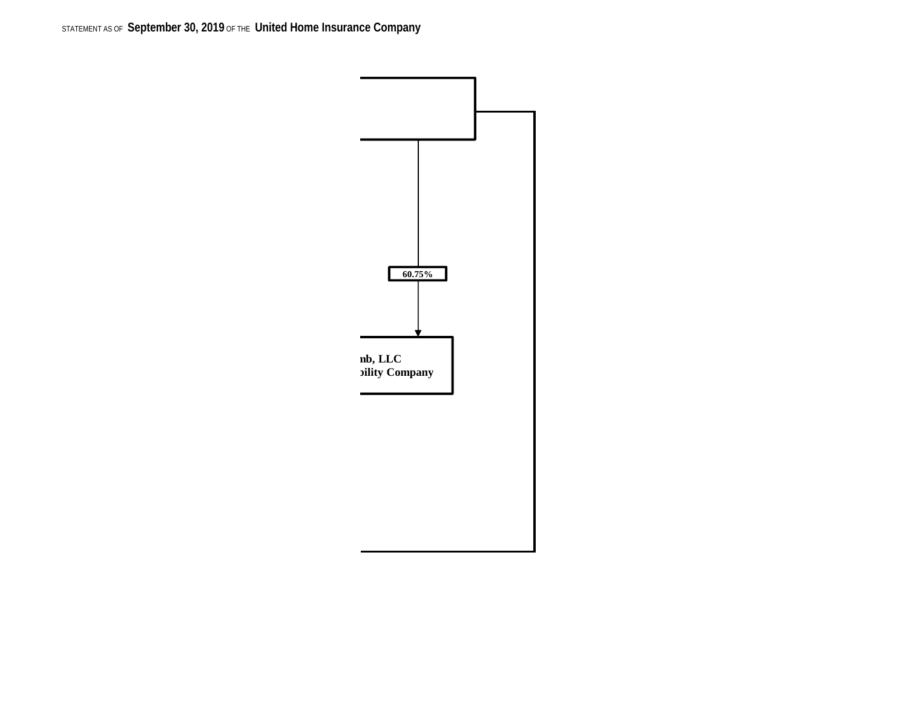60.75%

nb, LLC
bility Company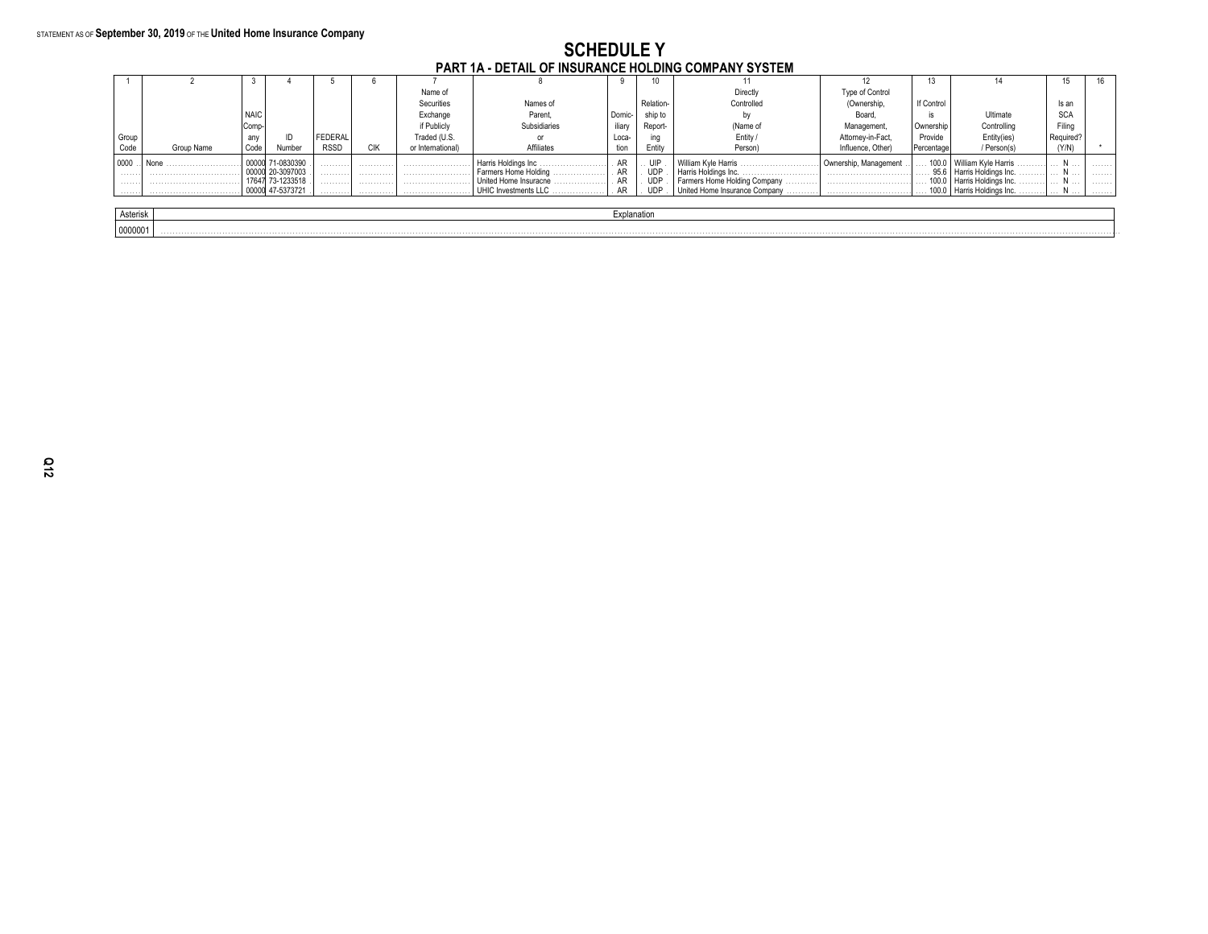STATEMENT AS OF **September 30, 2019** OF THE **United Home Insurance Company**

# SCHEDULE Y

## PART 1A - DETAIL OF INSURANCE HOLDING COMPANY SYSTEM

| 1 | 2 | 3 | 4 | 5 | 6 | 7 | 8 | 9 | 10 | 11 | 12 | 13 | 14 | 15 | 16 |
|---|---|---|---|---|---|---|---|---|---|---|---|---|---|---|---|
| Group Code | Group Name | NAIC Company Code | ID Number | FEDERAL RSSD | CIK | Name of Securities Exchange if Publicly Traded (U.S. or International) | Names of Parent, Subsidiaries or Affiliates | Domiciliary Location | Relationship to Reporting Entity | Directly Controlled by (Name of Entity / Person) | Type of Control (Ownership, Board, Management, Attorney-in-Fact, Influence, Other) | If Control is Ownership Provide Percentage | Ultimate Controlling Entity(ies) / Person(s) | Is an SCA Filing Required? (Y/N) | * |
| 0000 | None | 00000 | 71-0830390 | | | | Harris Holdings Inc | AR | UIP | William Kyle Harris | Ownership, Management | 100.0 | William Kyle Harris | N | |
| | | 00000 | 20-3097003 | | | | Farmers Home Holding | AR | UDP | Harris Holdings Inc. | | 95.6 | Harris Holdings Inc. | N | |
| | | 17647 | 73-1233518 | | | | United Home Insuracne | AR | UDP | Farmers Home Holding Company | | 100.0 | Harris Holdings Inc. | N | |
| | | 00000 | 47-5373721 | | | | UHIC Investments LLC | AR | UDP | United Home Insurance Company | | 100.0 | Harris Holdings Inc. | N | |

| Asterisk | Explanation |
|---|---|
| 0000001 | |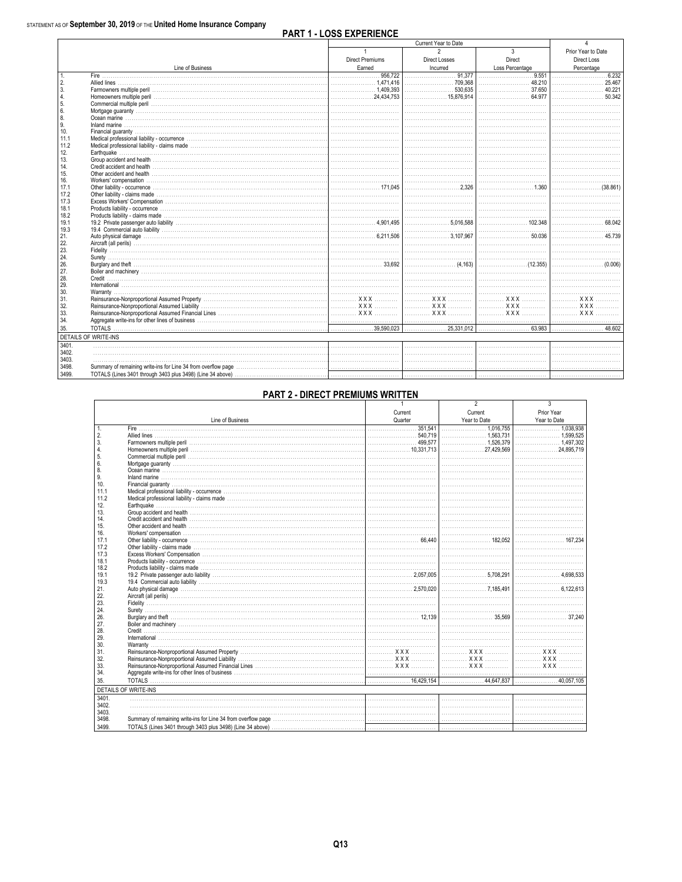STATEMENT AS OF **September 30, 2019** OF THE **United Home Insurance Company**

## PART 1 - LOSS EXPERIENCE

| | Line of Business | Current Year to Date 1 Direct Premiums Earned | 2 Direct Losses Incurred | 3 Direct Loss Percentage | 4 Prior Year to Date Direct Loss Percentage |
|---|---|---|---|---|---|
| 1. | Fire | 956,722 | 91,377 | 9.551 | 6.232 |
| 2. | Allied lines | 1,471,416 | 709,368 | 48.210 | 25.467 |
| 3. | Farmowners multiple peril | 1,409,393 | 530,635 | 37.650 | 40.221 |
| 4. | Homeowners multiple peril | 24,434,753 | 15,876,914 | 64.977 | 50.342 |
| 5. | Commercial multiple peril | | | | |
| 6. | Mortgage guaranty | | | | |
| 8. | Ocean marine | | | | |
| 9. | Inland marine | | | | |
| 10. | Financial guaranty | | | | |
| 11.1 | Medical professional liability - occurrence | | | | |
| 11.2 | Medical professional liability - claims made | | | | |
| 12. | Earthquake | | | | |
| 13. | Group accident and health | | | | |
| 14. | Credit accident and health | | | | |
| 15. | Other accident and health | | | | |
| 16. | Workers' compensation | | | | |
| 17.1 | Other liability - occurrence | 171,045 | 2,326 | 1.360 | (38.861) |
| 17.2 | Other liability - claims made | | | | |
| 17.3 | Excess Workers' Compensation | | | | |
| 18.1 | Products liability - occurrence | | | | |
| 18.2 | Products liability - claims made | | | | |
| 19.1 | 19.2 Private passenger auto liability | 4,901,495 | 5,016,588 | 102.348 | 68.042 |
| 19.3 | 19.4 Commercial auto liability | | | | |
| 21. | Auto physical damage | 6,211,506 | 3,107,967 | 50.036 | 45.739 |
| 22. | Aircraft (all perils) | | | | |
| 23. | Fidelity | | | | |
| 24. | Surety | | | | |
| 26. | Burglary and theft | 33,692 | (4,163) | (12.355) | (0.006) |
| 27. | Boiler and machinery | | | | |
| 28. | Credit | | | | |
| 29. | International | | | | |
| 30. | Warranty | | | | |
| 31. | Reinsurance-Nonproportional Assumed Property | XXX | XXX | XXX | XXX |
| 32. | Reinsurance-Nonproportional Assumed Liability | XXX | XXX | XXX | XXX |
| 33. | Reinsurance-Nonproportional Assumed Financial Lines | XXX | XXX | XXX | XXX |
| 34. | Aggregate write-ins for other lines of business | | | | |
| 35. | TOTALS | 39,590,023 | 25,331,012 | 63.983 | 48.602 |
| | DETAILS OF WRITE-INS | | | | |
| 3401. | | | | | |
| 3402. | | | | | |
| 3403. | | | | | |
| 3498. | Summary of remaining write-ins for Line 34 from overflow page | | | | |
| 3499. | TOTALS (Lines 3401 through 3403 plus 3498) (Line 34 above) | | | | |

## PART 2 - DIRECT PREMIUMS WRITTEN

| | Line of Business | 1 Current Quarter | 2 Current Year to Date | 3 Prior Year Year to Date |
|---|---|---|---|---|
| 1. | Fire | 351,541 | 1,016,755 | 1,038,938 |
| 2. | Allied lines | 540,719 | 1,563,731 | 1,599,525 |
| 3. | Farmowners multiple peril | 499,577 | 1,526,379 | 1,497,302 |
| 4. | Homeowners multiple peril | 10,331,713 | 27,429,569 | 24,895,719 |
| 5. | Commercial multiple peril | | | |
| 6. | Mortgage guaranty | | | |
| 8. | Ocean marine | | | |
| 9. | Inland marine | | | |
| 10. | Financial guaranty | | | |
| 11.1 | Medical professional liability - occurrence | | | |
| 11.2 | Medical professional liability - claims made | | | |
| 12. | Earthquake | | | |
| 13. | Group accident and health | | | |
| 14. | Credit accident and health | | | |
| 15. | Other accident and health | | | |
| 16. | Workers' compensation | | | |
| 17.1 | Other liability - occurrence | 66,440 | 182,052 | 167,234 |
| 17.2 | Other liability - claims made | | | |
| 17.3 | Excess Workers' Compensation | | | |
| 18.1 | Products liability - occurrence | | | |
| 18.2 | Products liability - claims made | | | |
| 19.1 | 19.2 Private passenger auto liability | 2,057,005 | 5,708,291 | 4,698,533 |
| 19.3 | 19.4 Commercial auto liability | | | |
| 21. | Auto physical damage | 2,570,020 | 7,185,491 | 6,122,613 |
| 22. | Aircraft (all perils) | | | |
| 23. | Fidelity | | | |
| 24. | Surety | | | |
| 26. | Burglary and theft | 12,139 | 35,569 | 37,240 |
| 27. | Boiler and machinery | | | |
| 28. | Credit | | | |
| 29. | International | | | |
| 30. | Warranty | | | |
| 31. | Reinsurance-Nonproportional Assumed Property | XXX | XXX | XXX |
| 32. | Reinsurance-Nonproportional Assumed Liability | XXX | XXX | XXX |
| 33. | Reinsurance-Nonproportional Assumed Financial Lines | XXX | XXX | XXX |
| 34. | Aggregate write-ins for other lines of business | | | |
| 35. | TOTALS | 16,429,154 | 44,647,837 | 40,057,105 |
| | DETAILS OF WRITE-INS | | | |
| 3401. | | | | |
| 3402. | | | | |
| 3403. | | | | |
| 3498. | Summary of remaining write-ins for Line 34 from overflow page | | | |
| 3499. | TOTALS (Lines 3401 through 3403 plus 3498) (Line 34 above) | | | |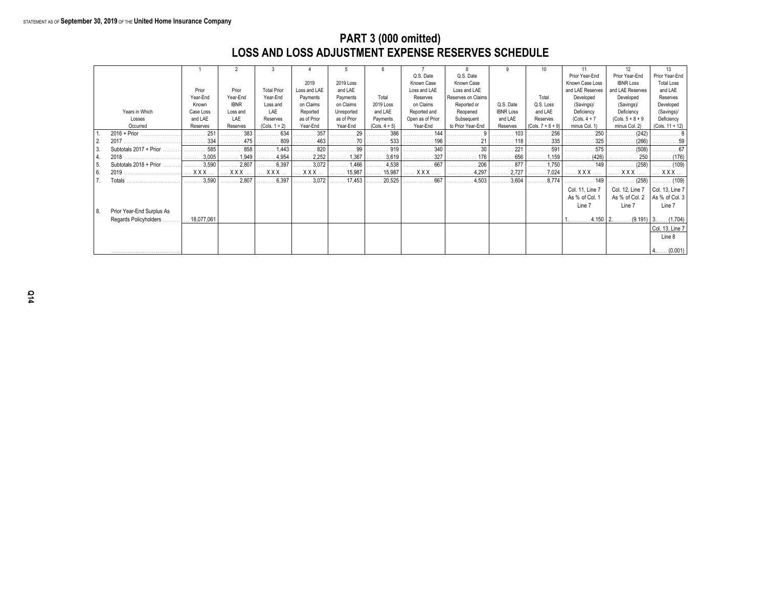STATEMENT AS OF **September 30, 2019** OF THE **United Home Insurance Company**

## PART 3 (000 omitted)
## LOSS AND LOSS ADJUSTMENT EXPENSE RESERVES SCHEDULE

| | Years in Which Losses Occurred | 1<br>Prior Year-End Known Case Loss and LAE Reserves | 2<br>Prior Year-End IBNR Loss and LAE Reserves | 3<br>Total Prior Year-End Loss and LAE Reserves (Cols. 1 + 2) | 4<br>2019 Loss and LAE Payments on Claims Reported as of Prior Year-End | 5<br>2019 Loss and LAE Payments on Claims Unreported as of Prior Year-End | 6<br>Total 2019 Loss and LAE Payments (Cols. 4 + 5) | 7<br>Q.S. Date Known Case Loss and LAE Reserves on Claims Reported and Open as of Prior Year-End | 8<br>Q.S. Date Known Case Loss and LAE Reserves on Claims Reported or Reopened Subsequent to Prior Year-End | 9<br>Q.S. Date IBNR Loss and LAE Reserves | 10<br>Total Q.S. Loss and LAE Reserves (Cols. 7 + 8 + 9) | 11<br>Prior Year-End Known Case Loss and LAE Reserves Developed (Savings)/ Deficiency (Cols. 4 + 7 minus Col. 1) | 12<br>Prior Year-End IBNR Loss and LAE Reserves Developed (Savings)/ Deficiency (Cols. 5 + 8 + 9 minus Col. 2) | 13<br>Prior Year-End Total Loss and LAE Reserves Developed (Savings)/ Deficiency (Cols. 11 + 12) |
|---|---|---|---|---|---|---|---|---|---|---|---|---|---|---|
| 1. | 2016 + Prior | 251 | 383 | 634 | 357 | 29 | 386 | 144 | 9 | 103 | 256 | 250 | (242) | 8 |
| 2. | 2017 | 334 | 475 | 809 | 463 | 70 | 533 | 196 | 21 | 118 | 335 | 325 | (266) | 59 |
| 3. | Subtotals 2017 + Prior | 585 | 858 | 1,443 | 820 | 99 | 919 | 340 | 30 | 221 | 591 | 575 | (508) | 67 |
| 4. | 2018 | 3,005 | 1,949 | 4,954 | 2,252 | 1,367 | 3,619 | 327 | 176 | 656 | 1,159 | (426) | 250 | (176) |
| 5. | Subtotals 2018 + Prior | 3,590 | 2,807 | 6,397 | 3,072 | 1,466 | 4,538 | 667 | 206 | 877 | 1,750 | 149 | (258) | (109) |
| 6. | 2019 | XXX | XXX | XXX | XXX | 15,987 | 15,987 | XXX | 4,297 | 2,727 | 7,024 | XXX | XXX | XXX |
| 7. | Totals | 3,590 | 2,807 | 6,397 | 3,072 | 17,453 | 20,525 | 667 | 4,503 | 3,604 | 8,774 | 149 | (258) | (109) |
| | | | | | | | | | | | | Col. 11, Line 7 As % of Col. 1 Line 7 | Col. 12, Line 7 As % of Col. 2 Line 7 | Col. 13, Line 7 As % of Col. 3 Line 7 |
| 8. | Prior Year-End Surplus As Regards Policyholders | 18,077,061 | | | | | | | | | | 1. 4.150 | 2. (9.191) | 3. (1.704) |
| | | | | | | | | | | | | | | Col. 13, Line 7 Line 8 |
| | | | | | | | | | | | | | | 4. (0.001) |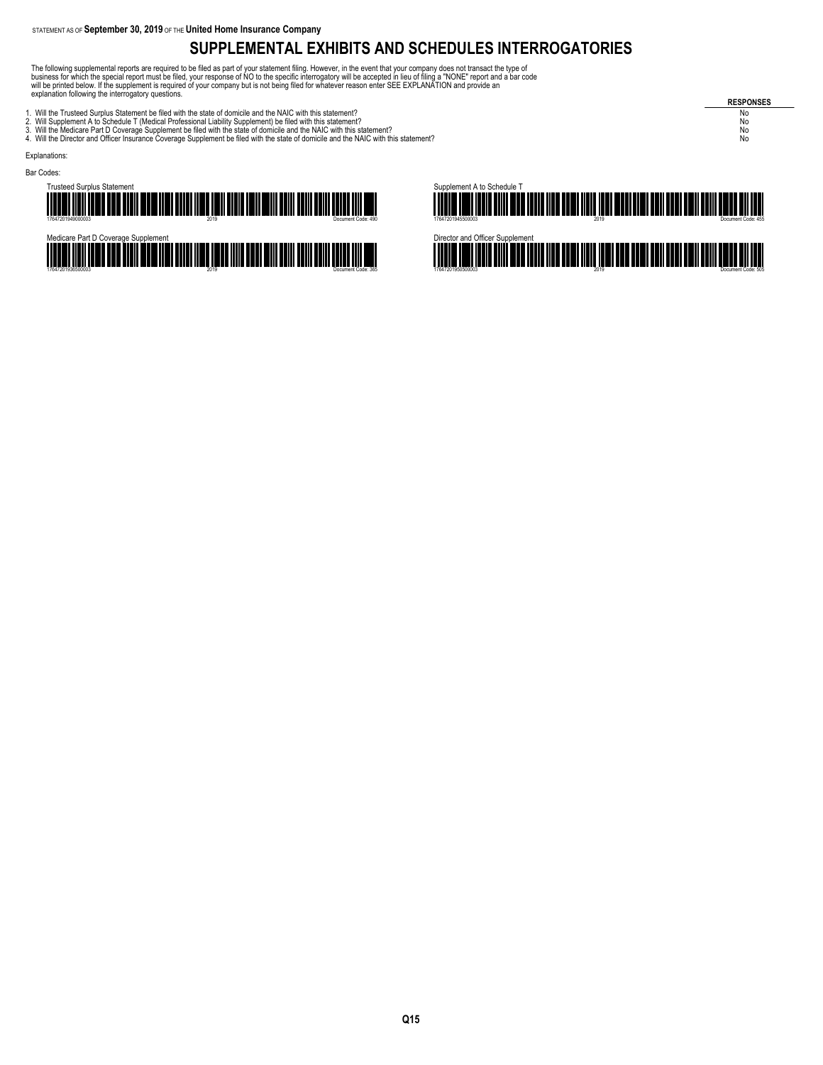STATEMENT AS OF **September 30, 2019** OF THE **United Home Insurance Company**

# SUPPLEMENTAL EXHIBITS AND SCHEDULES INTERROGATORIES

The following supplemental reports are required to be filed as part of your statement filing. However, in the event that your company does not transact the type of business for which the special report must be filed, your response of NO to the specific interrogatory will be accepted in lieu of filing a "NONE" report and a bar code will be printed below. If the supplement is required of your company but is not being filed for whatever reason enter SEE EXPLANATION and provide an explanation following the interrogatory questions.

| | RESPONSES |
|---|---|
| 1. Will the Trusteed Surplus Statement be filed with the state of domicile and the NAIC with this statement? | No |
| 2. Will Supplement A to Schedule T (Medical Professional Liability Supplement) be filed with this statement? | No |
| 3. Will the Medicare Part D Coverage Supplement be filed with the state of domicile and the NAIC with this statement? | No |
| 4. Will the Director and Officer Insurance Coverage Supplement be filed with the state of domicile and the NAIC with this statement? | No |

Explanations:

Bar Codes:

Trusteed Surplus Statement
17647201949000003 2019 Document Code: 490

Supplement A to Schedule T
17647201945500003 2019 Document Code: 455

Medicare Part D Coverage Supplement
17647201936500003 2019 Document Code: 365

Director and Officer Supplement
17647201950500003 2019 Document Code: 505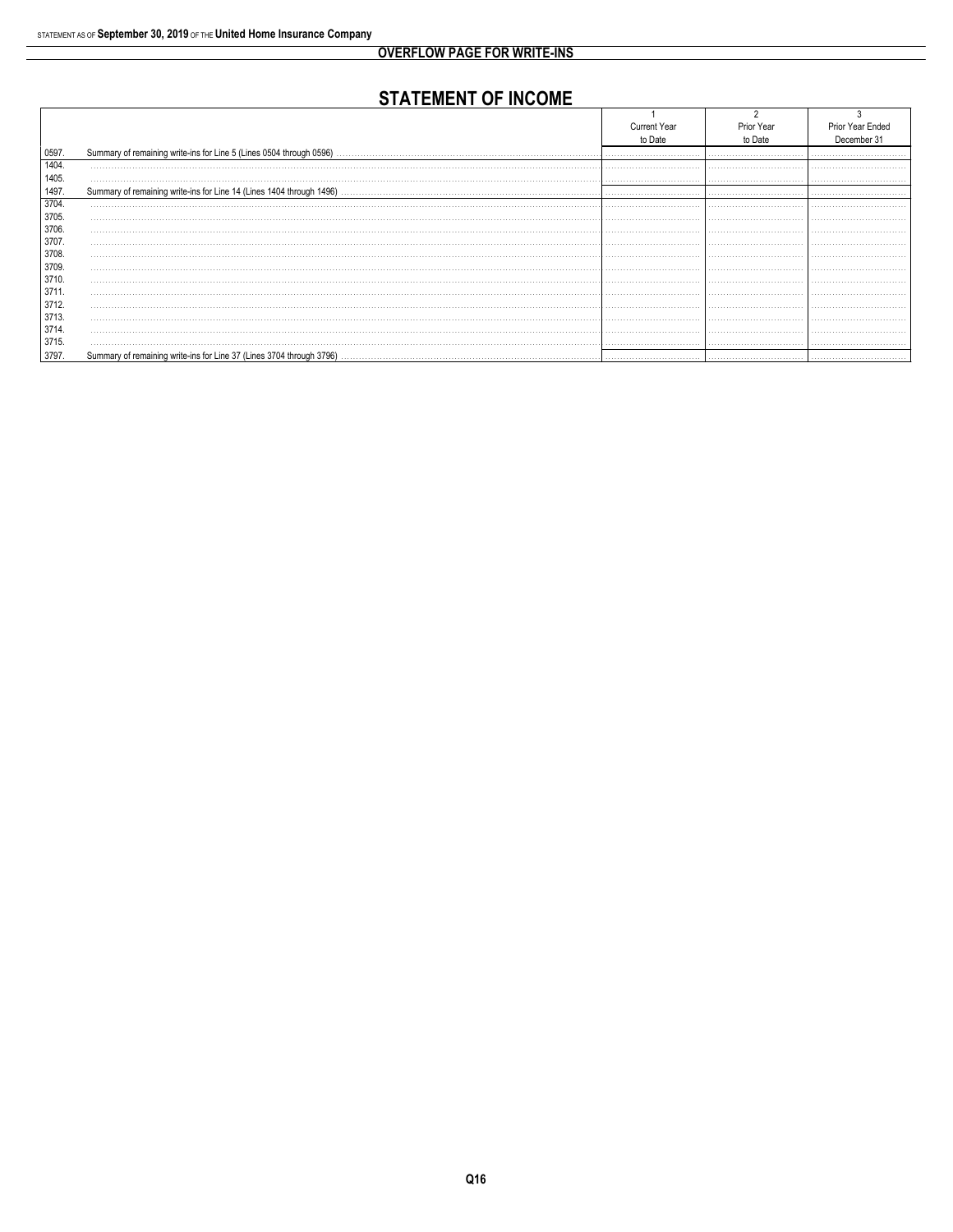## OVERFLOW PAGE FOR WRITE-INS

# STATEMENT OF INCOME

| | | 1<br>Current Year<br>to Date | 2<br>Prior Year<br>to Date | 3<br>Prior Year Ended<br>December 31 |
|---|---|---|---|---|
| 0597. | Summary of remaining write-ins for Line 5 (Lines 0504 through 0596) | | | |
| 1404. | | | | |
| 1405. | | | | |
| 1497. | Summary of remaining write-ins for Line 14 (Lines 1404 through 1496) | | | |
| 3704. | | | | |
| 3705. | | | | |
| 3706. | | | | |
| 3707. | | | | |
| 3708. | | | | |
| 3709. | | | | |
| 3710. | | | | |
| 3711. | | | | |
| 3712. | | | | |
| 3713. | | | | |
| 3714. | | | | |
| 3715. | | | | |
| 3797. | Summary of remaining write-ins for Line 37 (Lines 3704 through 3796) | | | |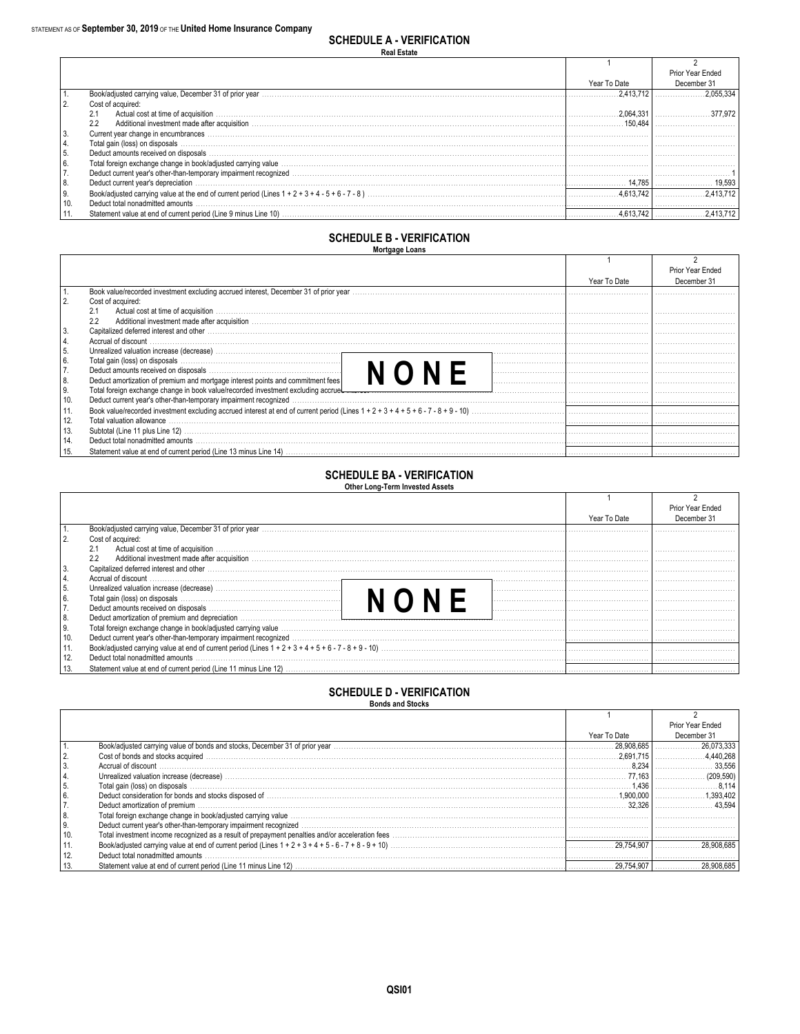STATEMENT AS OF **September 30, 2019** OF THE **United Home Insurance Company**

## SCHEDULE A - VERIFICATION

**Real Estate**

| | | 1 | 2 |
|---|---|---|---|
| | | Year To Date | Prior Year Ended December 31 |
| 1. | Book/adjusted carrying value, December 31 of prior year | 2,413,712 | 2,055,334 |
| 2. | Cost of acquired: | | |
| | 2.1 Actual cost at time of acquisition | 2,064,331 | 377,972 |
| | 2.2 Additional investment made after acquisition | 150,484 | |
| 3. | Current year change in encumbrances | | |
| 4. | Total gain (loss) on disposals | | |
| 5. | Deduct amounts received on disposals | | |
| 6. | Total foreign exchange change in book/adjusted carrying value | | |
| 7. | Deduct current year's other-than-temporary impairment recognized | | 1 |
| 8. | Deduct current year's depreciation | 14,785 | 19,593 |
| 9. | Book/adjusted carrying value at the end of current period (Lines 1 + 2 + 3 + 4 - 5 + 6 - 7 - 8 ) | 4,613,742 | 2,413,712 |
| 10. | Deduct total nonadmitted amounts | | |
| 11. | Statement value at end of current period (Line 9 minus Line 10) | 4,613,742 | 2,413,712 |

## SCHEDULE B - VERIFICATION

**Mortgage Loans**

| | | 1 | 2 |
|---|---|---|---|
| | | Year To Date | Prior Year Ended December 31 |
| 1. | Book value/recorded investment excluding accrued interest, December 31 of prior year | | |
| 2. | Cost of acquired: | | |
| | 2.1 Actual cost at time of acquisition | | |
| | 2.2 Additional investment made after acquisition | | |
| 3. | Capitalized deferred interest and other | | |
| 4. | Accrual of discount | | |
| 5. | Unrealized valuation increase (decrease) | | |
| 6. | Total gain (loss) on disposals | | |
| 7. | Deduct amounts received on disposals | | |
| 8. | Deduct amortization of premium and mortgage interest points and commitment fees | | |
| 9. | Total foreign exchange change in book value/recorded investment excluding accrued interest | | |
| 10. | Deduct current year's other-than-temporary impairment recognized | | |
| 11. | Book value/recorded investment excluding accrued interest at end of current period (Lines 1 + 2 + 3 + 4 + 5 + 6 - 7 - 8 + 9 - 10) | | |
| 12. | Total valuation allowance | | |
| 13. | Subtotal (Line 11 plus Line 12) | | |
| 14. | Deduct total nonadmitted amounts | | |
| 15. | Statement value at end of current period (Line 13 minus Line 14) | | |

**NONE**

## SCHEDULE BA - VERIFICATION

**Other Long-Term Invested Assets**

| | | 1 | 2 |
|---|---|---|---|
| | | Year To Date | Prior Year Ended December 31 |
| 1. | Book/adjusted carrying value, December 31 of prior year | | |
| 2. | Cost of acquired: | | |
| | 2.1 Actual cost at time of acquisition | | |
| | 2.2 Additional investment made after acquisition | | |
| 3. | Capitalized deferred interest and other | | |
| 4. | Accrual of discount | | |
| 5. | Unrealized valuation increase (decrease) | | |
| 6. | Total gain (loss) on disposals | | |
| 7. | Deduct amounts received on disposals | | |
| 8. | Deduct amortization of premium and depreciation | | |
| 9. | Total foreign exchange change in book/adjusted carrying value | | |
| 10. | Deduct current year's other-than-temporary impairment recognized | | |
| 11. | Book/adjusted carrying value at end of current period (Lines 1 + 2 + 3 + 4 + 5 + 6 - 7 - 8 + 9 - 10) | | |
| 12. | Deduct total nonadmitted amounts | | |
| 13. | Statement value at end of current period (Line 11 minus Line 12) | | |

**NONE**

## SCHEDULE D - VERIFICATION

**Bonds and Stocks**

| | | 1 | 2 |
|---|---|---|---|
| | | Year To Date | Prior Year Ended December 31 |
| 1. | Book/adjusted carrying value of bonds and stocks, December 31 of prior year | 28,908,685 | 26,073,333 |
| 2. | Cost of bonds and stocks acquired | 2,691,715 | 4,440,268 |
| 3. | Accrual of discount | 8,234 | 33,556 |
| 4. | Unrealized valuation increase (decrease) | 77,163 | (209,590) |
| 5. | Total gain (loss) on disposals | 1,436 | 8,114 |
| 6. | Deduct consideration for bonds and stocks disposed of | 1,900,000 | 1,393,402 |
| 7. | Deduct amortization of premium | 32,326 | 43,594 |
| 8. | Total foreign exchange change in book/adjusted carrying value | | |
| 9. | Deduct current year's other-than-temporary impairment recognized | | |
| 10. | Total investment income recognized as a result of prepayment penalties and/or acceleration fees | | |
| 11. | Book/adjusted carrying value at end of current period (Lines 1 + 2 + 3 + 4 + 5 - 6 - 7 + 8 - 9 + 10) | 29,754,907 | 28,908,685 |
| 12. | Deduct total nonadmitted amounts | | |
| 13. | Statement value at end of current period (Line 11 minus Line 12) | 29,754,907 | 28,908,685 |

QSI01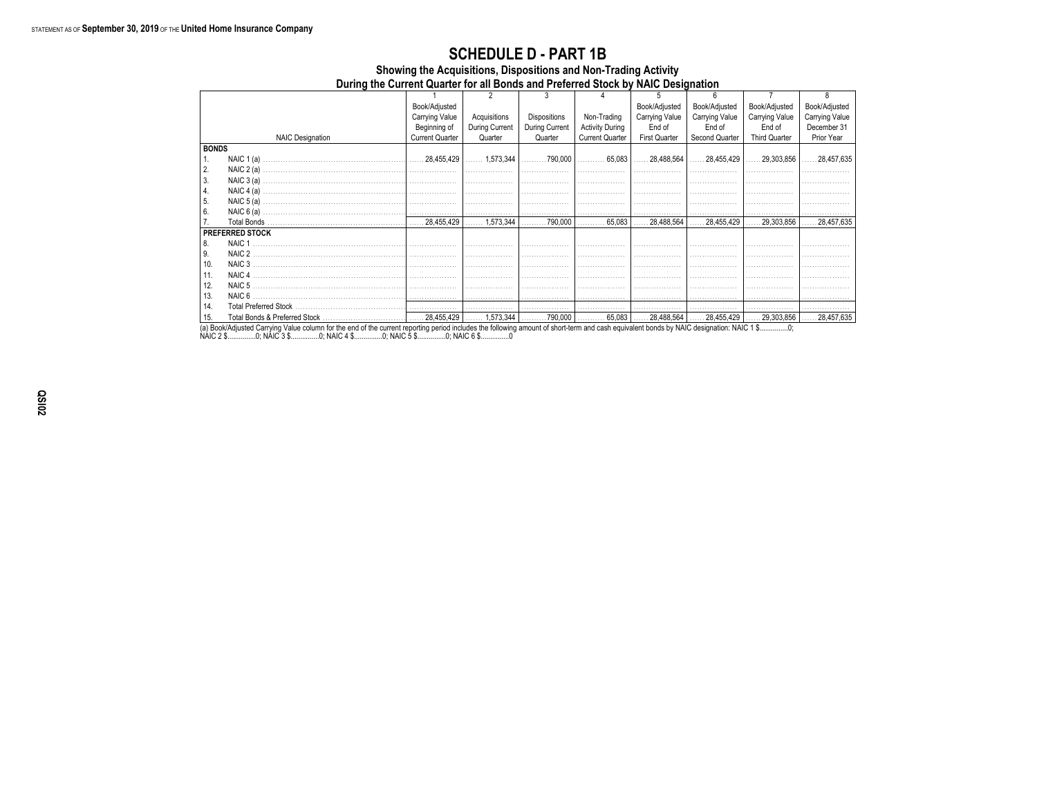STATEMENT AS OF **September 30, 2019** OF THE **United Home Insurance Company**

# SCHEDULE D - PART 1B

## Showing the Acquisitions, Dispositions and Non-Trading Activity During the Current Quarter for all Bonds and Preferred Stock by NAIC Designation

| | | 1 | 2 | 3 | 4 | 5 | 6 | 7 | 8 |
|---|---|---|---|---|---|---|---|---|---|
| | NAIC Designation | Book/Adjusted Carrying Value Beginning of Current Quarter | Acquisitions During Current Quarter | Dispositions During Current Quarter | Non-Trading Activity During Current Quarter | Book/Adjusted Carrying Value End of First Quarter | Book/Adjusted Carrying Value End of Second Quarter | Book/Adjusted Carrying Value End of Third Quarter | Book/Adjusted Carrying Value December 31 Prior Year |
| **BONDS** | | | | | | | | | |
| 1. | NAIC 1 (a) | 28,455,429 | 1,573,344 | 790,000 | 65,083 | 28,488,564 | 28,455,429 | 29,303,856 | 28,457,635 |
| 2. | NAIC 2 (a) | | | | | | | | |
| 3. | NAIC 3 (a) | | | | | | | | |
| 4. | NAIC 4 (a) | | | | | | | | |
| 5. | NAIC 5 (a) | | | | | | | | |
| 6. | NAIC 6 (a) | | | | | | | | |
| 7. | Total Bonds | 28,455,429 | 1,573,344 | 790,000 | 65,083 | 28,488,564 | 28,455,429 | 29,303,856 | 28,457,635 |
| **PREFERRED STOCK** | | | | | | | | | |
| 8. | NAIC 1 | | | | | | | | |
| 9. | NAIC 2 | | | | | | | | |
| 10. | NAIC 3 | | | | | | | | |
| 11. | NAIC 4 | | | | | | | | |
| 12. | NAIC 5 | | | | | | | | |
| 13. | NAIC 6 | | | | | | | | |
| 14. | Total Preferred Stock | | | | | | | | |
| 15. | Total Bonds & Preferred Stock | 28,455,429 | 1,573,344 | 790,000 | 65,083 | 28,488,564 | 28,455,429 | 29,303,856 | 28,457,635 |

(a) Book/Adjusted Carrying Value column for the end of the current reporting period includes the following amount of short-term and cash equivalent bonds by NAIC designation: NAIC 1 $..............0; NAIC 2 $..............0; NAIC 3 $..............0; NAIC 4 $..............0; NAIC 5 $..............0; NAIC 6 $..............0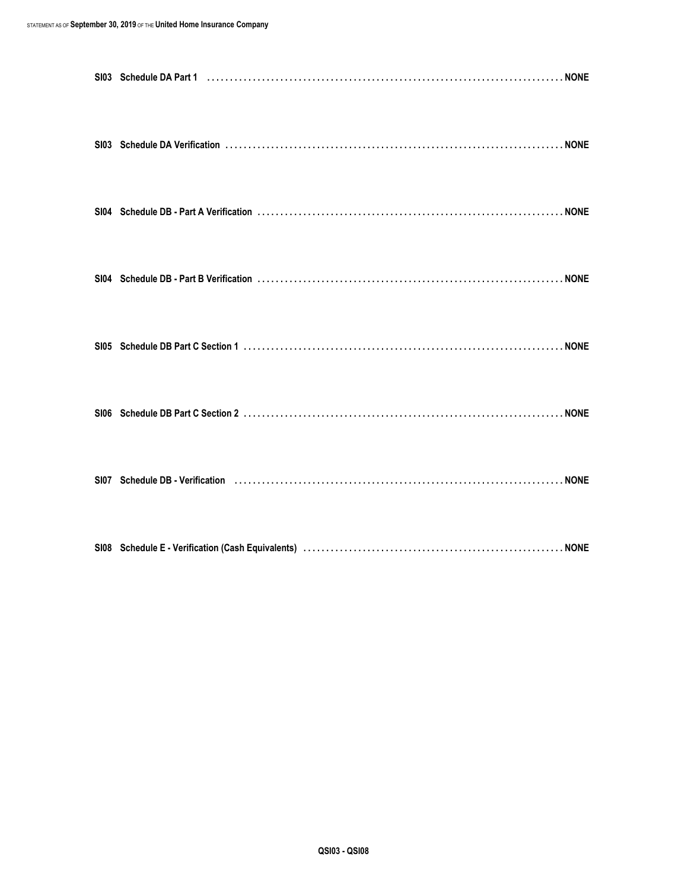**SI03 Schedule DA Part 1 . . . . . . . . . . . . . . . . . . . . . . . . . . . . . . . . . . . . . . . . . . . . . . . . . . . . . . . . . . . . . . . . . . . . . . . . . . . . . . . NONE**

**SI03 Schedule DA Verification . . . . . . . . . . . . . . . . . . . . . . . . . . . . . . . . . . . . . . . . . . . . . . . . . . . . . . . . . . . . . . . . . . . . . . . . . . . . NONE**

**SI04 Schedule DB - Part A Verification . . . . . . . . . . . . . . . . . . . . . . . . . . . . . . . . . . . . . . . . . . . . . . . . . . . . . . . . . . . . . . . . . . . . NONE**

**SI04 Schedule DB - Part B Verification . . . . . . . . . . . . . . . . . . . . . . . . . . . . . . . . . . . . . . . . . . . . . . . . . . . . . . . . . . . . . . . . . . . . NONE**

**SI05 Schedule DB Part C Section 1 . . . . . . . . . . . . . . . . . . . . . . . . . . . . . . . . . . . . . . . . . . . . . . . . . . . . . . . . . . . . . . . . . . . . . . . . NONE**

**SI06 Schedule DB Part C Section 2 . . . . . . . . . . . . . . . . . . . . . . . . . . . . . . . . . . . . . . . . . . . . . . . . . . . . . . . . . . . . . . . . . . . . . . . . NONE**

**SI07 Schedule DB - Verification . . . . . . . . . . . . . . . . . . . . . . . . . . . . . . . . . . . . . . . . . . . . . . . . . . . . . . . . . . . . . . . . . . . . . . . . . . . NONE**

**SI08 Schedule E - Verification (Cash Equivalents) . . . . . . . . . . . . . . . . . . . . . . . . . . . . . . . . . . . . . . . . . . . . . . . . . . . . . . . . . . . NONE**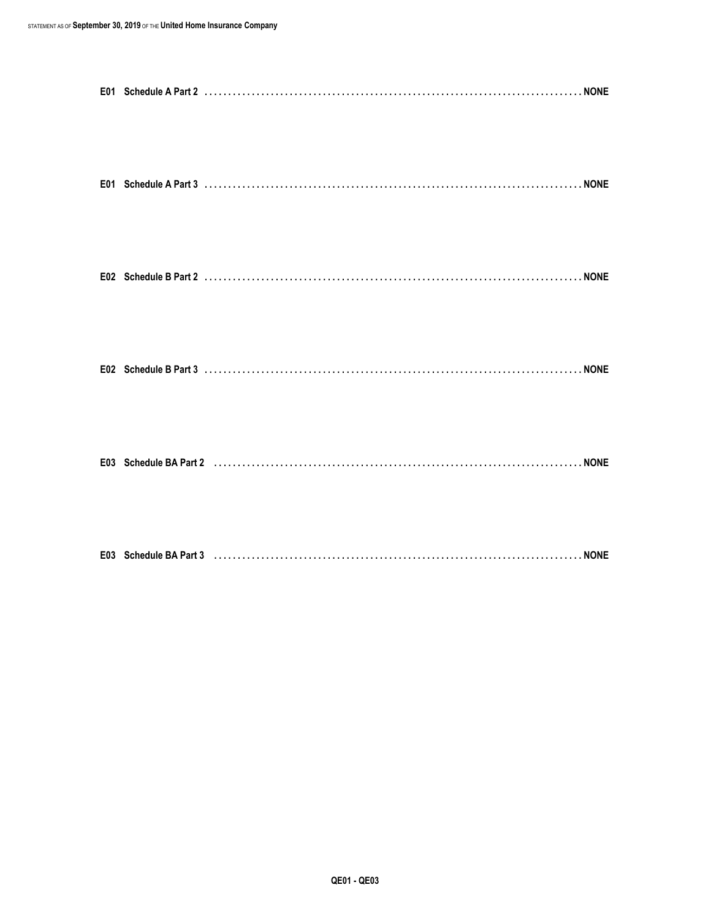E01 Schedule A Part 2 .......................................................................................... NONE

E01 Schedule A Part 3 .......................................................................................... NONE

E02 Schedule B Part 2 .......................................................................................... NONE

E02 Schedule B Part 3 .......................................................................................... NONE

E03 Schedule BA Part 2 ........................................................................................ NONE

E03 Schedule BA Part 3 ........................................................................................ NONE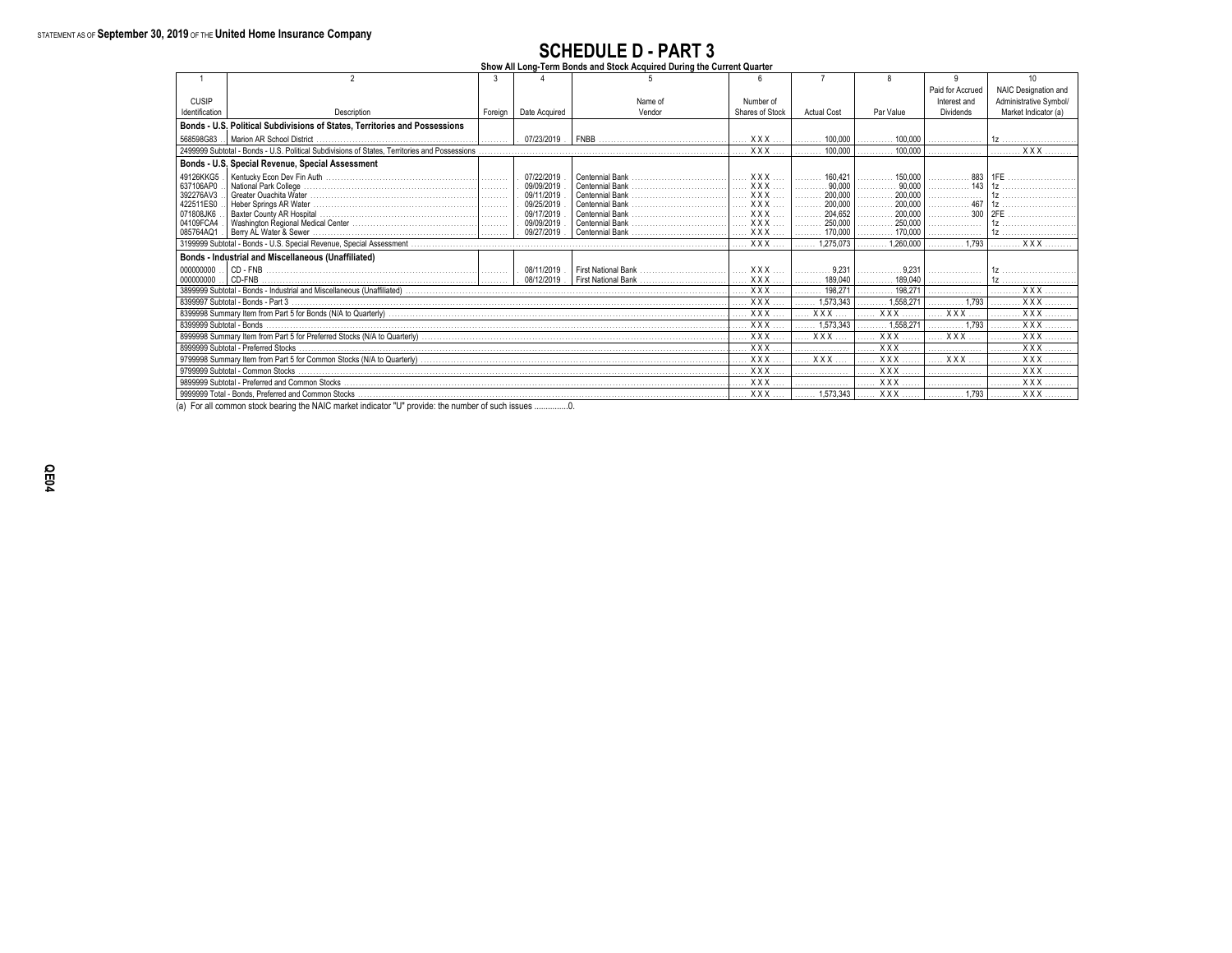STATEMENT AS OF **September 30, 2019** OF THE **United Home Insurance Company**

# SCHEDULE D - PART 3

**Show All Long-Term Bonds and Stock Acquired During the Current Quarter**

| 1 | 2 | 3 | 4 | 5 | 6 | 7 | 8 | 9 | 10 |
|---|---|---|---|---|---|---|---|---|---|
| CUSIP Identification | Description | Foreign | Date Acquired | Name of Vendor | Number of Shares of Stock | Actual Cost | Par Value | Paid for Accrued Interest and Dividends | NAIC Designation and Administrative Symbol/ Market Indicator (a) |
| **Bonds - U.S. Political Subdivisions of States, Territories and Possessions** | | | | | | | | | |
| 568598G83 | Marion AR School District | | 07/23/2019 | FNBB | XXX | 100,000 | 100,000 | | 1z |
| 2499999 Subtotal - Bonds - U.S. Political Subdivisions of States, Territories and Possessions | | | | | XXX | 100,000 | 100,000 | | XXX |
| **Bonds - U.S. Special Revenue, Special Assessment** | | | | | | | | | |
| 49126KKG5 | Kentucky Econ Dev Fin Auth | | 07/22/2019 | Centennial Bank | XXX | 160,421 | 150,000 | 883 | 1FE |
| 637106AP0 | National Park College | | 09/09/2019 | Centennial Bank | XXX | 90,000 | 90,000 | 143 | 1z |
| 392276AV3 | Greater Ouachita Water | | 09/11/2019 | Centennial Bank | XXX | 200,000 | 200,000 | | 1z |
| 422511ES0 | Heber Springs AR Water | | 09/25/2019 | Centennial Bank | XXX | 200,000 | 200,000 | 467 | 1z |
| 071808JK6 | Baxter County AR Hospital | | 09/17/2019 | Centennial Bank | XXX | 204,652 | 200,000 | 300 | 2FE |
| 04109FCA4 | Washington Regional Medical Center | | 09/09/2019 | Centennial Bank | XXX | 250,000 | 250,000 | | 1z |
| 085764AQ1 | Berry AL Water & Sewer | | 09/27/2019 | Centennial Bank | XXX | 170,000 | 170,000 | | 1z |
| 3199999 Subtotal - Bonds - U.S. Special Revenue, Special Assessment | | | | | XXX | 1,275,073 | 1,260,000 | 1,793 | XXX |
| **Bonds - Industrial and Miscellaneous (Unaffiliated)** | | | | | | | | | |
| 000000000 | CD - FNB | | 08/11/2019 | First National Bank | XXX | 9,231 | 9,231 | | 1z |
| 000000000 | CD-FNB | | 08/12/2019 | First National Bank | XXX | 189,040 | 189,040 | | 1z |
| 3899999 Subtotal - Bonds - Industrial and Miscellaneous (Unaffiliated) | | | | | XXX | 198,271 | 198,271 | | XXX |
| 8399997 Subtotal - Bonds - Part 3 | | | | | XXX | 1,573,343 | 1,558,271 | 1,793 | XXX |
| 8399998 Summary Item from Part 5 for Bonds (N/A to Quarterly) | | | | | XXX | XXX | XXX | XXX | XXX |
| 8399999 Subtotal - Bonds | | | | | XXX | 1,573,343 | 1,558,271 | 1,793 | XXX |
| 8999998 Summary Item from Part 5 for Preferred Stocks (N/A to Quarterly) | | | | | XXX | XXX | XXX | XXX | XXX |
| 8999999 Subtotal - Preferred Stocks | | | | | XXX | | XXX | | XXX |
| 9799998 Summary Item from Part 5 for Common Stocks (N/A to Quarterly) | | | | | XXX | XXX | XXX | XXX | XXX |
| 9799999 Subtotal - Common Stocks | | | | | XXX | | XXX | | XXX |
| 9899999 Subtotal - Preferred and Common Stocks | | | | | XXX | | XXX | | XXX |
| 9999999 Total - Bonds, Preferred and Common Stocks | | | | | XXX | 1,573,343 | XXX | 1,793 | XXX |

(a) For all common stock bearing the NAIC market indicator "U" provide: the number of such issues ..............0.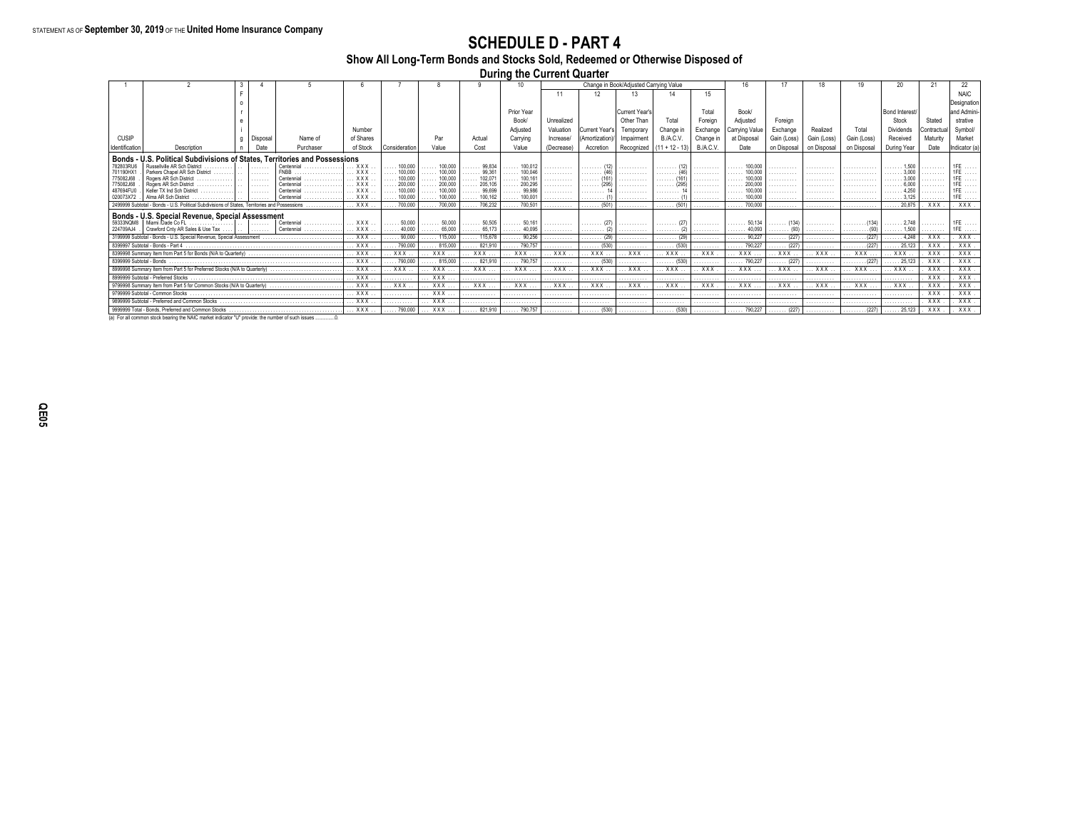STATEMENT AS OF **September 30, 2019** OF THE **United Home Insurance Company**

# SCHEDULE D - PART 4

## Show All Long-Term Bonds and Stocks Sold, Redeemed or Otherwise Disposed of During the Current Quarter

| 1 | 2 | 3 | 4 | 5 | 6 | 7 | 8 | 9 | 10 | Change in Book/Adjusted Carrying Value | | | | | 16 | 17 | 18 | 19 | 20 | 21 | 22 |
|---|---|---|---|---|---|---|---|---|---|---|---|---|---|---|---|---|---|---|---|---|---|
| | | | | | | | | | | 11 | 12 | 13 | 14 | 15 | | | | | | | |
| CUSIP Identification | Description | Foreign | Disposal Date | Name of Purchaser | Number of Shares of Stock | Consideration | Par Value | Actual Cost | Prior Year Book/ Adjusted Carrying Value | Unrealized Valuation Increase/ (Decrease) | Current Year's (Amortization)/ Accretion | Current Year's Other Than Temporary Impairment Recognized | Total Change in B./A.C.V. (11 + 12 - 13) | Total Foreign Exchange Change in B./A.C.V. | Book/ Adjusted Carrying Value at Disposal Date | Foreign Exchange Gain (Loss) on Disposal | Realized Gain (Loss) on Disposal | Total Gain (Loss) on Disposal | Bond Interest/ Stock Dividends Received During Year | Stated Contractual Maturity Date | NAIC Designation and Administrative Symbol/ Market Indicator (a) |
| **Bonds - U.S. Political Subdivisions of States, Territories and Possessions** | | | | | | | | | | | | | | | | | | | | | |
| 782803RU6 | Russellville AR Sch District | | | Centennial | XXX | 100,000 | 100,000 | 99,834 | 100,012 | | (12) | | (12) | | 100,000 | | | | 1,500 | | 1FE |
| 701190HX1 | Parkers Chapel AR Sch District | | | FNBB | XXX | 100,000 | 100,000 | 99,361 | 100,046 | | (46) | | (46) | | 100,000 | | | | 3,000 | | 1FE |
| 775082J68 | Rogers AR Sch District | | | Centennial | XXX | 100,000 | 100,000 | 102,071 | 100,161 | | (161) | | (161) | | 100,000 | | | | 3,000 | | 1FE |
| 775082J68 | Rogers AR Sch District | | | Centennial | XXX | 200,000 | 200,000 | 205,105 | 200,295 | | (295) | | (295) | | 200,000 | | | | 6,000 | | 1FE |
| 487694FU0 | Keller TX Ind Sch District | | | Centennial | XXX | 100,000 | 100,000 | 99,699 | 99,986 | | 14 | | 14 | | 100,000 | | | | 4,250 | | 1FE |
| 020073X72 | Alma AR Sch District | | | Centennial | XXX | 100,000 | 100,000 | 100,162 | 100,001 | | (1) | | (1) | | 100,000 | | | | 3,125 | | 1FE |
| 2499999 Subtotal - Bonds - U.S. Political Subdivisions of States, Territories and Possessions | | | | | XXX | 700,000 | 700,000 | 706,232 | 700,501 | | (501) | | (501) | | 700,000 | | | | 20,875 | XXX | XXX |
| **Bonds - U.S. Special Revenue, Special Assessment** | | | | | | | | | | | | | | | | | | | | | |
| 59333NQM8 | Miami /Dade Co FL | | | Centennial | XXX | 50,000 | 50,000 | 50,505 | 50,161 | | (27) | | (27) | | 50,134 | (134) | | (134) | 2,748 | | 1FE |
| 224709AJ4 | Crawford Cnty AR Sales & Use Tax | | | Centennial | XXX | 40,000 | 65,000 | 65,173 | 40,095 | | (2) | | (2) | | 40,093 | (93) | | (93) | 1,500 | | 1FE |
| 3199999 Subtotal - Bonds - U.S. Special Revenue, Special Assessment | | | | | XXX | 90,000 | 115,000 | 115,678 | 90,256 | | (29) | | (29) | | 90,227 | (227) | | (227) | 4,248 | XXX | XXX |
| 8399997 Subtotal - Bonds - Part 4 | | | | | XXX | 790,000 | 815,000 | 821,910 | 790,757 | | (530) | | (530) | | 790,227 | (227) | | (227) | 25,123 | XXX | XXX |
| 8399998 Summary Item from Part 5 for Bonds (N/A to Quarterly) | | | | | XXX | XXX | XXX | XXX | XXX | XXX | XXX | XXX | XXX | XXX | XXX | XXX | XXX | XXX | XXX | XXX | XXX |
| 8399999 Subtotal - Bonds | | | | | XXX | 790,000 | 815,000 | 821,910 | 790,757 | | (530) | | (530) | | 790,227 | (227) | | (227) | 25,123 | XXX | XXX |
| 8999998 Summary Item from Part 5 for Preferred Stocks (N/A to Quarterly) | | | | | XXX | XXX | XXX | XXX | XXX | XXX | XXX | XXX | XXX | XXX | XXX | XXX | XXX | XXX | XXX | XXX | XXX |
| 8999999 Subtotal - Preferred Stocks | | | | | XXX | | XXX | | | | | | | | | | | | | XXX | XXX |
| 9799998 Summary Item from Part 5 for Common Stocks (N/A to Quarterly) | | | | | XXX | XXX | XXX | XXX | XXX | XXX | XXX | XXX | XXX | XXX | XXX | XXX | XXX | XXX | XXX | XXX | XXX |
| 9799999 Subtotal - Common Stocks | | | | | XXX | | XXX | | | | | | | | | | | | | XXX | XXX |
| 9899999 Subtotal - Preferred and Common Stocks | | | | | XXX | | XXX | | | | | | | | | | | | | XXX | XXX |
| 9999999 Total - Bonds, Preferred and Common Stocks | | | | | XXX | 790,000 | XXX | 821,910 | 790,757 | | (530) | | (530) | | 790,227 | (227) | | (227) | 25,123 | XXX | XXX |

(a) For all common stock bearing the NAIC market indicator "U" provide: the number of such issues ..............0.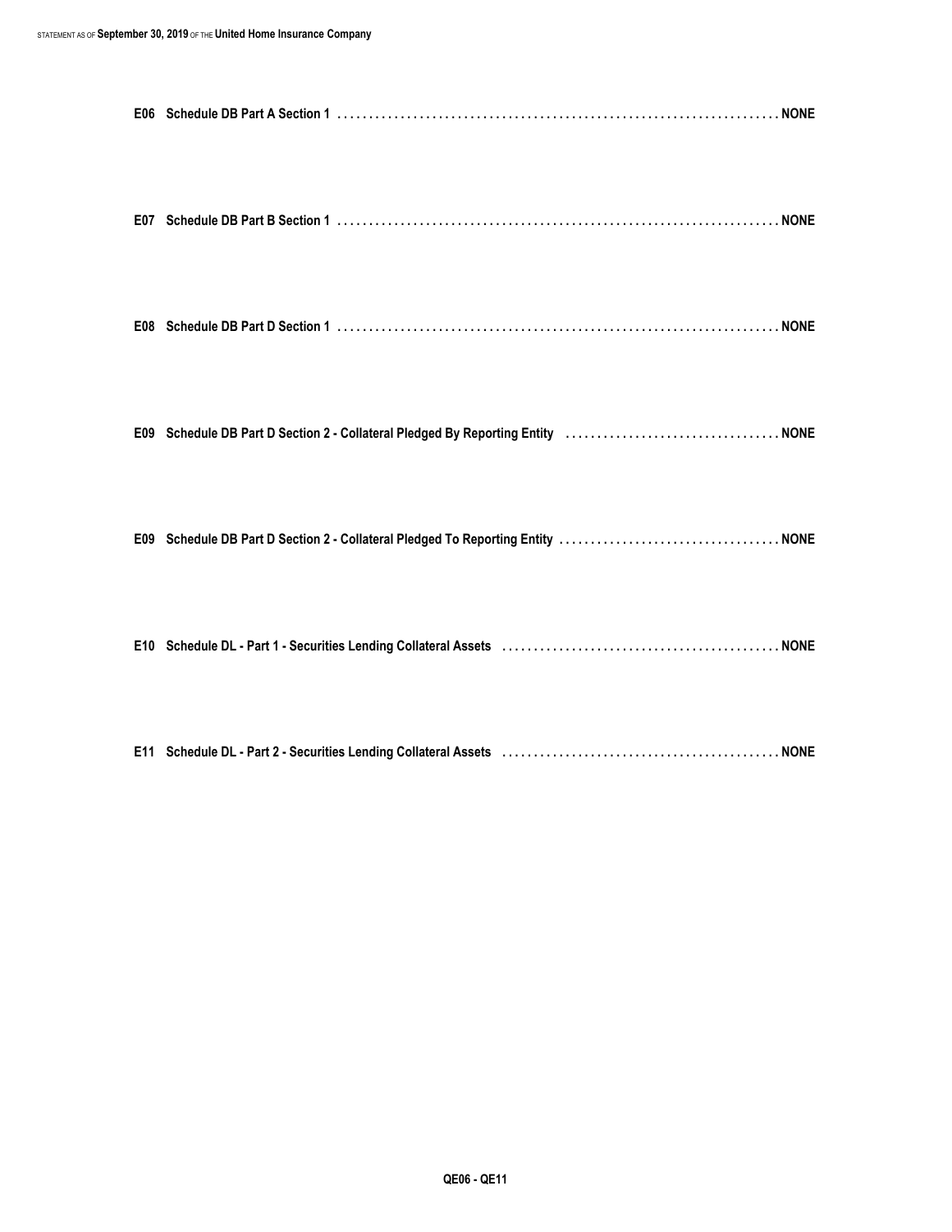**E06 Schedule DB Part A Section 1 . . . . . . . . . . . . . . . . . . . . . . . . . . . . . . . . . . . . . . . . . . . . . . . . . . . . . . . . . . . . . . . . . . . . NONE**

**E07 Schedule DB Part B Section 1 . . . . . . . . . . . . . . . . . . . . . . . . . . . . . . . . . . . . . . . . . . . . . . . . . . . . . . . . . . . . . . . . . . . . NONE**

**E08 Schedule DB Part D Section 1 . . . . . . . . . . . . . . . . . . . . . . . . . . . . . . . . . . . . . . . . . . . . . . . . . . . . . . . . . . . . . . . . . . . . NONE**

**E09 Schedule DB Part D Section 2 - Collateral Pledged By Reporting Entity . . . . . . . . . . . . . . . . . . . . . . . . . . . . . . . . . . NONE**

**E09 Schedule DB Part D Section 2 - Collateral Pledged To Reporting Entity . . . . . . . . . . . . . . . . . . . . . . . . . . . . . . . . . . NONE**

**E10 Schedule DL - Part 1 - Securities Lending Collateral Assets . . . . . . . . . . . . . . . . . . . . . . . . . . . . . . . . . . . . . . . . . . . NONE**

**E11 Schedule DL - Part 2 - Securities Lending Collateral Assets . . . . . . . . . . . . . . . . . . . . . . . . . . . . . . . . . . . . . . . . . . . NONE**

**QE06 - QE11**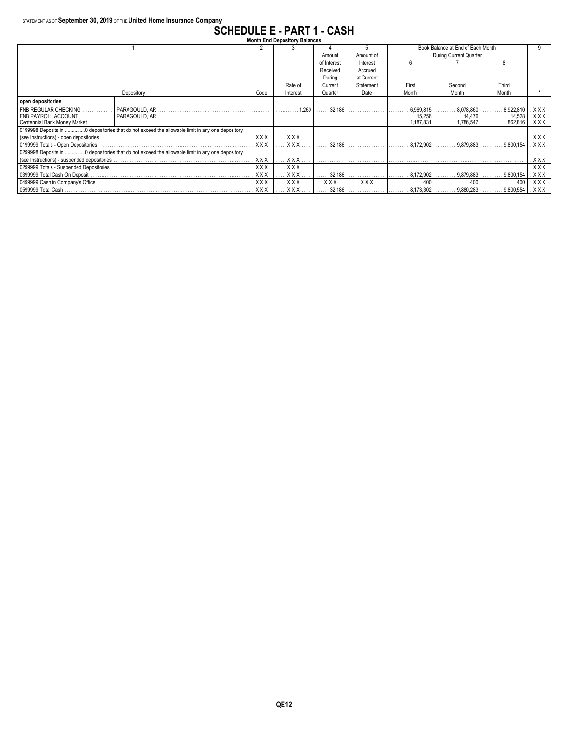STATEMENT AS OF **September 30, 2019** OF THE **United Home Insurance Company**

# SCHEDULE E - PART 1 - CASH

**Month End Depository Balances**

| 1 | | | 2 | 3 | 4 | 5 | Book Balance at End of Each Month During Current Quarter | | | 9 |
|---|---|---|---|---|---|---|---|---|---|---|
| | | | | | Amount of Interest Received During Current Quarter | Amount of Interest Accrued at Current Statement Date | 6 | 7 | 8 | |
| Depository | | | Code | Rate of Interest | | | First Month | Second Month | Third Month | * |
| **open depositories** | | | | | | | | | | |
| FNB REGULAR CHECKING | PARAGOULD, AR | | | 1.260 | 32,186 | | 6,969,815 | 8,078,860 | 8,922,810 | XXX |
| FNB PAYROLL ACCOUNT | PARAGOULD, AR | | | | | | 15,256 | 14,476 | 14,528 | XXX |
| Centennial Bank Money Market | | | | | | | 1,187,831 | 1,786,547 | 862,816 | XXX |
| 0199998 Deposits in ..............0 depositories that do not exceed the allowable limit in any one depository (see Instructions) - open depositories | | | XXX | XXX | | | | | | XXX |
| 0199999 Totals - Open Depositories | | | XXX | XXX | 32,186 | | 8,172,902 | 9,879,883 | 9,800,154 | XXX |
| 0299998 Deposits in ..............0 depositories that do not exceed the allowable limit in any one depository (see Instructions) - suspended depositories | | | XXX | XXX | | | | | | XXX |
| 0299999 Totals - Suspended Depositories | | | XXX | XXX | | | | | | XXX |
| 0399999 Total Cash On Deposit | | | XXX | XXX | 32,186 | | 8,172,902 | 9,879,883 | 9,800,154 | XXX |
| 0499999 Cash in Company's Office | | | XXX | XXX | XXX | XXX | 400 | 400 | 400 | XXX |
| 0599999 Total Cash | | | XXX | XXX | 32,186 | | 8,173,302 | 9,880,283 | 9,800,554 | XXX |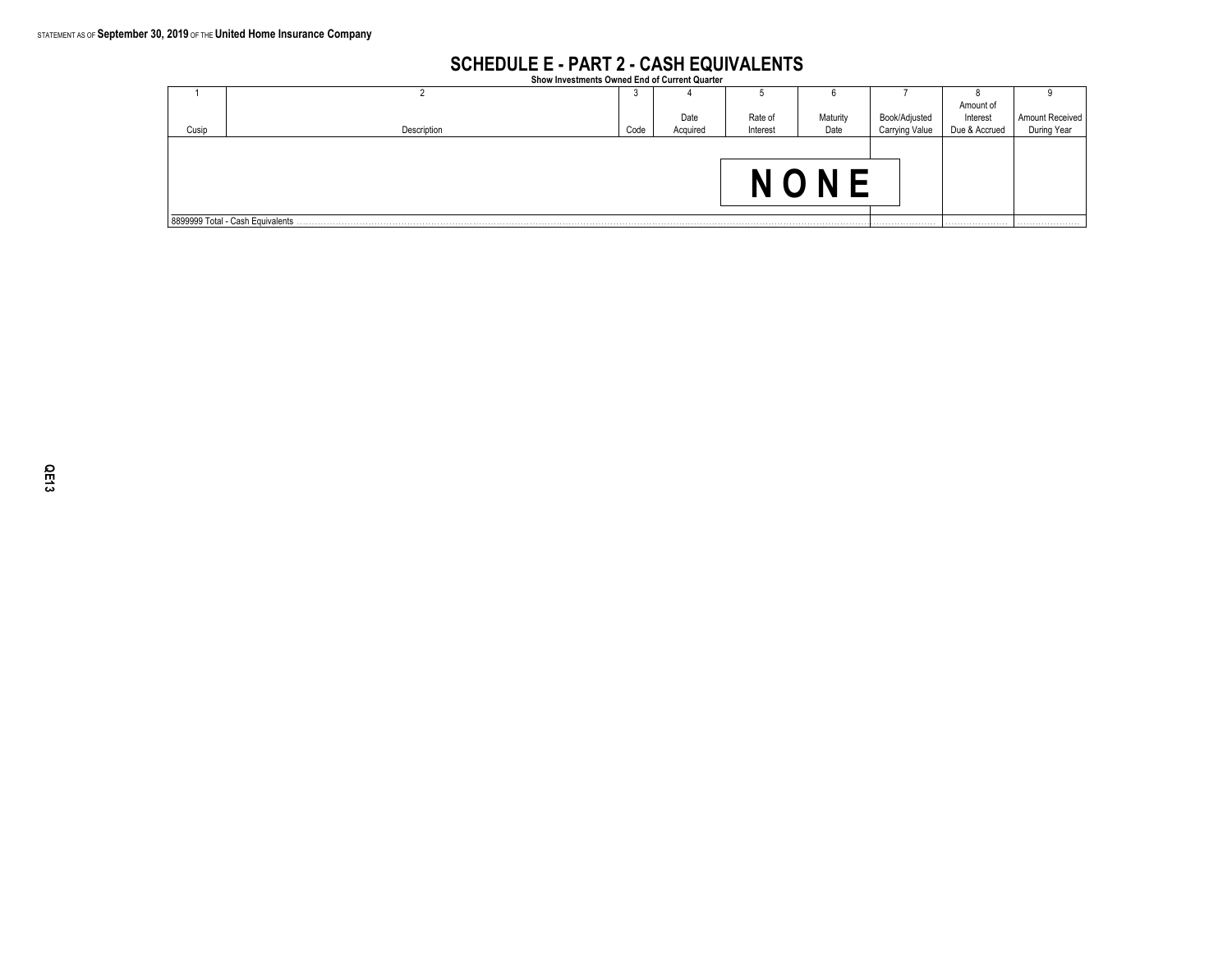STATEMENT AS OF **September 30, 2019** OF THE **United Home Insurance Company**

# SCHEDULE E - PART 2 - CASH EQUIVALENTS

**Show Investments Owned End of Current Quarter**

| 1 | 2 | 3 | 4 | 5 | 6 | 7 | 8 | 9 |
|---|---|---|---|---|---|---|---|---|
| Cusip | Description | Code | Date Acquired | Rate of Interest | Maturity Date | Book/Adjusted Carrying Value | Amount of Interest Due & Accrued | Amount Received During Year |
| | | | | NONE | | | | |
| 8899999 Total - Cash Equivalents | | | | | | | | |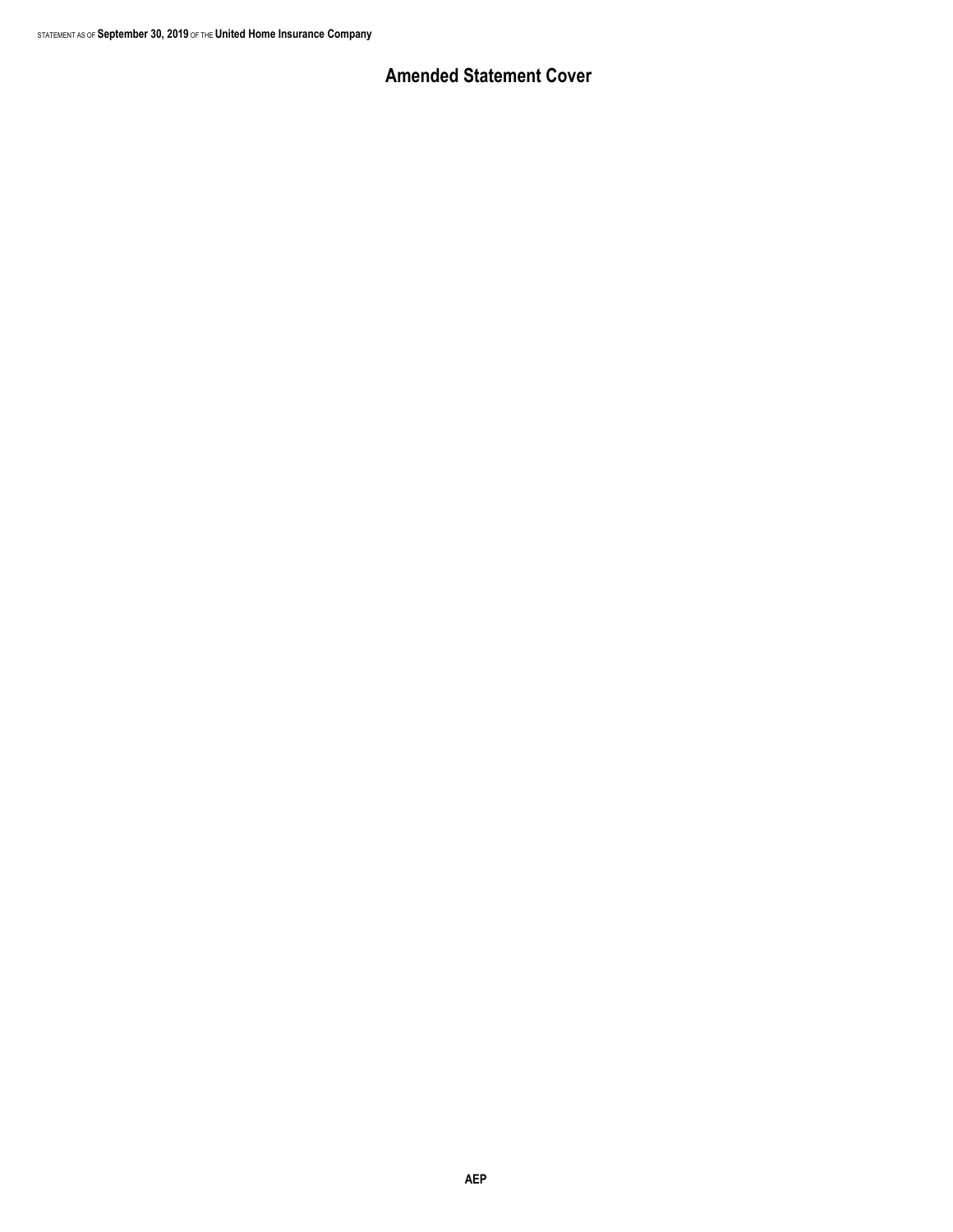# Amended Statement Cover

AEP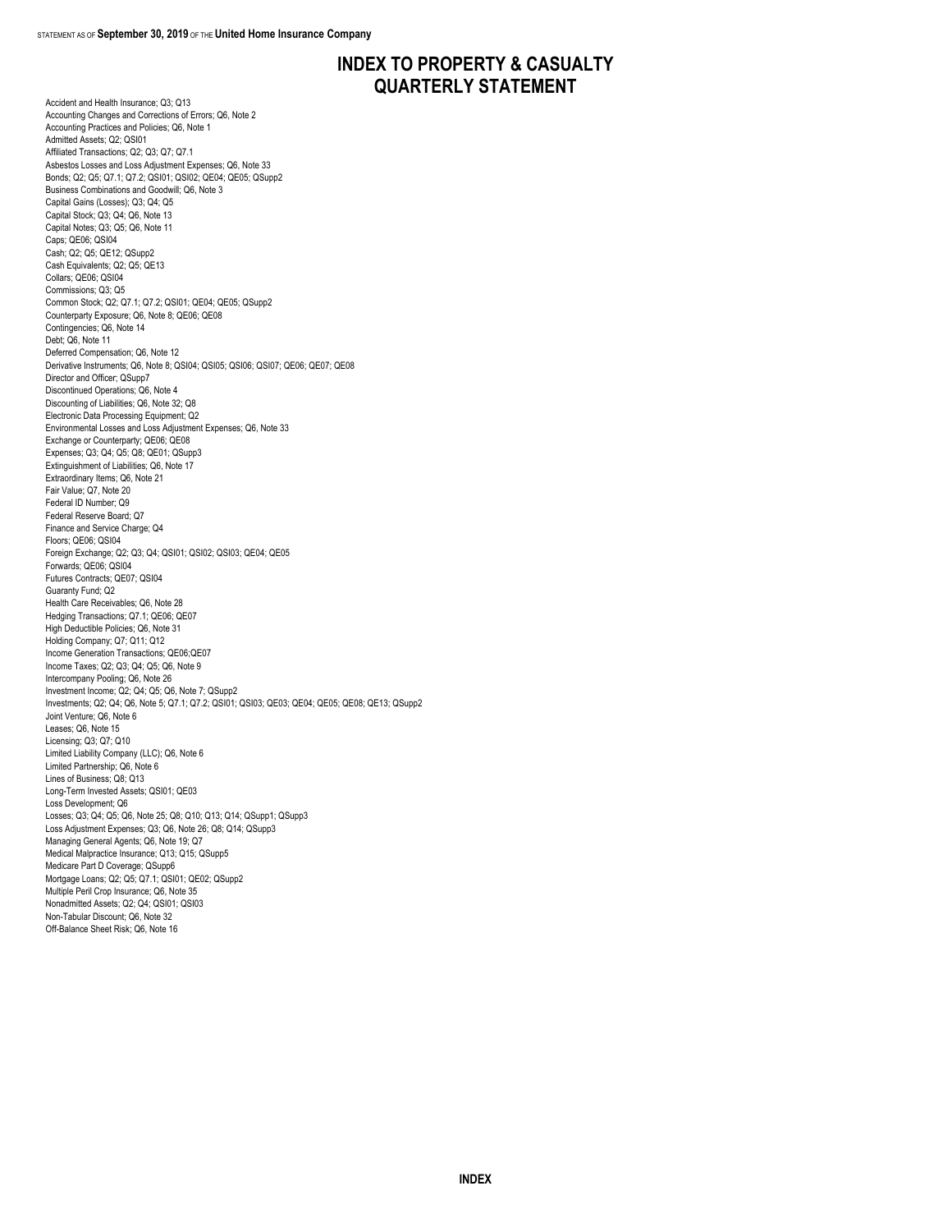# INDEX TO PROPERTY & CASUALTY QUARTERLY STATEMENT

Accident and Health Insurance; Q3; Q13
Accounting Changes and Corrections of Errors; Q6, Note 2
Accounting Practices and Policies; Q6, Note 1
Admitted Assets; Q2; QSI01
Affiliated Transactions; Q2; Q3; Q7; Q7.1
Asbestos Losses and Loss Adjustment Expenses; Q6, Note 33
Bonds; Q2; Q5; Q7.1; Q7.2; QSI01; QSI02; QE04; QE05; QSupp2
Business Combinations and Goodwill; Q6, Note 3
Capital Gains (Losses); Q3; Q4; Q5
Capital Stock; Q3; Q4; Q6, Note 13
Capital Notes; Q3; Q5; Q6, Note 11
Caps; QE06; QSI04
Cash; Q2; Q5; QE12; QSupp2
Cash Equivalents; Q2; Q5; QE13
Collars; QE06; QSI04
Commissions; Q3; Q5
Common Stock; Q2; Q7.1; Q7.2; QSI01; QE04; QE05; QSupp2
Counterparty Exposure; Q6, Note 8; QE06; QE08
Contingencies; Q6, Note 14
Debt; Q6, Note 11
Deferred Compensation; Q6, Note 12
Derivative Instruments; Q6, Note 8; QSI04; QSI05; QSI06; QSI07; QE06; QE07; QE08
Director and Officer; QSupp7
Discontinued Operations; Q6, Note 4
Discounting of Liabilities; Q6, Note 32; Q8
Electronic Data Processing Equipment; Q2
Environmental Losses and Loss Adjustment Expenses; Q6, Note 33
Exchange or Counterparty; QE06; QE08
Expenses; Q3; Q4; Q5; Q8; QE01; QSupp3
Extinguishment of Liabilities; Q6, Note 17
Extraordinary Items; Q6, Note 21
Fair Value; Q7, Note 20
Federal ID Number; Q9
Federal Reserve Board; Q7
Finance and Service Charge; Q4
Floors; QE06; QSI04
Foreign Exchange; Q2; Q3; Q4; QSI01; QSI02; QSI03; QE04; QE05
Forwards; QE06; QSI04
Futures Contracts; QE07; QSI04
Guaranty Fund; Q2
Health Care Receivables; Q6, Note 28
Hedging Transactions; Q7.1; QE06; QE07
High Deductible Policies; Q6, Note 31
Holding Company; Q7; Q11; Q12
Income Generation Transactions; QE06;QE07
Income Taxes; Q2; Q3; Q4; Q5; Q6, Note 9
Intercompany Pooling; Q6, Note 26
Investment Income; Q2; Q4; Q5; Q6, Note 7; QSupp2
Investments; Q2; Q4; Q6, Note 5; Q7.1; Q7.2; QSI01; QSI03; QE03; QE04; QE05; QE08; QE13; QSupp2
Joint Venture; Q6, Note 6
Leases; Q6, Note 15
Licensing; Q3; Q7; Q10
Limited Liability Company (LLC); Q6, Note 6
Limited Partnership; Q6, Note 6
Lines of Business; Q8; Q13
Long-Term Invested Assets; QSI01; QE03
Loss Development; Q6
Losses; Q3; Q4; Q5; Q6, Note 25; Q8; Q10; Q13; Q14; QSupp1; QSupp3
Loss Adjustment Expenses; Q3; Q6, Note 26; Q8; Q14; QSupp3
Managing General Agents; Q6, Note 19; Q7
Medical Malpractice Insurance; Q13; Q15; QSupp5
Medicare Part D Coverage; QSupp6
Mortgage Loans; Q2; Q5; Q7.1; QSI01; QE02; QSupp2
Multiple Peril Crop Insurance; Q6, Note 35
Nonadmitted Assets; Q2; Q4; QSI01; QSI03
Non-Tabular Discount; Q6, Note 32
Off-Balance Sheet Risk; Q6, Note 16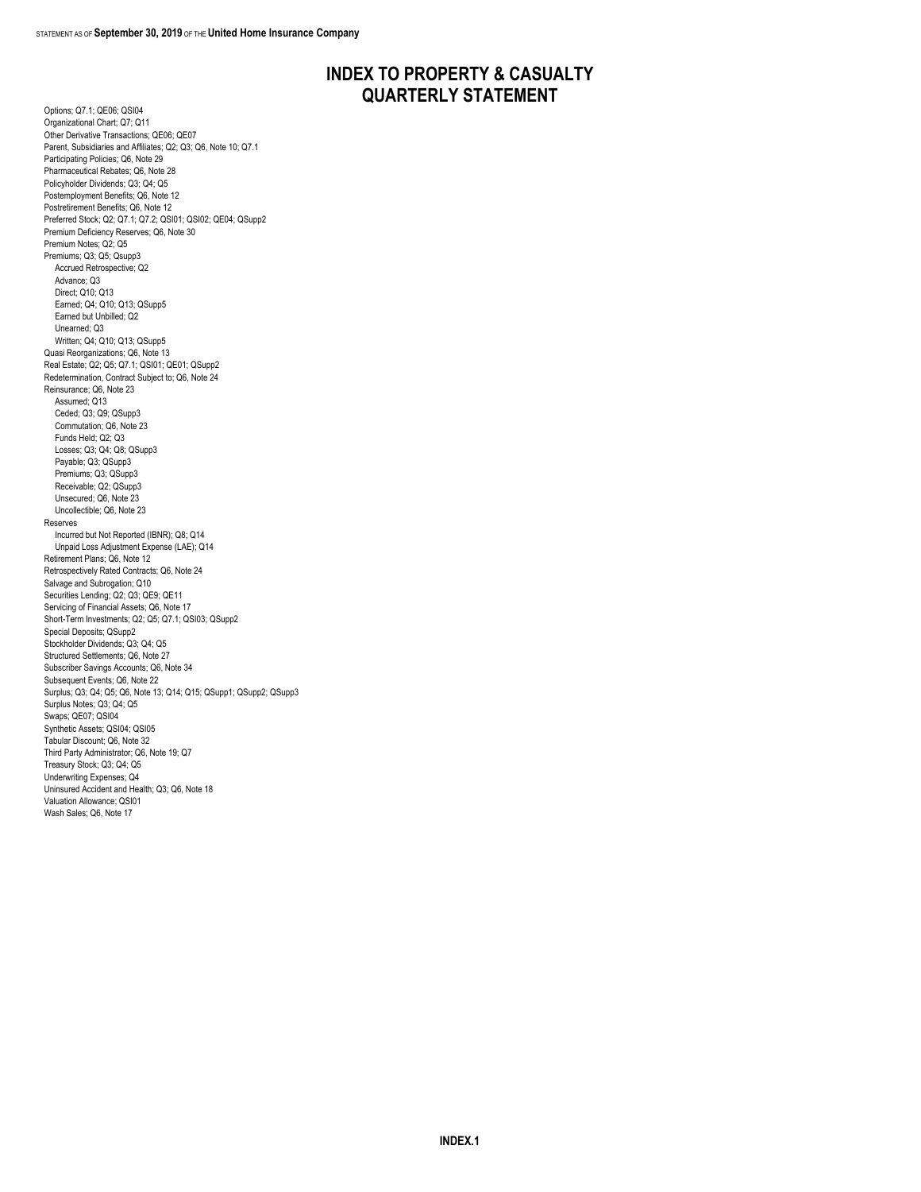# INDEX TO PROPERTY & CASUALTY QUARTERLY STATEMENT

Options; Q7.1; QE06; QSI04
Organizational Chart; Q7; Q11
Other Derivative Transactions; QE06; QE07
Parent, Subsidiaries and Affiliates; Q2; Q3; Q6, Note 10; Q7.1
Participating Policies; Q6, Note 29
Pharmaceutical Rebates; Q6, Note 28
Policyholder Dividends; Q3; Q4; Q5
Postemployment Benefits; Q6, Note 12
Postretirement Benefits; Q6, Note 12
Preferred Stock; Q2; Q7.1; Q7.2; QSI01; QSI02; QE04; QSupp2
Premium Deficiency Reserves; Q6, Note 30
Premium Notes; Q2; Q5
Premiums; Q3; Q5; Qsupp3
- Accrued Retrospective; Q2
- Advance; Q3
- Direct; Q10; Q13
- Earned; Q4; Q10; Q13; QSupp5
- Earned but Unbilled; Q2
- Unearned; Q3
- Written; Q4; Q10; Q13; QSupp5

Quasi Reorganizations; Q6, Note 13
Real Estate; Q2; Q5; Q7.1; QSI01; QE01; QSupp2
Redetermination, Contract Subject to; Q6, Note 24
Reinsurance; Q6, Note 23
- Assumed; Q13
- Ceded; Q3; Q9; QSupp3
- Commutation; Q6, Note 23
- Funds Held; Q2; Q3
- Losses; Q3; Q4; Q8; QSupp3
- Payable; Q3; QSupp3
- Premiums; Q3; QSupp3
- Receivable; Q2; QSupp3
- Unsecured; Q6, Note 23
- Uncollectible; Q6, Note 23

Reserves
- Incurred but Not Reported (IBNR); Q8; Q14
- Unpaid Loss Adjustment Expense (LAE); Q14

Retirement Plans; Q6, Note 12
Retrospectively Rated Contracts; Q6, Note 24
Salvage and Subrogation; Q10
Securities Lending; Q2; Q3; QE9; QE11
Servicing of Financial Assets; Q6, Note 17
Short-Term Investments; Q2; Q5; Q7.1; QSI03; QSupp2
Special Deposits; QSupp2
Stockholder Dividends; Q3; Q4; Q5
Structured Settlements; Q6, Note 27
Subscriber Savings Accounts; Q6, Note 34
Subsequent Events; Q6, Note 22
Surplus; Q3; Q4; Q5; Q6, Note 13; Q14; Q15; QSupp1; QSupp2; QSupp3
Surplus Notes; Q3; Q4; Q5
Swaps; QE07; QSI04
Synthetic Assets; QSI04; QSI05
Tabular Discount; Q6, Note 32
Third Party Administrator; Q6, Note 19; Q7
Treasury Stock; Q3; Q4; Q5
Underwriting Expenses; Q4
Uninsured Accident and Health; Q3; Q6, Note 18
Valuation Allowance; QSI01
Wash Sales; Q6, Note 17